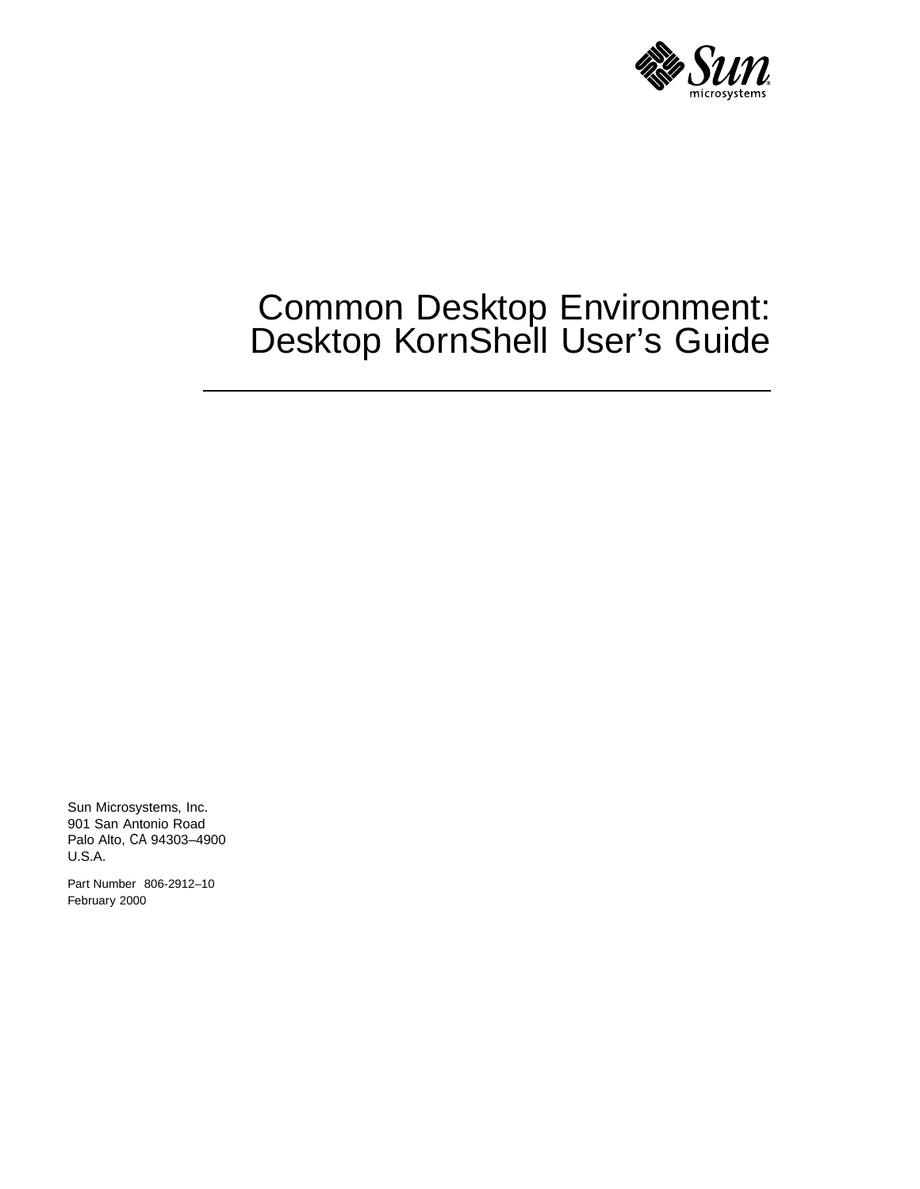# Common Desktop Environment: Desktop KornShell User's Guide

Sun Microsystems, Inc.
901 San Antonio Road
Palo Alto, CA 94303–4900
U.S.A.

Part Number 806-2912–10
February 2000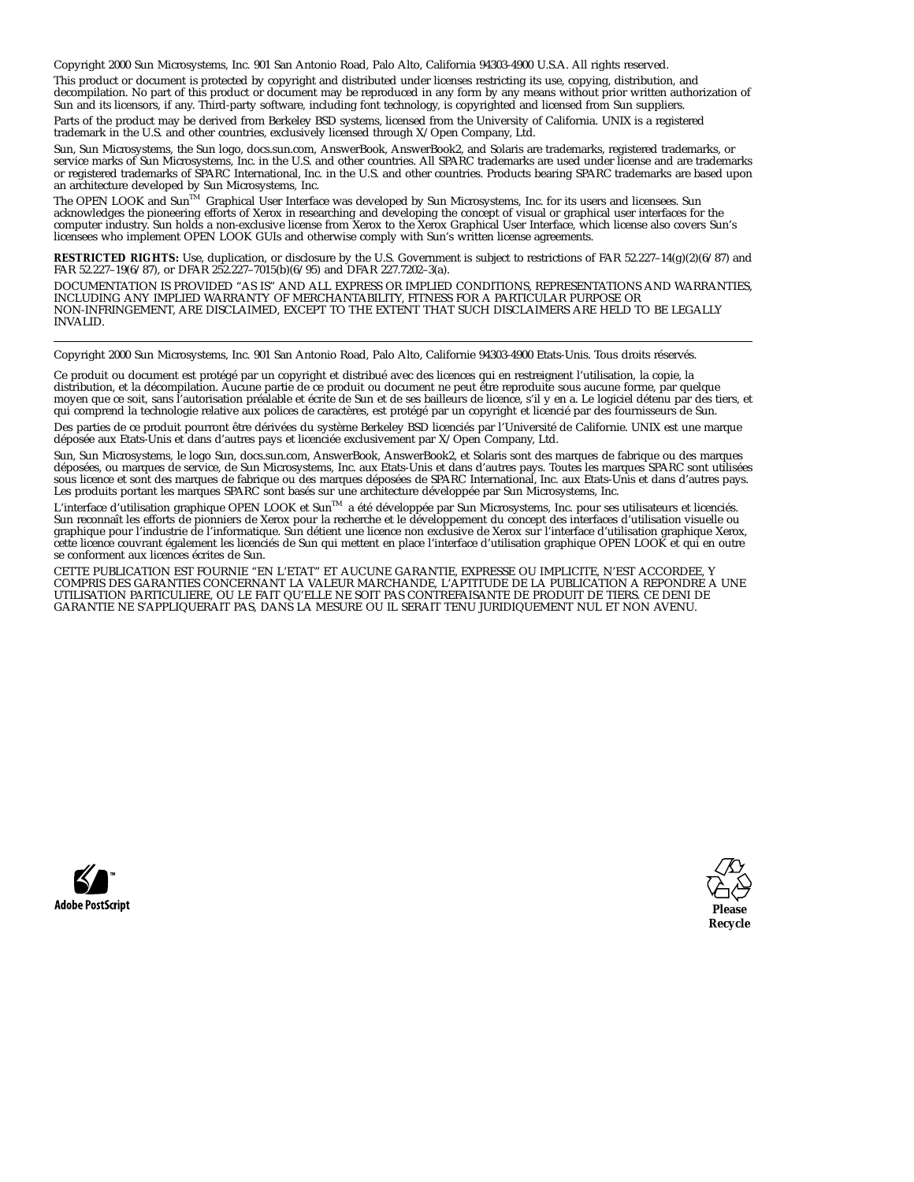Copyright 2000 Sun Microsystems, Inc. 901 San Antonio Road, Palo Alto, California 94303-4900 U.S.A. All rights reserved.

This product or document is protected by copyright and distributed under licenses restricting its use, copying, distribution, and decompilation. No part of this product or document may be reproduced in any form by any means without prior written authorization of Sun and its licensors, if any. Third-party software, including font technology, is copyrighted and licensed from Sun suppliers.

Parts of the product may be derived from Berkeley BSD systems, licensed from the University of California. UNIX is a registered trademark in the U.S. and other countries, exclusively licensed through X/Open Company, Ltd.

Sun, Sun Microsystems, the Sun logo, docs.sun.com, AnswerBook, AnswerBook2, and Solaris are trademarks, registered trademarks, or service marks of Sun Microsystems, Inc. in the U.S. and other countries. All SPARC trademarks are used under license and are trademarks or registered trademarks of SPARC International, Inc. in the U.S. and other countries. Products bearing SPARC trademarks are based upon an architecture developed by Sun Microsystems, Inc.

The OPEN LOOK and Sun™ Graphical User Interface was developed by Sun Microsystems, Inc. for its users and licensees. Sun acknowledges the pioneering efforts of Xerox in researching and developing the concept of visual or graphical user interfaces for the computer industry. Sun holds a non-exclusive license from Xerox to the Xerox Graphical User Interface, which license also covers Sun's licensees who implement OPEN LOOK GUIs and otherwise comply with Sun's written license agreements.

**RESTRICTED RIGHTS:** Use, duplication, or disclosure by the U.S. Government is subject to restrictions of FAR 52.227–14(g)(2)(6/87) and FAR 52.227–19(6/87), or DFAR 252.227–7015(b)(6/95) and DFAR 227.7202–3(a).

DOCUMENTATION IS PROVIDED "AS IS" AND ALL EXPRESS OR IMPLIED CONDITIONS, REPRESENTATIONS AND WARRANTIES, INCLUDING ANY IMPLIED WARRANTY OF MERCHANTABILITY, FITNESS FOR A PARTICULAR PURPOSE OR NON-INFRINGEMENT, ARE DISCLAIMED, EXCEPT TO THE EXTENT THAT SUCH DISCLAIMERS ARE HELD TO BE LEGALLY INVALID.

---

Copyright 2000 Sun Microsystems, Inc. 901 San Antonio Road, Palo Alto, Californie 94303-4900 Etats-Unis. Tous droits réservés.

Ce produit ou document est protégé par un copyright et distribué avec des licences qui en restreignent l'utilisation, la copie, la distribution, et la décompilation. Aucune partie de ce produit ou document ne peut être reproduite sous aucune forme, par quelque moyen que ce soit, sans l'autorisation préalable et écrite de Sun et de ses bailleurs de licence, s'il y en a. Le logiciel détenu par des tiers, et qui comprend la technologie relative aux polices de caractères, est protégé par un copyright et licencié par des fournisseurs de Sun.

Des parties de ce produit pourront être dérivées du système Berkeley BSD licenciés par l'Université de Californie. UNIX est une marque déposée aux Etats-Unis et dans d'autres pays et licenciée exclusivement par X/Open Company, Ltd.

Sun, Sun Microsystems, le logo Sun, docs.sun.com, AnswerBook, AnswerBook2, et Solaris sont des marques de fabrique ou des marques déposées, ou marques de service, de Sun Microsystems, Inc. aux Etats-Unis et dans d'autres pays. Toutes les marques SPARC sont utilisées sous licence et sont des marques de fabrique ou des marques déposées de SPARC International, Inc. aux Etats-Unis et dans d'autres pays. Les produits portant les marques SPARC sont basés sur une architecture développée par Sun Microsystems, Inc.

L'interface d'utilisation graphique OPEN LOOK et Sun™ a été développée par Sun Microsystems, Inc. pour ses utilisateurs et licenciés. Sun reconnaît les efforts de pionniers de Xerox pour la recherche et le développement du concept des interfaces d'utilisation visuelle ou graphique pour l'industrie de l'informatique. Sun détient une licence non exclusive de Xerox sur l'interface d'utilisation graphique Xerox, cette licence couvrant également les licenciés de Sun qui mettent en place l'interface d'utilisation graphique OPEN LOOK et qui en outre se conforment aux licences écrites de Sun.

CETTE PUBLICATION EST FOURNIE "EN L'ETAT" ET AUCUNE GARANTIE, EXPRESSE OU IMPLICITE, N'EST ACCORDEE, Y COMPRIS DES GARANTIES CONCERNANT LA VALEUR MARCHANDE, L'APTITUDE DE LA PUBLICATION A REPONDRE A UNE UTILISATION PARTICULIERE, OU LE FAIT QU'ELLE NE SOIT PAS CONTREFAISANTE DE PRODUIT DE TIERS. CE DENI DE GARANTIE NE S'APPLIQUERAIT PAS, DANS LA MESURE OU IL SERAIT TENU JURIDIQUEMENT NUL ET NON AVENU.

Adobe PostScript

**Please Recycle**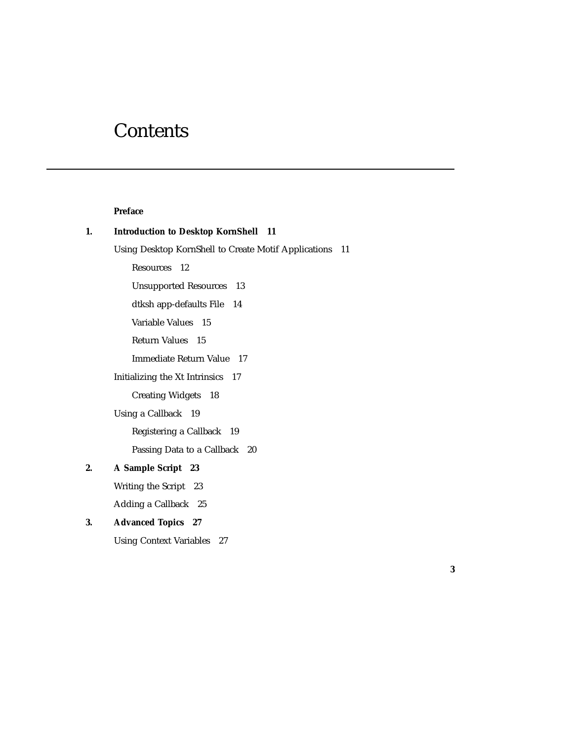# Contents

**Preface**

**1. Introduction to Desktop KornShell 11**

Using Desktop KornShell to Create Motif Applications 11

- Resources 12
- Unsupported Resources 13
- dtksh app-defaults File 14
- Variable Values 15
- Return Values 15
- Immediate Return Value 17

Initializing the Xt Intrinsics 17

- Creating Widgets 18

Using a Callback 19

- Registering a Callback 19
- Passing Data to a Callback 20

**2. A Sample Script 23**

Writing the Script 23

Adding a Callback 25

**3. Advanced Topics 27**

Using Context Variables 27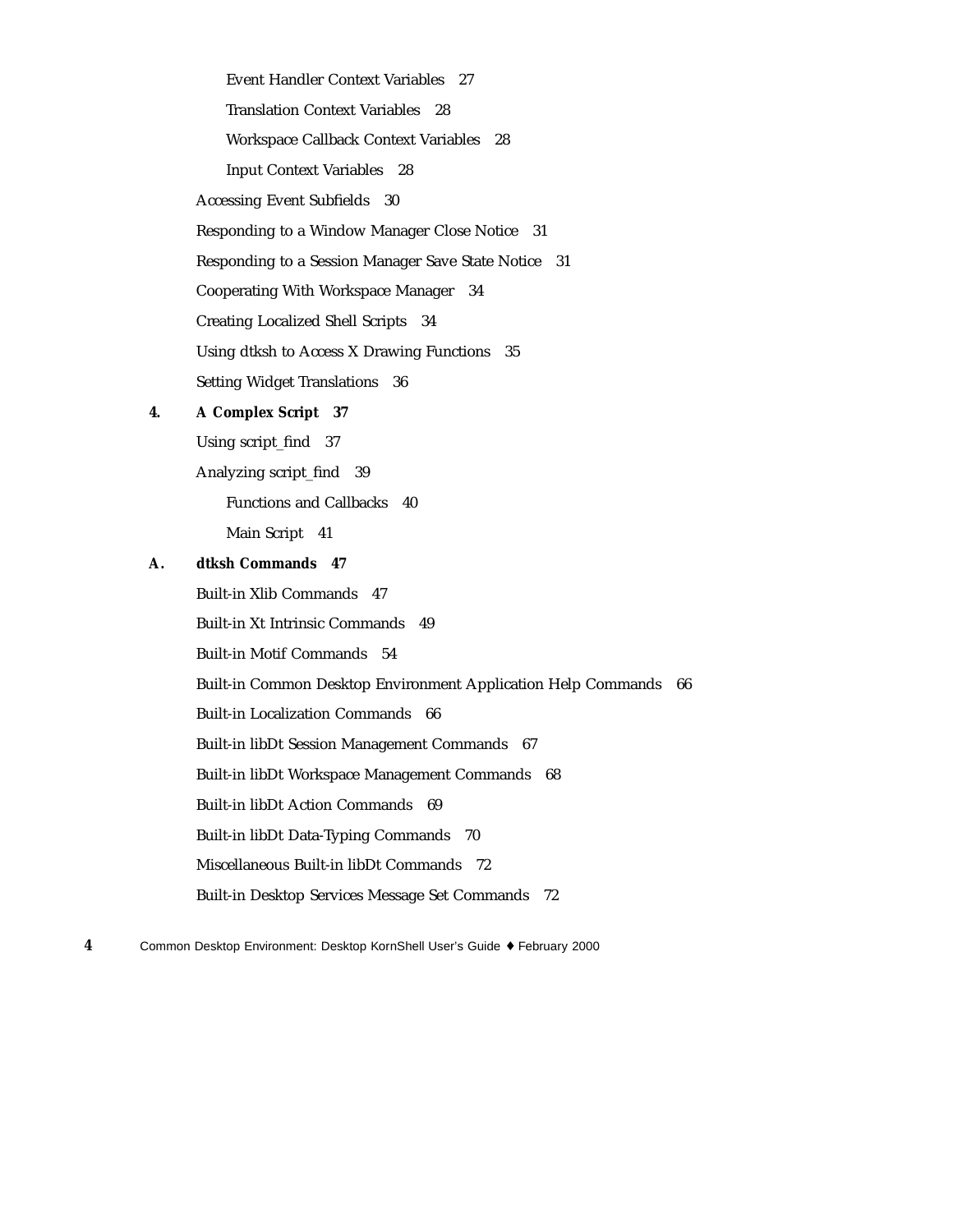Event Handler Context Variables 27

Translation Context Variables 28

Workspace Callback Context Variables 28

Input Context Variables 28

Accessing Event Subfields 30

Responding to a Window Manager Close Notice 31

Responding to a Session Manager Save State Notice 31

Cooperating With Workspace Manager 34

Creating Localized Shell Scripts 34

Using dtksh to Access X Drawing Functions 35

Setting Widget Translations 36

**4. A Complex Script 37**

Using script_find 37

Analyzing script_find 39

Functions and Callbacks 40

Main Script 41

**A. dtksh Commands 47**

Built-in Xlib Commands 47

Built-in Xt Intrinsic Commands 49

Built-in Motif Commands 54

Built-in Common Desktop Environment Application Help Commands 66

Built-in Localization Commands 66

Built-in libDt Session Management Commands 67

Built-in libDt Workspace Management Commands 68

Built-in libDt Action Commands 69

Built-in libDt Data-Typing Commands 70

Miscellaneous Built-in libDt Commands 72

Built-in Desktop Services Message Set Commands 72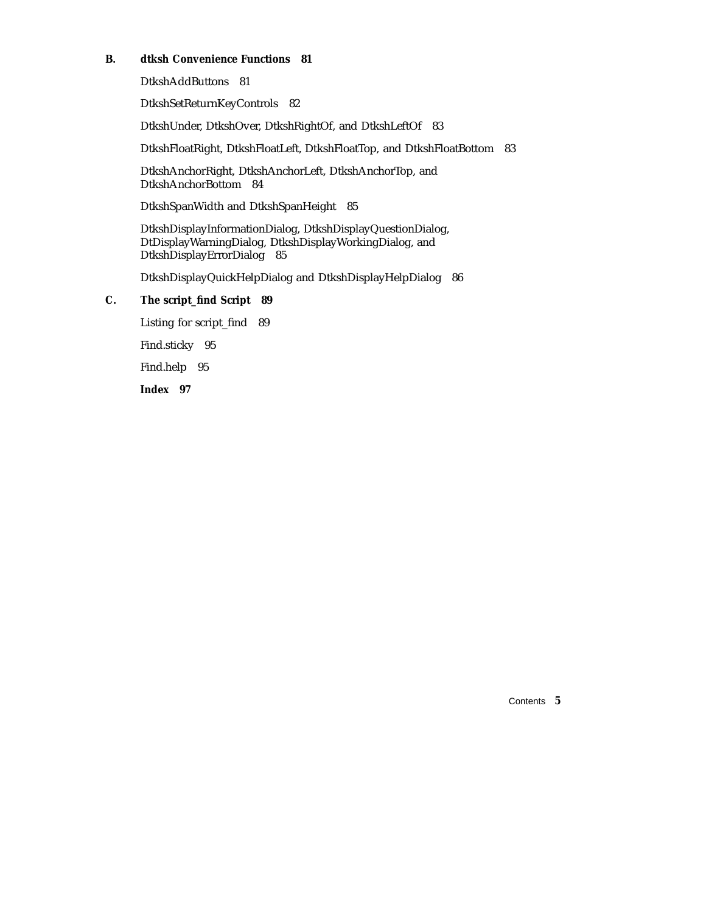**B. dtksh Convenience Functions 81**

DtkshAddButtons 81

DtkshSetReturnKeyControls 82

DtkshUnder, DtkshOver, DtkshRightOf, and DtkshLeftOf 83

DtkshFloatRight, DtkshFloatLeft, DtkshFloatTop, and DtkshFloatBottom 83

DtkshAnchorRight, DtkshAnchorLeft, DtkshAnchorTop, and DtkshAnchorBottom 84

DtkshSpanWidth and DtkshSpanHeight 85

DtkshDisplayInformationDialog, DtkshDisplayQuestionDialog, DtDisplayWarningDialog, DtkshDisplayWorkingDialog, and DtkshDisplayErrorDialog 85

DtkshDisplayQuickHelpDialog and DtkshDisplayHelpDialog 86

**C. The script_find Script 89**

Listing for script_find 89

Find.sticky 95

Find.help 95

**Index 97**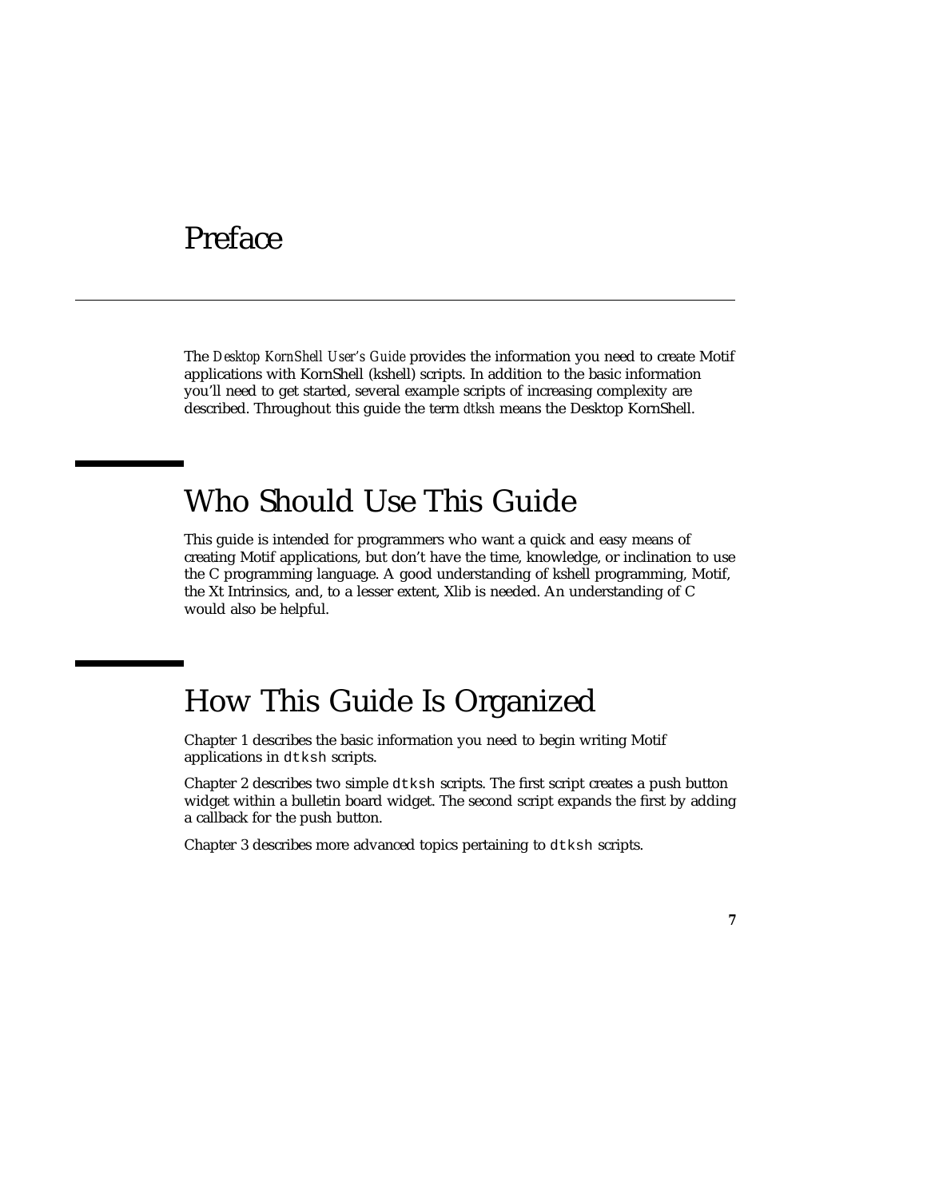# Preface

The *Desktop KornShell User's Guide* provides the information you need to create Motif applications with KornShell (kshell) scripts. In addition to the basic information you'll need to get started, several example scripts of increasing complexity are described. Throughout this guide the term *dtksh* means the Desktop KornShell.

## Who Should Use This Guide

This guide is intended for programmers who want a quick and easy means of creating Motif applications, but don't have the time, knowledge, or inclination to use the C programming language. A good understanding of kshell programming, Motif, the Xt Intrinsics, and, to a lesser extent, Xlib is needed. An understanding of C would also be helpful.

## How This Guide Is Organized

Chapter 1 describes the basic information you need to begin writing Motif applications in `dtksh` scripts.

Chapter 2 describes two simple `dtksh` scripts. The first script creates a push button widget within a bulletin board widget. The second script expands the first by adding a callback for the push button.

Chapter 3 describes more advanced topics pertaining to `dtksh` scripts.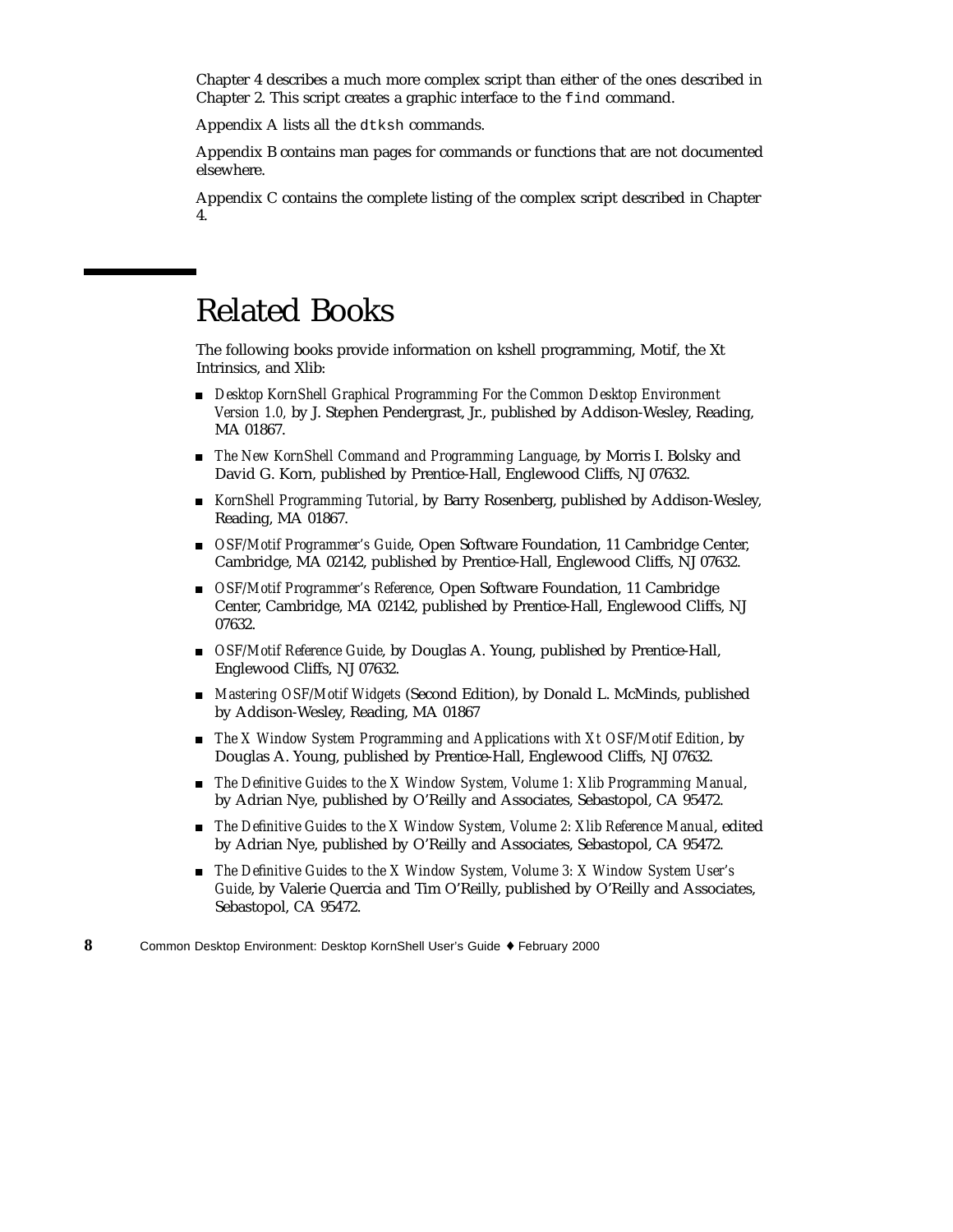Chapter 4 describes a much more complex script than either of the ones described in Chapter 2. This script creates a graphic interface to the `find` command.

Appendix A lists all the `dtksh` commands.

Appendix B contains man pages for commands or functions that are not documented elsewhere.

Appendix C contains the complete listing of the complex script described in Chapter 4.

## Related Books

The following books provide information on kshell programming, Motif, the Xt Intrinsics, and Xlib:

- *Desktop KornShell Graphical Programming For the Common Desktop Environment Version 1.0,* by J. Stephen Pendergrast, Jr., published by Addison-Wesley, Reading, MA 01867.
- *The New KornShell Command and Programming Language*, by Morris I. Bolsky and David G. Korn, published by Prentice-Hall, Englewood Cliffs, NJ 07632.
- *KornShell Programming Tutorial*, by Barry Rosenberg, published by Addison-Wesley, Reading, MA 01867.
- *OSF/Motif Programmer's Guide*, Open Software Foundation, 11 Cambridge Center, Cambridge, MA 02142, published by Prentice-Hall, Englewood Cliffs, NJ 07632.
- *OSF/Motif Programmer's Reference*, Open Software Foundation, 11 Cambridge Center, Cambridge, MA 02142, published by Prentice-Hall, Englewood Cliffs, NJ 07632.
- *OSF/Motif Reference Guide*, by Douglas A. Young, published by Prentice-Hall, Englewood Cliffs, NJ 07632.
- *Mastering OSF/Motif Widgets* (Second Edition), by Donald L. McMinds, published by Addison-Wesley, Reading, MA 01867
- *The X Window System Programming and Applications with Xt OSF/Motif Edition*, by Douglas A. Young, published by Prentice-Hall, Englewood Cliffs, NJ 07632.
- *The Definitive Guides to the X Window System, Volume 1: Xlib Programming Manual*, by Adrian Nye, published by O'Reilly and Associates, Sebastopol, CA 95472.
- *The Definitive Guides to the X Window System, Volume 2: Xlib Reference Manual*, edited by Adrian Nye, published by O'Reilly and Associates, Sebastopol, CA 95472.
- *The Definitive Guides to the X Window System, Volume 3: X Window System User's Guide*, by Valerie Quercia and Tim O'Reilly, published by O'Reilly and Associates, Sebastopol, CA 95472.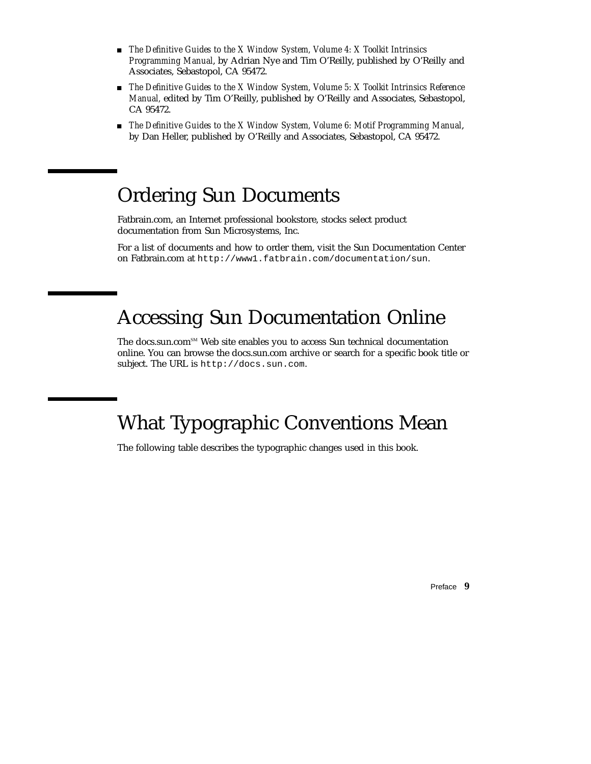- *The Definitive Guides to the X Window System, Volume 4: X Toolkit Intrinsics Programming Manual*, by Adrian Nye and Tim O'Reilly, published by O'Reilly and Associates, Sebastopol, CA 95472.
- *The Definitive Guides to the X Window System, Volume 5: X Toolkit Intrinsics Reference Manual*, edited by Tim O'Reilly, published by O'Reilly and Associates, Sebastopol, CA 95472.
- *The Definitive Guides to the X Window System, Volume 6: Motif Programming Manual*, by Dan Heller, published by O'Reilly and Associates, Sebastopol, CA 95472.

## Ordering Sun Documents

Fatbrain.com, an Internet professional bookstore, stocks select product documentation from Sun Microsystems, Inc.

For a list of documents and how to order them, visit the Sun Documentation Center on Fatbrain.com at `http://www1.fatbrain.com/documentation/sun`.

## Accessing Sun Documentation Online

The docs.sun.com[SM] Web site enables you to access Sun technical documentation online. You can browse the docs.sun.com archive or search for a specific book title or subject. The URL is `http://docs.sun.com`.

## What Typographic Conventions Mean

The following table describes the typographic changes used in this book.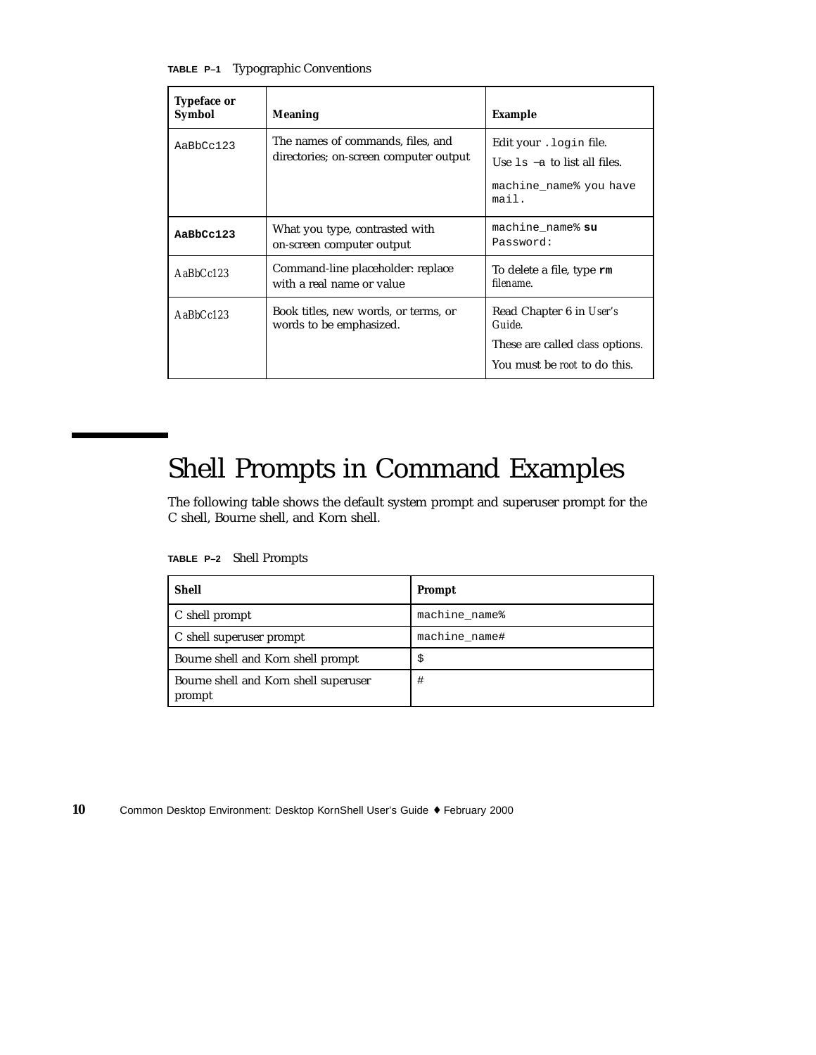**TABLE P–1** Typographic Conventions

| Typeface or Symbol | Meaning | Example |
| --- | --- | --- |
| `AaBbCc123` | The names of commands, files, and directories; on-screen computer output | Edit your `.login` file.<br>Use `ls -a` to list all files.<br>`machine_name% you have mail.` |
| **`AaBbCc123`** | What you type, contrasted with on-screen computer output | `machine_name%` **`su`**<br>`Password:` |
| *AaBbCc123* | Command-line placeholder: replace with a real name or value | To delete a file, type **`rm`** *filename*. |
| *AaBbCc123* | Book titles, new words, or terms, or words to be emphasized. | Read Chapter 6 in *User's Guide*.<br>These are called *class* options.<br>You must be *root* to do this. |

# Shell Prompts in Command Examples

The following table shows the default system prompt and superuser prompt for the C shell, Bourne shell, and Korn shell.

**TABLE P–2** Shell Prompts

| Shell | Prompt |
| --- | --- |
| C shell prompt | `machine_name%` |
| C shell superuser prompt | `machine_name#` |
| Bourne shell and Korn shell prompt | `$` |
| Bourne shell and Korn shell superuser prompt | `#` |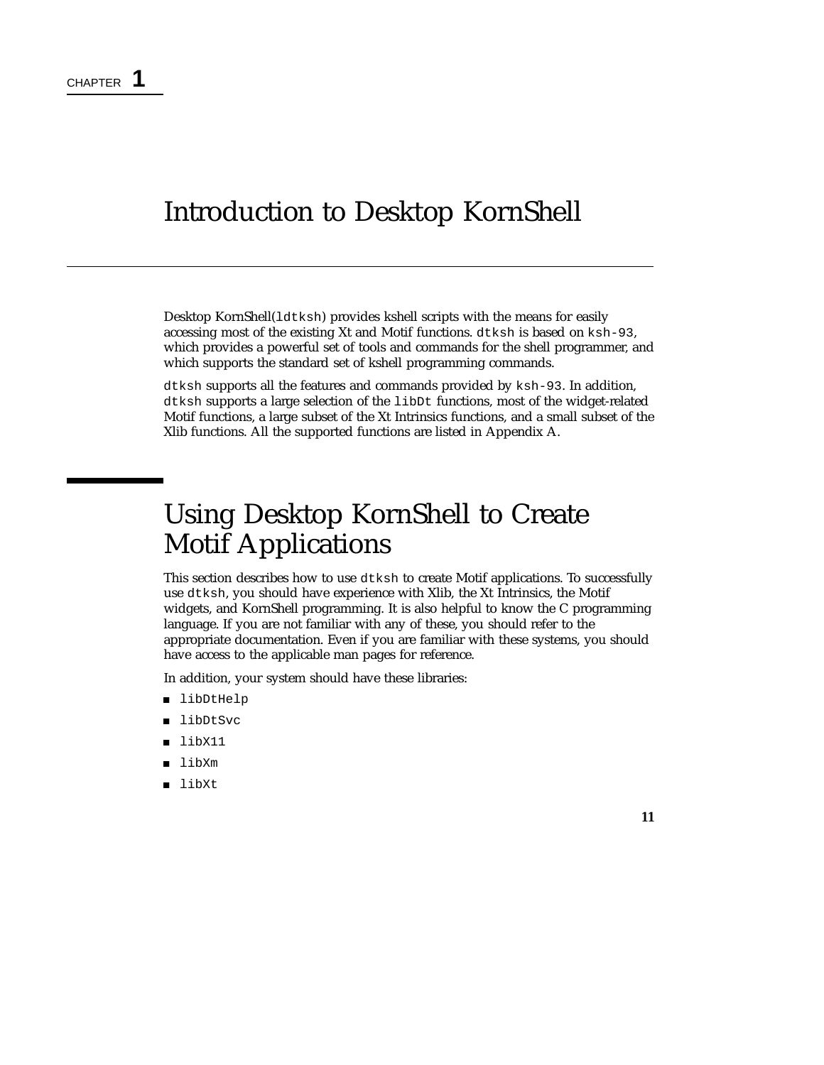# CHAPTER 1

# Introduction to Desktop KornShell

Desktop KornShell(ldtksh) provides kshell scripts with the means for easily accessing most of the existing Xt and Motif functions. dtksh is based on ksh-93, which provides a powerful set of tools and commands for the shell programmer, and which supports the standard set of kshell programming commands.

dtksh supports all the features and commands provided by ksh-93. In addition, dtksh supports a large selection of the libDt functions, most of the widget-related Motif functions, a large subset of the Xt Intrinsics functions, and a small subset of the Xlib functions. All the supported functions are listed in Appendix A.

## Using Desktop KornShell to Create Motif Applications

This section describes how to use dtksh to create Motif applications. To successfully use dtksh, you should have experience with Xlib, the Xt Intrinsics, the Motif widgets, and KornShell programming. It is also helpful to know the C programming language. If you are not familiar with any of these, you should refer to the appropriate documentation. Even if you are familiar with these systems, you should have access to the applicable man pages for reference.

In addition, your system should have these libraries:

- libDtHelp
- libDtSvc
- libX11
- libXm
- libXt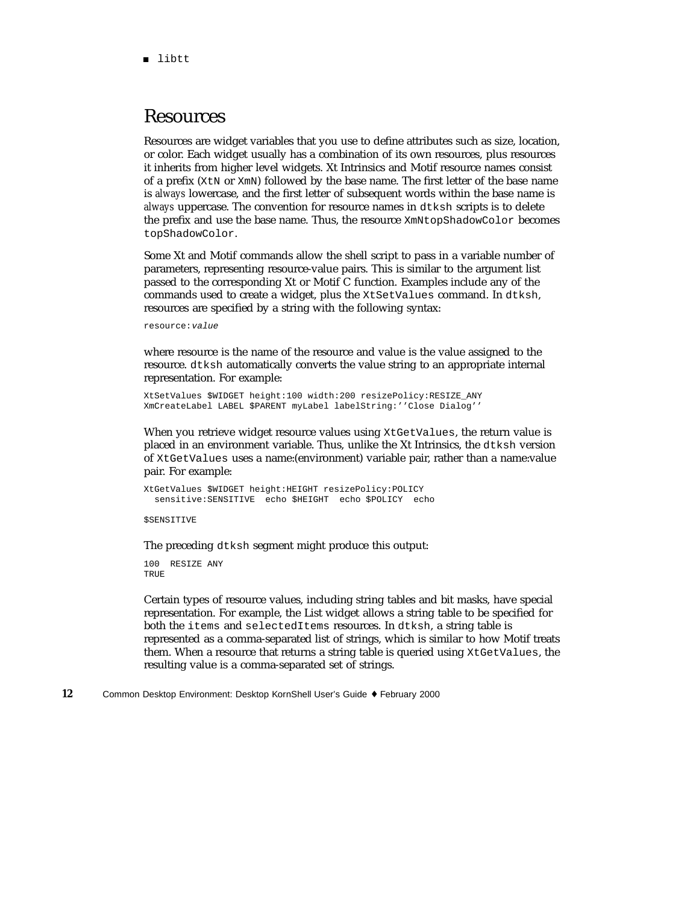- libtt

## Resources

Resources are widget variables that you use to define attributes such as size, location, or color. Each widget usually has a combination of its own resources, plus resources it inherits from higher level widgets. Xt Intrinsics and Motif resource names consist of a prefix (`XtN` or `XmN`) followed by the base name. The first letter of the base name is *always* lowercase, and the first letter of subsequent words within the base name is *always* uppercase. The convention for resource names in `dtksh` scripts is to delete the prefix and use the base name. Thus, the resource `XmNtopShadowColor` becomes `topShadowColor`.

Some Xt and Motif commands allow the shell script to pass in a variable number of parameters, representing resource-value pairs. This is similar to the argument list passed to the corresponding Xt or Motif C function. Examples include any of the commands used to create a widget, plus the `XtSetValues` command. In `dtksh`, resources are specified by a string with the following syntax:

```
resource:value
```

where resource is the name of the resource and value is the value assigned to the resource. `dtksh` automatically converts the value string to an appropriate internal representation. For example:

```
XtSetValues $WIDGET height:100 width:200 resizePolicy:RESIZE_ANY
XmCreateLabel LABEL $PARENT myLabel labelString:''Close Dialog''
```

When you retrieve widget resource values using `XtGetValues`, the return value is placed in an environment variable. Thus, unlike the Xt Intrinsics, the `dtksh` version of `XtGetValues` uses a name:(environment) variable pair, rather than a name:value pair. For example:

```
XtGetValues $WIDGET height:HEIGHT resizePolicy:POLICY
  sensitive:SENSITIVE  echo $HEIGHT  echo $POLICY  echo

$SENSITIVE
```

The preceding `dtksh` segment might produce this output:

```
100  RESIZE ANY
TRUE
```

Certain types of resource values, including string tables and bit masks, have special representation. For example, the List widget allows a string table to be specified for both the `items` and `selectedItems` resources. In `dtksh`, a string table is represented as a comma-separated list of strings, which is similar to how Motif treats them. When a resource that returns a string table is queried using `XtGetValues`, the resulting value is a comma-separated set of strings.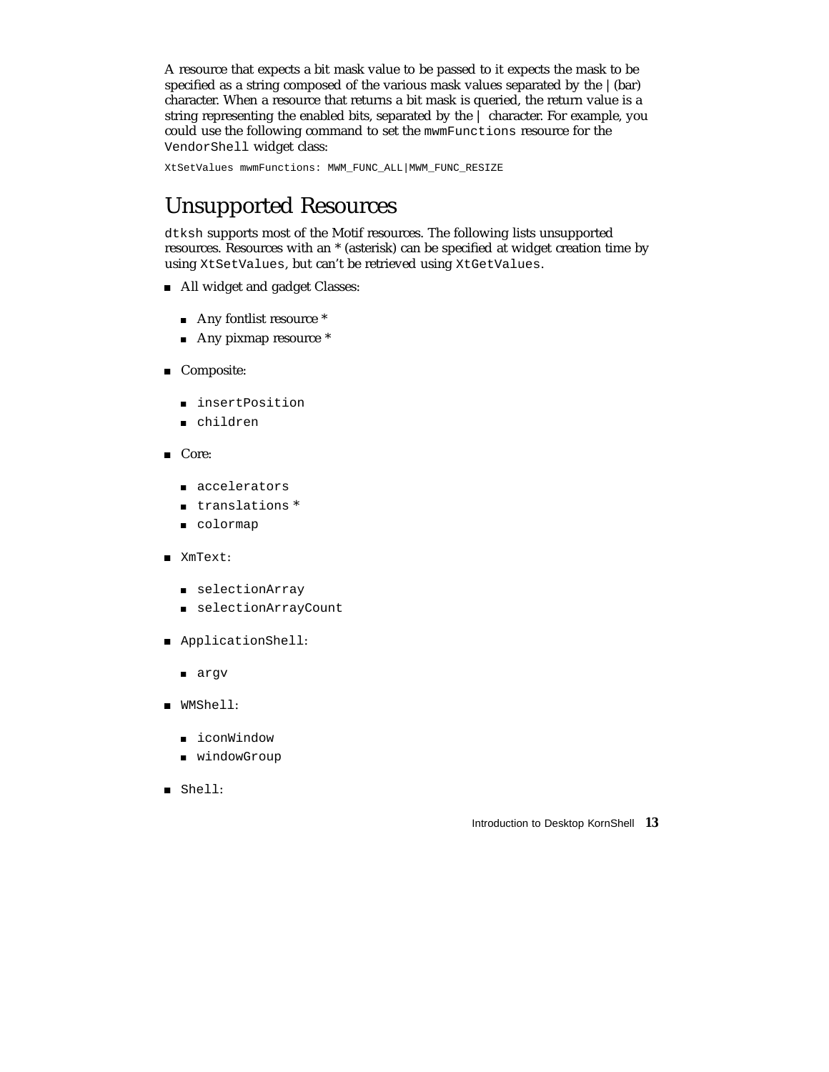A resource that expects a bit mask value to be passed to it expects the mask to be specified as a string composed of the various mask values separated by the | (bar) character. When a resource that returns a bit mask is queried, the return value is a string representing the enabled bits, separated by the | character. For example, you could use the following command to set the `mwmFunctions` resource for the `VendorShell` widget class:

```
XtSetValues mwmFunctions: MWM_FUNC_ALL|MWM_FUNC_RESIZE
```

## Unsupported Resources

`dtksh` supports most of the Motif resources. The following lists unsupported resources. Resources with an * (asterisk) can be specified at widget creation time by using `XtSetValues`, but can't be retrieved using `XtGetValues`.

- All widget and gadget Classes:
  - Any fontlist resource *
  - Any pixmap resource *
- Composite:
  - `insertPosition`
  - `children`
- Core:
  - `accelerators`
  - `translations` *
  - `colormap`
- `XmText`:
  - `selectionArray`
  - `selectionArrayCount`
- `ApplicationShell`:
  - `argv`
- `WMShell`:
  - `iconWindow`
  - `windowGroup`
- `Shell`: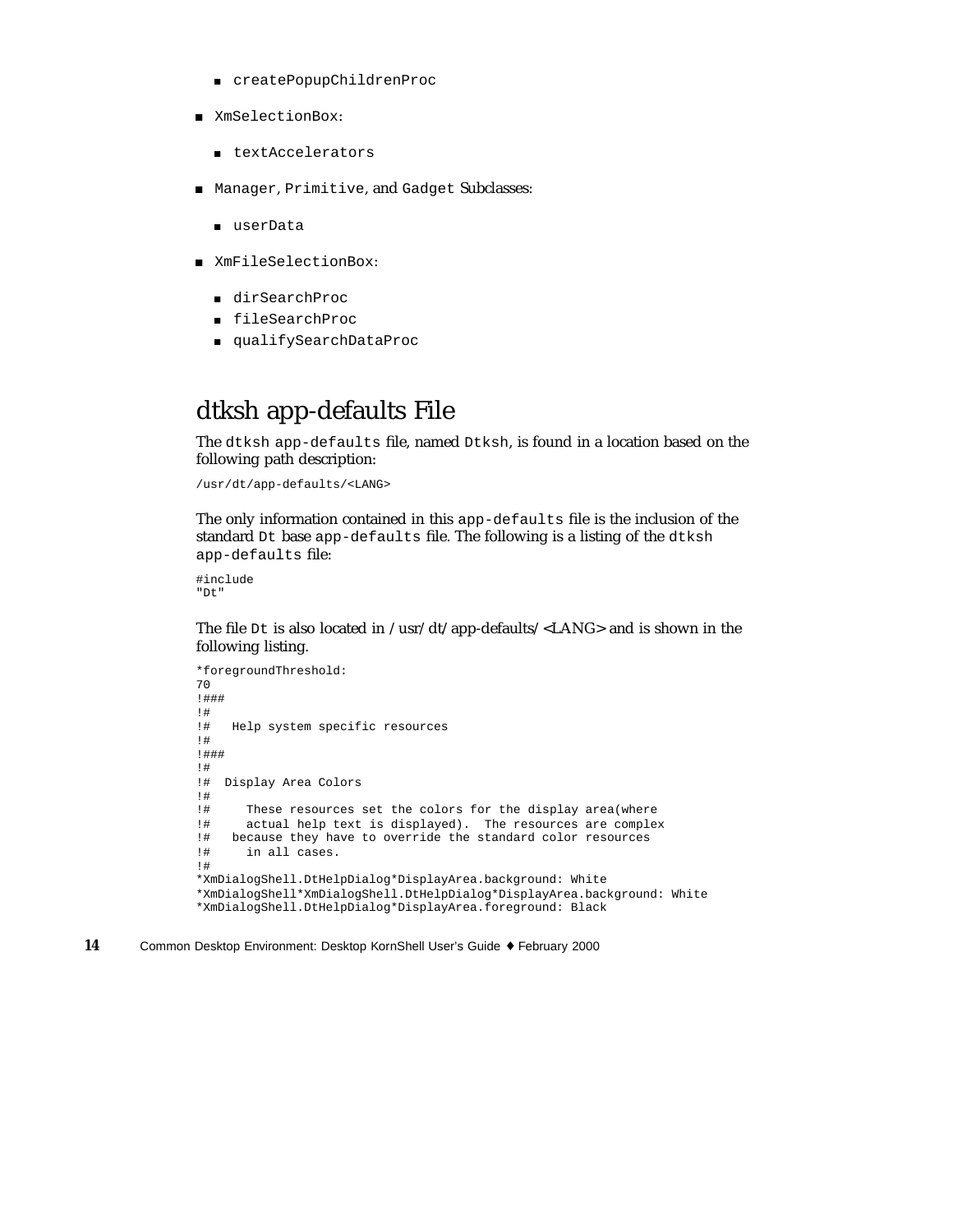- `createPopupChildrenProc`
- `XmSelectionBox`:
  - `textAccelerators`
- `Manager`, `Primitive`, and `Gadget` Subclasses:
  - `userData`
- `XmFileSelectionBox`:
  - `dirSearchProc`
  - `fileSearchProc`
  - `qualifySearchDataProc`

## dtksh app-defaults File

The `dtksh` `app-defaults` file, named `Dtksh`, is found in a location based on the following path description:

```
/usr/dt/app-defaults/<LANG>
```

The only information contained in this `app-defaults` file is the inclusion of the standard `Dt` base `app-defaults` file. The following is a listing of the `dtksh` `app-defaults` file:

```
#include
"Dt"
```

The file `Dt` is also located in /usr/dt/app-defaults/<LANG> and is shown in the following listing.

```
*foregroundThreshold:
70
!###
!#
!#   Help system specific resources
!#
!###
!#
!#  Display Area Colors
!#
!#     These resources set the colors for the display area(where
!#     actual help text is displayed).  The resources are complex
!#   because they have to override the standard color resources
!#     in all cases.
!#
*XmDialogShell.DtHelpDialog*DisplayArea.background: White
*XmDialogShell*XmDialogShell.DtHelpDialog*DisplayArea.background: White
*XmDialogShell.DtHelpDialog*DisplayArea.foreground: Black
```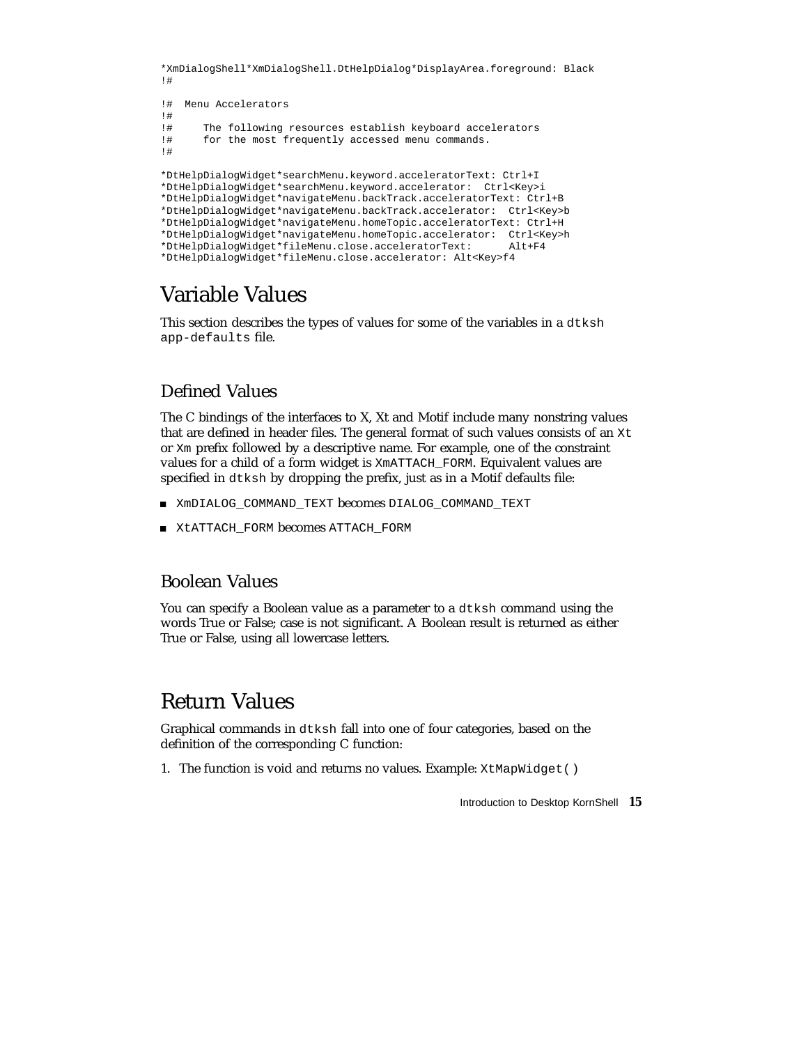```
*XmDialogShell*XmDialogShell.DtHelpDialog*DisplayArea.foreground: Black
!#
!#  Menu Accelerators
!#
!#     The following resources establish keyboard accelerators
!#     for the most frequently accessed menu commands.
!#

*DtHelpDialogWidget*searchMenu.keyword.acceleratorText: Ctrl+I
*DtHelpDialogWidget*searchMenu.keyword.accelerator:  Ctrl<Key>i
*DtHelpDialogWidget*navigateMenu.backTrack.acceleratorText: Ctrl+B
*DtHelpDialogWidget*navigateMenu.backTrack.accelerator:  Ctrl<Key>b
*DtHelpDialogWidget*navigateMenu.homeTopic.acceleratorText: Ctrl+H
*DtHelpDialogWidget*navigateMenu.homeTopic.accelerator:  Ctrl<Key>h
*DtHelpDialogWidget*fileMenu.close.acceleratorText:      Alt+F4
*DtHelpDialogWidget*fileMenu.close.accelerator: Alt<Key>f4
```

# Variable Values

This section describes the types of values for some of the variables in a `dtksh` `app-defaults` file.

## Defined Values

The C bindings of the interfaces to X, Xt and Motif include many nonstring values that are defined in header files. The general format of such values consists of an `Xt` or `Xm` prefix followed by a descriptive name. For example, one of the constraint values for a child of a form widget is `XmATTACH_FORM`. Equivalent values are specified in `dtksh` by dropping the prefix, just as in a Motif defaults file:

- `XmDIALOG_COMMAND_TEXT` becomes `DIALOG_COMMAND_TEXT`
- `XtATTACH_FORM` becomes `ATTACH_FORM`

## Boolean Values

You can specify a Boolean value as a parameter to a `dtksh` command using the words True or False; case is not significant. A Boolean result is returned as either True or False, using all lowercase letters.

# Return Values

Graphical commands in `dtksh` fall into one of four categories, based on the definition of the corresponding C function:

1. The function is void and returns no values. Example: `XtMapWidget()`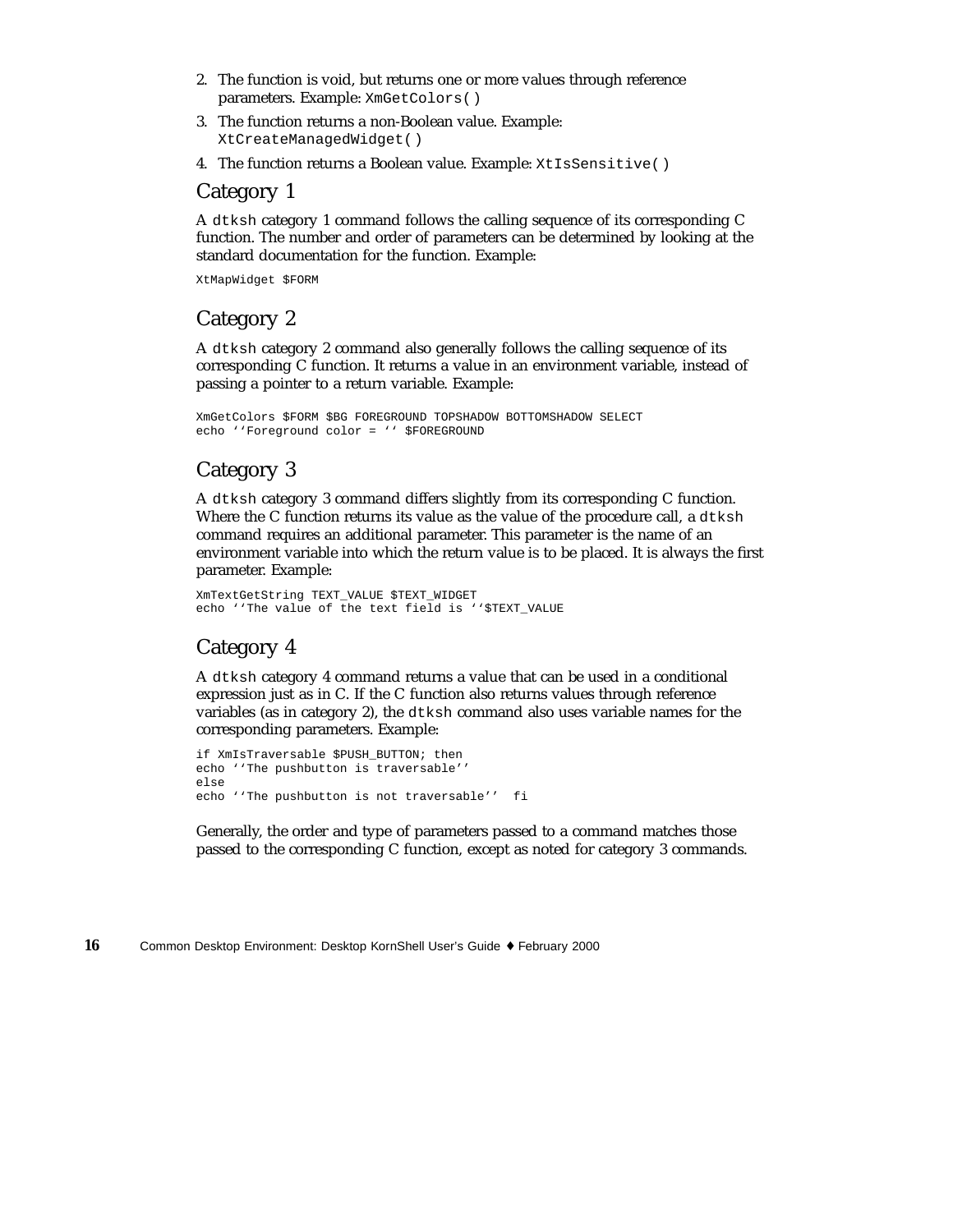2. The function is void, but returns one or more values through reference parameters. Example: `XmGetColors()`
3. The function returns a non-Boolean value. Example: `XtCreateManagedWidget()`
4. The function returns a Boolean value. Example: `XtIsSensitive()`

## Category 1

A `dtksh` category 1 command follows the calling sequence of its corresponding C function. The number and order of parameters can be determined by looking at the standard documentation for the function. Example:

```
XtMapWidget $FORM
```

## Category 2

A `dtksh` category 2 command also generally follows the calling sequence of its corresponding C function. It returns a value in an environment variable, instead of passing a pointer to a return variable. Example:

```
XmGetColors $FORM $BG FOREGROUND TOPSHADOW BOTTOMSHADOW SELECT
echo ''Foreground color = '' $FOREGROUND
```

## Category 3

A `dtksh` category 3 command differs slightly from its corresponding C function. Where the C function returns its value as the value of the procedure call, a `dtksh` command requires an additional parameter. This parameter is the name of an environment variable into which the return value is to be placed. It is always the first parameter. Example:

```
XmTextGetString TEXT_VALUE $TEXT_WIDGET
echo ''The value of the text field is ''$TEXT_VALUE
```

## Category 4

A `dtksh` category 4 command returns a value that can be used in a conditional expression just as in C. If the C function also returns values through reference variables (as in category 2), the `dtksh` command also uses variable names for the corresponding parameters. Example:

```
if XmIsTraversable $PUSH_BUTTON; then
echo ''The pushbutton is traversable''
else
echo ''The pushbutton is not traversable''  fi
```

Generally, the order and type of parameters passed to a command matches those passed to the corresponding C function, except as noted for category 3 commands.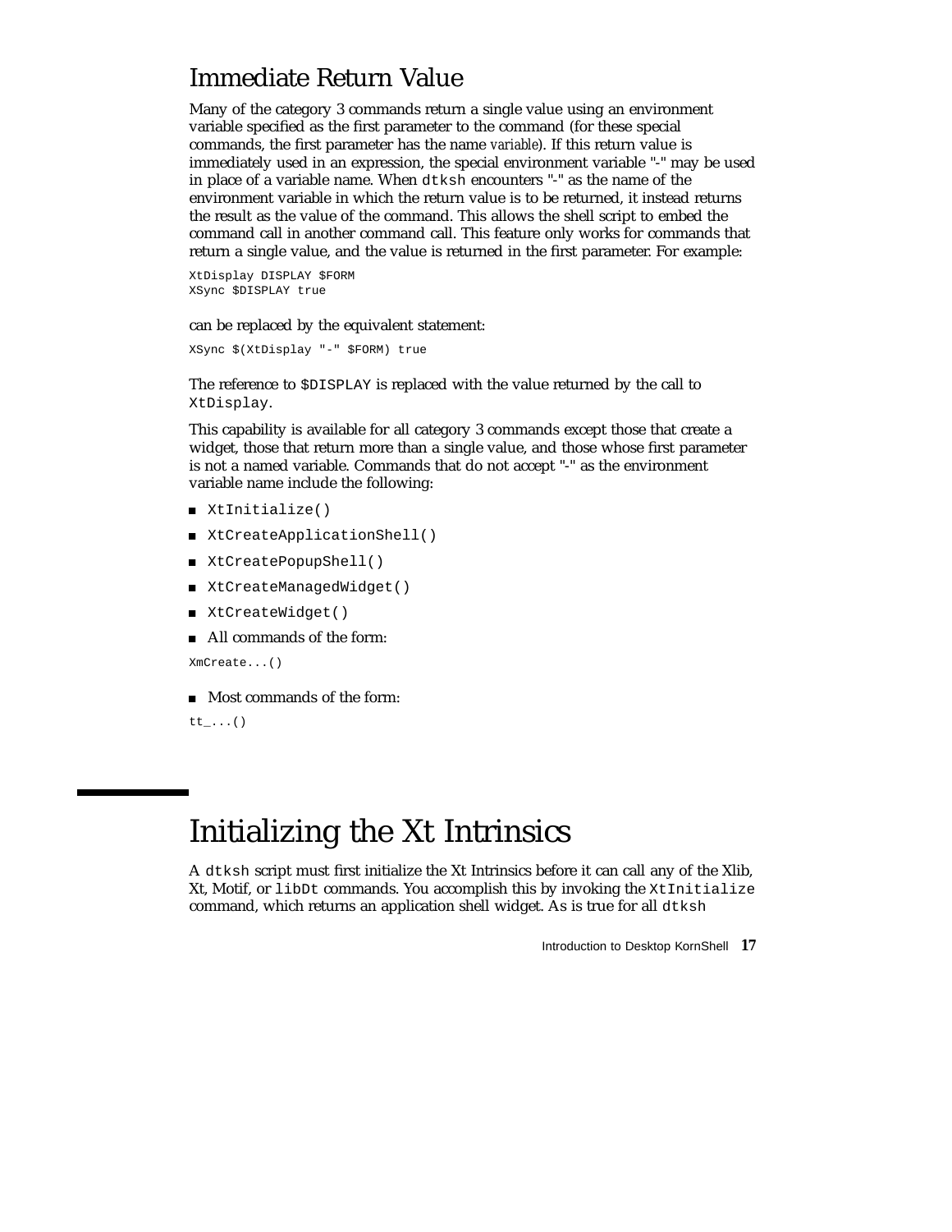## Immediate Return Value

Many of the category 3 commands return a single value using an environment variable specified as the first parameter to the command (for these special commands, the first parameter has the name *variable*). If this return value is immediately used in an expression, the special environment variable "-" may be used in place of a variable name. When `dtksh` encounters "-" as the name of the environment variable in which the return value is to be returned, it instead returns the result as the value of the command. This allows the shell script to embed the command call in another command call. This feature only works for commands that return a single value, and the value is returned in the first parameter. For example:

```
XtDisplay DISPLAY $FORM
XSync $DISPLAY true
```

can be replaced by the equivalent statement:

```
XSync $(XtDisplay "-" $FORM) true
```

The reference to `$DISPLAY` is replaced with the value returned by the call to `XtDisplay`.

This capability is available for all category 3 commands except those that create a widget, those that return more than a single value, and those whose first parameter is not a named variable. Commands that do not accept "-" as the environment variable name include the following:

- `XtInitialize()`
- `XtCreateApplicationShell()`
- `XtCreatePopupShell()`
- `XtCreateManagedWidget()`
- `XtCreateWidget()`
- All commands of the form:

```
XmCreate...()
```

- Most commands of the form:

```
tt_...()
```

# Initializing the Xt Intrinsics

A `dtksh` script must first initialize the Xt Intrinsics before it can call any of the Xlib, Xt, Motif, or `libDt` commands. You accomplish this by invoking the `XtInitialize` command, which returns an application shell widget. As is true for all `dtksh`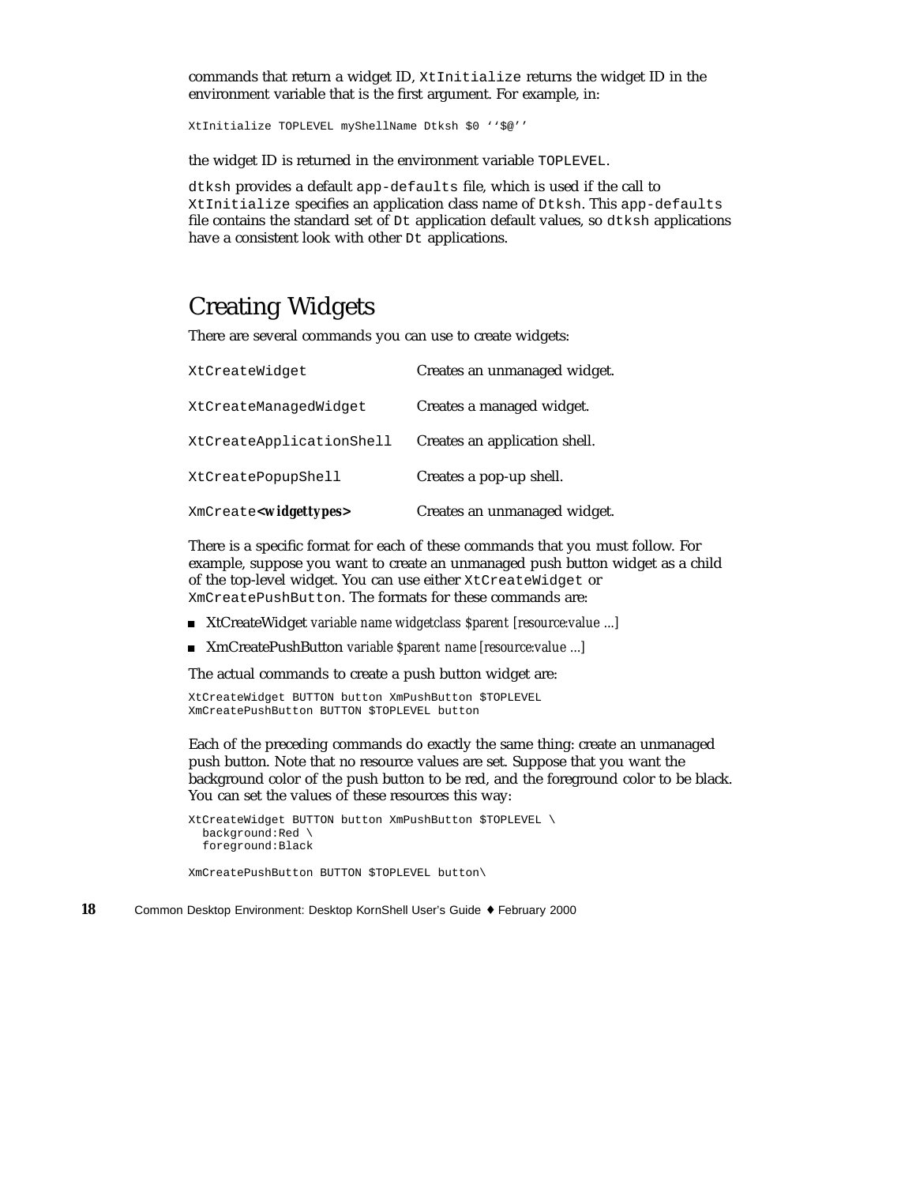commands that return a widget ID, `XtInitialize` returns the widget ID in the environment variable that is the first argument. For example, in:

```
XtInitialize TOPLEVEL myShellName Dtksh $0 ‘‘$@’’
```

the widget ID is returned in the environment variable `TOPLEVEL`.

`dtksh` provides a default `app-defaults` file, which is used if the call to `XtInitialize` specifies an application class name of `Dtksh`. This `app-defaults` file contains the standard set of `Dt` application default values, so `dtksh` applications have a consistent look with other `Dt` applications.

## Creating Widgets

There are several commands you can use to create widgets:

| | |
|---|---|
| `XtCreateWidget` | Creates an unmanaged widget. |
| `XtCreateManagedWidget` | Creates a managed widget. |
| `XtCreateApplicationShell` | Creates an application shell. |
| `XtCreatePopupShell` | Creates a pop-up shell. |
| `XmCreate`***<widgettypes>*** | Creates an unmanaged widget. |

There is a specific format for each of these commands that you must follow. For example, suppose you want to create an unmanaged push button widget as a child of the top-level widget. You can use either `XtCreateWidget` or `XmCreatePushButton`. The formats for these commands are:

- XtCreateWidget *variable name widgetclass $parent [resource:value ...]*
- XmCreatePushButton *variable $parent name [resource:value ...]*

The actual commands to create a push button widget are:

```
XtCreateWidget BUTTON button XmPushButton $TOPLEVEL
XmCreatePushButton BUTTON $TOPLEVEL button
```

Each of the preceding commands do exactly the same thing: create an unmanaged push button. Note that no resource values are set. Suppose that you want the background color of the push button to be red, and the foreground color to be black. You can set the values of these resources this way:

```
XtCreateWidget BUTTON button XmPushButton $TOPLEVEL \
  background:Red \
  foreground:Black

XmCreatePushButton BUTTON $TOPLEVEL button\
```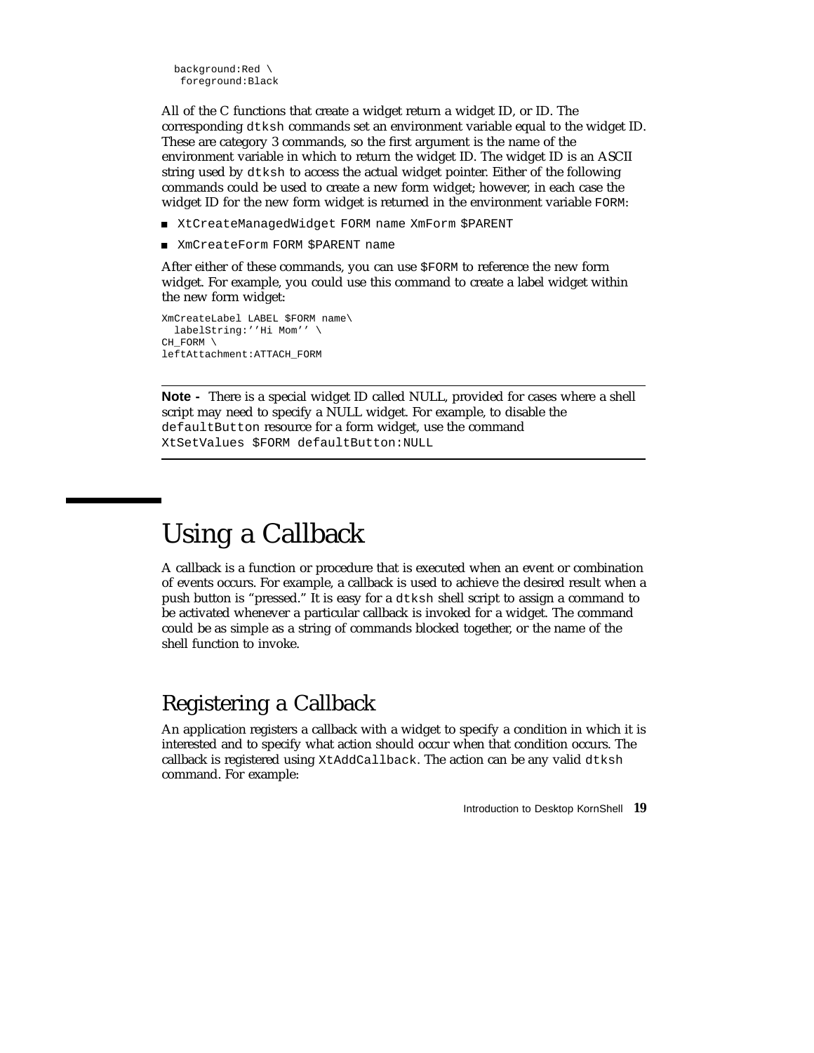```
  background:Red \
   foreground:Black
```

All of the C functions that create a widget return a widget ID, or ID. The corresponding `dtksh` commands set an environment variable equal to the widget ID. These are category 3 commands, so the first argument is the name of the environment variable in which to return the widget ID. The widget ID is an ASCII string used by `dtksh` to access the actual widget pointer. Either of the following commands could be used to create a new form widget; however, in each case the widget ID for the new form widget is returned in the environment variable `FORM`:

- `XtCreateManagedWidget FORM name XmForm $PARENT`
- `XmCreateForm FORM $PARENT name`

After either of these commands, you can use `$FORM` to reference the new form widget. For example, you could use this command to create a label widget within the new form widget:

```
XmCreateLabel LABEL $FORM name\
  labelString:''Hi Mom'' \
CH_FORM \
leftAttachment:ATTACH_FORM
```

---

**Note -** There is a special widget ID called NULL, provided for cases where a shell script may need to specify a NULL widget. For example, to disable the `defaultButton` resource for a form widget, use the command `XtSetValues $FORM defaultButton:NULL`

---

# Using a Callback

A callback is a function or procedure that is executed when an event or combination of events occurs. For example, a callback is used to achieve the desired result when a push button is "pressed." It is easy for a `dtksh` shell script to assign a command to be activated whenever a particular callback is invoked for a widget. The command could be as simple as a string of commands blocked together, or the name of the shell function to invoke.

## Registering a Callback

An application registers a callback with a widget to specify a condition in which it is interested and to specify what action should occur when that condition occurs. The callback is registered using `XtAddCallback`. The action can be any valid `dtksh` command. For example: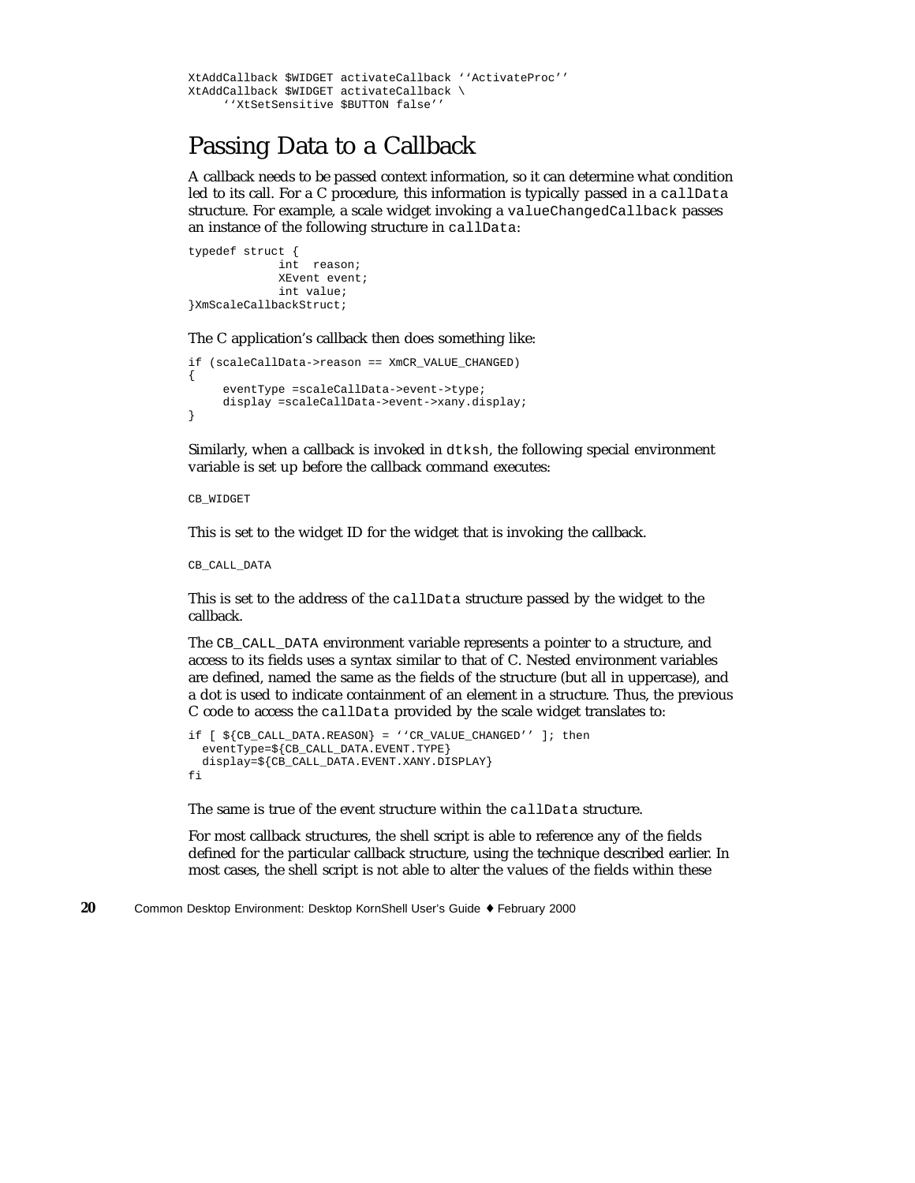```
XtAddCallback $WIDGET activateCallback ''ActivateProc''
XtAddCallback $WIDGET activateCallback \
     ''XtSetSensitive $BUTTON false''
```

## Passing Data to a Callback

A callback needs to be passed context information, so it can determine what condition led to its call. For a C procedure, this information is typically passed in a `callData` structure. For example, a scale widget invoking a `valueChangedCallback` passes an instance of the following structure in `callData`:

```
typedef struct {
             int  reason;
             XEvent event;
             int value;
}XmScaleCallbackStruct;
```

The C application's callback then does something like:

```
if (scaleCallData->reason == XmCR_VALUE_CHANGED)
{
     eventType =scaleCallData->event->type;
     display =scaleCallData->event->xany.display;
}
```

Similarly, when a callback is invoked in `dtksh`, the following special environment variable is set up before the callback command executes:

```
CB_WIDGET
```

This is set to the widget ID for the widget that is invoking the callback.

```
CB_CALL_DATA
```

This is set to the address of the `callData` structure passed by the widget to the callback.

The `CB_CALL_DATA` environment variable represents a pointer to a structure, and access to its fields uses a syntax similar to that of C. Nested environment variables are defined, named the same as the fields of the structure (but all in uppercase), and a dot is used to indicate containment of an element in a structure. Thus, the previous C code to access the `callData` provided by the scale widget translates to:

```
if [ ${CB_CALL_DATA.REASON} = ''CR_VALUE_CHANGED'' ]; then
  eventType=${CB_CALL_DATA.EVENT.TYPE}
  display=${CB_CALL_DATA.EVENT.XANY.DISPLAY}
fi
```

The same is true of the event structure within the `callData` structure.

For most callback structures, the shell script is able to reference any of the fields defined for the particular callback structure, using the technique described earlier. In most cases, the shell script is not able to alter the values of the fields within these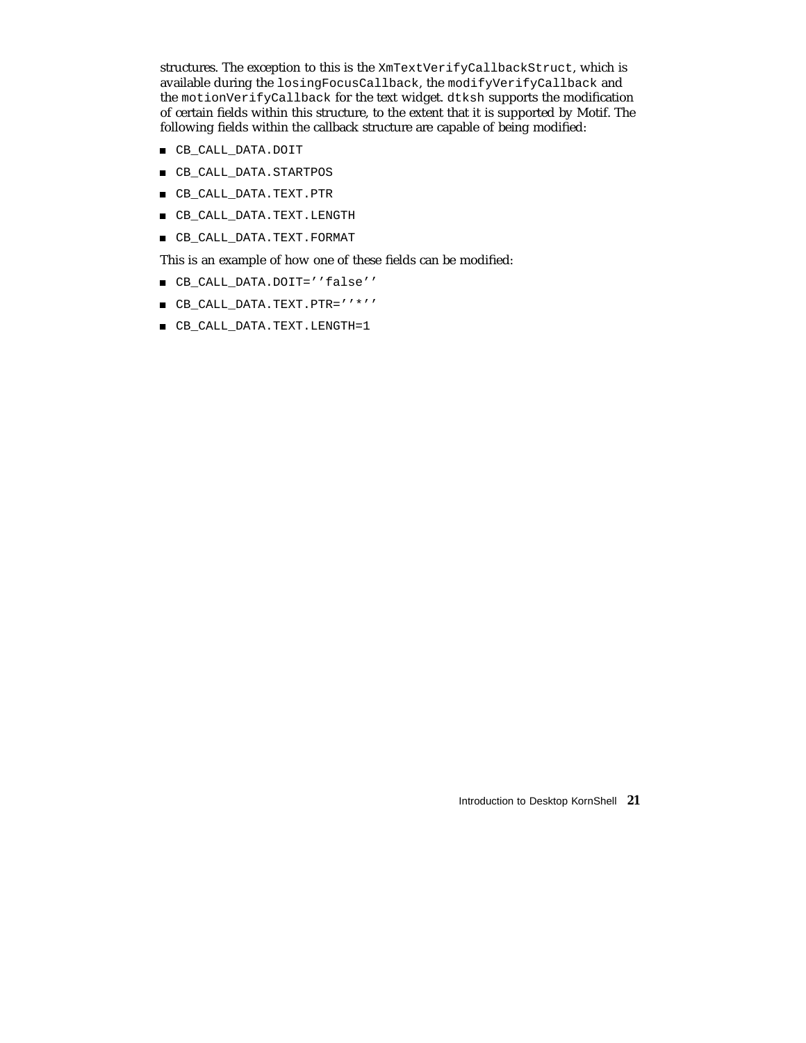structures. The exception to this is the `XmTextVerifyCallbackStruct`, which is available during the `losingFocusCallback`, the `modifyVerifyCallback` and the `motionVerifyCallback` for the text widget. `dtksh` supports the modification of certain fields within this structure, to the extent that it is supported by Motif. The following fields within the callback structure are capable of being modified:

- `CB_CALL_DATA.DOIT`
- `CB_CALL_DATA.STARTPOS`
- `CB_CALL_DATA.TEXT.PTR`
- `CB_CALL_DATA.TEXT.LENGTH`
- `CB_CALL_DATA.TEXT.FORMAT`

This is an example of how one of these fields can be modified:

- `CB_CALL_DATA.DOIT=’’false’’`
- `CB_CALL_DATA.TEXT.PTR=’’*’’`
- `CB_CALL_DATA.TEXT.LENGTH=1`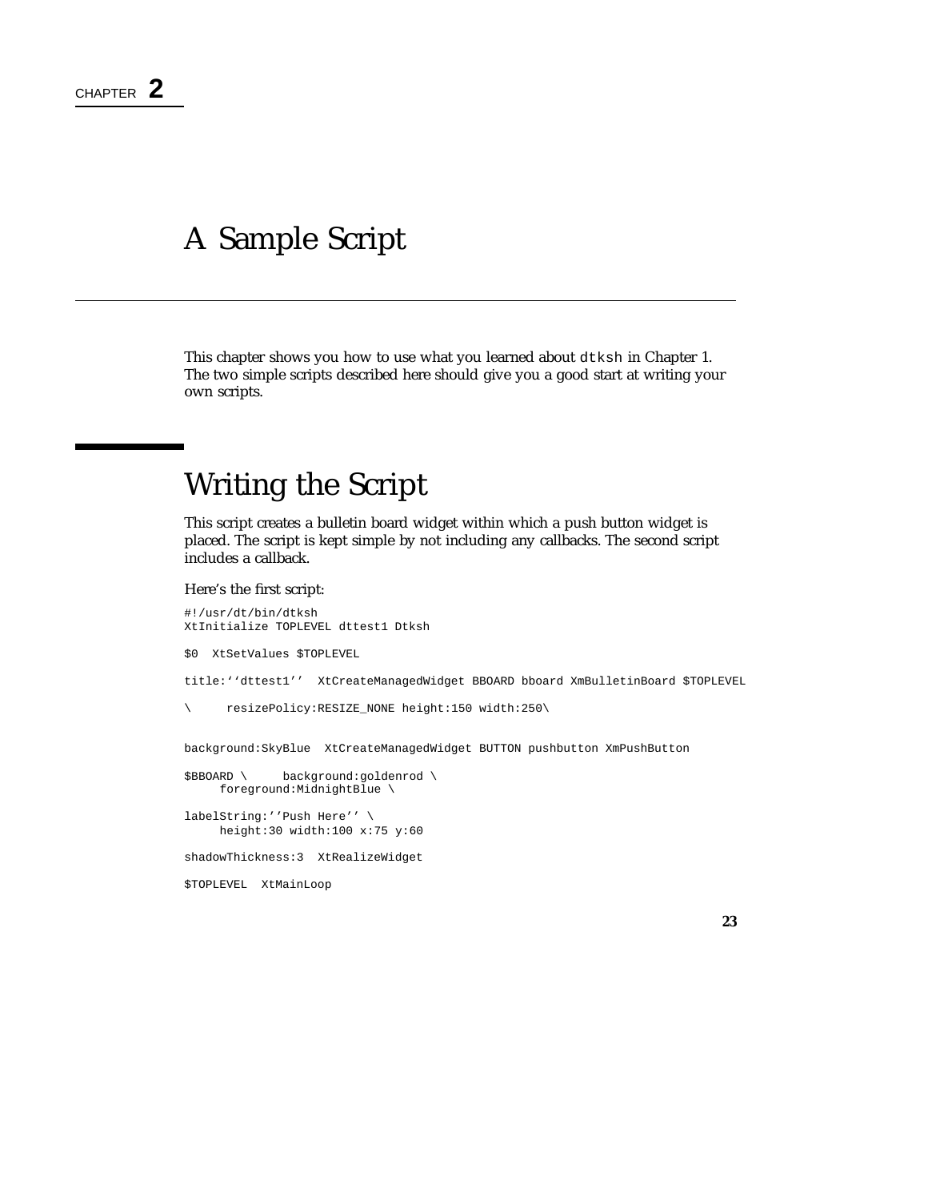# A Sample Script

This chapter shows you how to use what you learned about `dtksh` in Chapter 1. The two simple scripts described here should give you a good start at writing your own scripts.

## Writing the Script

This script creates a bulletin board widget within which a push button widget is placed. The script is kept simple by not including any callbacks. The second script includes a callback.

Here's the first script:

```
#!/usr/dt/bin/dtksh
XtInitialize TOPLEVEL dttest1 Dtksh

$0  XtSetValues $TOPLEVEL

title:‘‘dttest1’’  XtCreateManagedWidget BBOARD bboard XmBulletinBoard $TOPLEVEL

\     resizePolicy:RESIZE_NONE height:150 width:250\


background:SkyBlue  XtCreateManagedWidget BUTTON pushbutton XmPushButton

$BBOARD \     background:goldenrod \
     foreground:MidnightBlue \

labelString:’’Push Here’’ \
     height:30 width:100 x:75 y:60

shadowThickness:3  XtRealizeWidget

$TOPLEVEL  XtMainLoop
```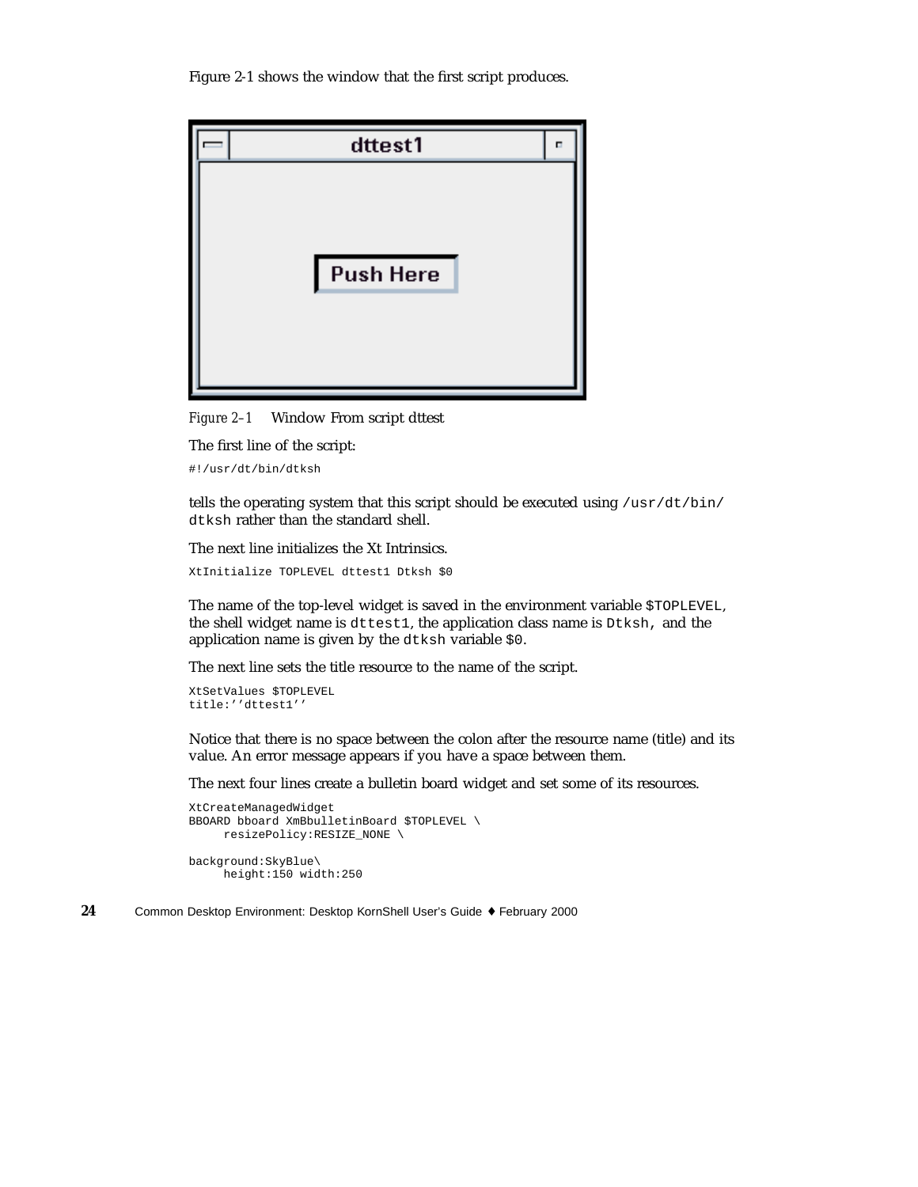Figure 2-1 shows the window that the first script produces.

*Figure 2–1* Window From script dttest

The first line of the script:

```
#!/usr/dt/bin/dtksh
```

tells the operating system that this script should be executed using `/usr/dt/bin/dtksh` rather than the standard shell.

The next line initializes the Xt Intrinsics.

```
XtInitialize TOPLEVEL dttest1 Dtksh $0
```

The name of the top-level widget is saved in the environment variable `$TOPLEVEL`, the shell widget name is `dttest1`, the application class name is `Dtksh`, and the application name is given by the `dtksh` variable `$0`.

The next line sets the title resource to the name of the script.

```
XtSetValues $TOPLEVEL
title:''dttest1''
```

Notice that there is no space between the colon after the resource name (title) and its value. An error message appears if you have a space between them.

The next four lines create a bulletin board widget and set some of its resources.

```
XtCreateManagedWidget
BBOARD bboard XmBbulletinBoard $TOPLEVEL \
     resizePolicy:RESIZE_NONE \

background:SkyBlue\
     height:150 width:250
```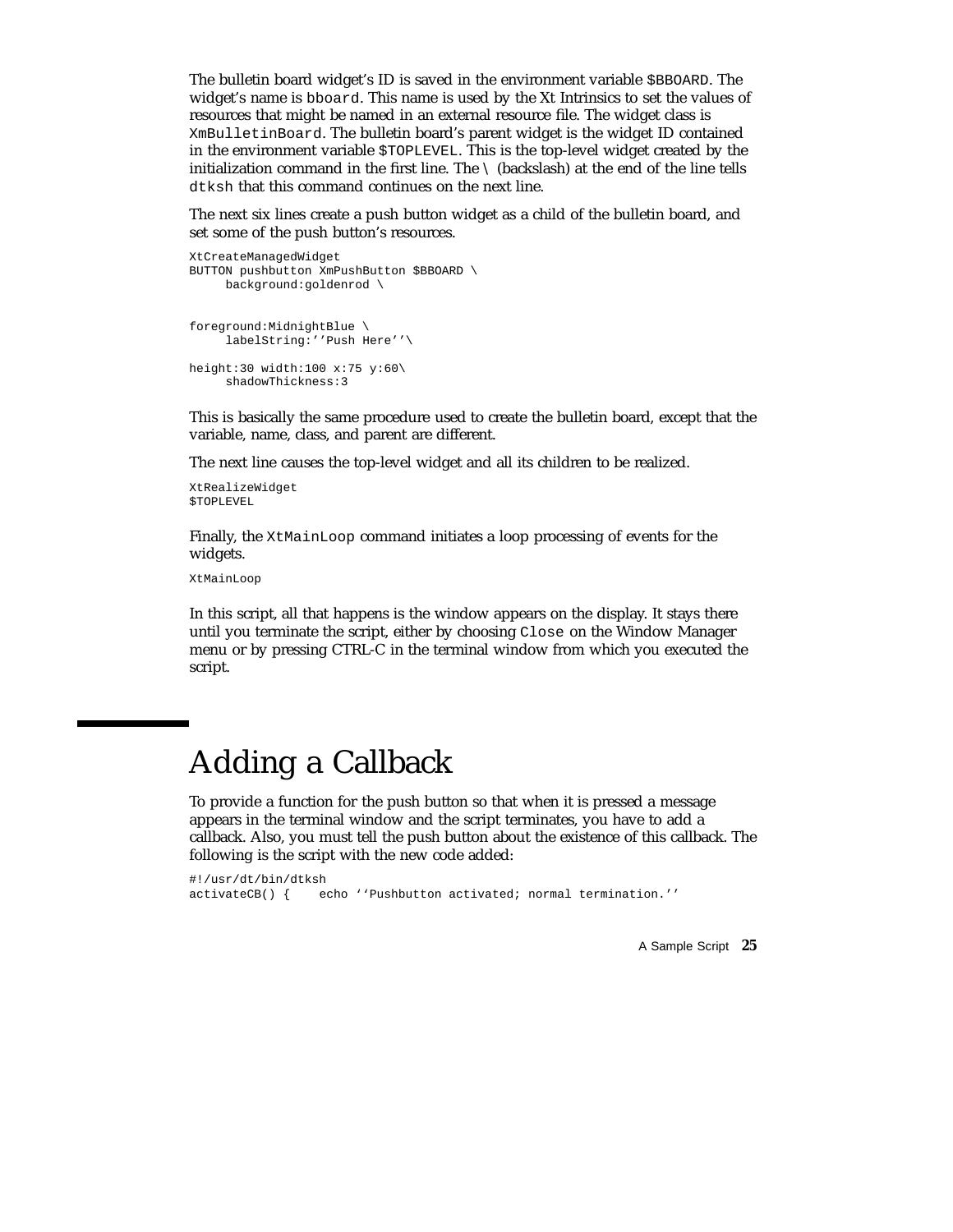The bulletin board widget's ID is saved in the environment variable `$BBOARD`. The widget's name is `bboard`. This name is used by the Xt Intrinsics to set the values of resources that might be named in an external resource file. The widget class is `XmBulletinBoard`. The bulletin board's parent widget is the widget ID contained in the environment variable `$TOPLEVEL`. This is the top-level widget created by the initialization command in the first line. The `\` (backslash) at the end of the line tells `dtksh` that this command continues on the next line.

The next six lines create a push button widget as a child of the bulletin board, and set some of the push button's resources.

```
XtCreateManagedWidget
BUTTON pushbutton XmPushButton $BBOARD \
     background:goldenrod \


foreground:MidnightBlue \
     labelString:''Push Here''\

height:30 width:100 x:75 y:60\
     shadowThickness:3
```

This is basically the same procedure used to create the bulletin board, except that the variable, name, class, and parent are different.

The next line causes the top-level widget and all its children to be realized.

```
XtRealizeWidget
$TOPLEVEL
```

Finally, the `XtMainLoop` command initiates a loop processing of events for the widgets.

```
XtMainLoop
```

In this script, all that happens is the window appears on the display. It stays there until you terminate the script, either by choosing `Close` on the Window Manager menu or by pressing CTRL-C in the terminal window from which you executed the script.

# Adding a Callback

To provide a function for the push button so that when it is pressed a message appears in the terminal window and the script terminates, you have to add a callback. Also, you must tell the push button about the existence of this callback. The following is the script with the new code added:

```
#!/usr/dt/bin/dtksh
activateCB() {    echo ''Pushbutton activated; normal termination.''
```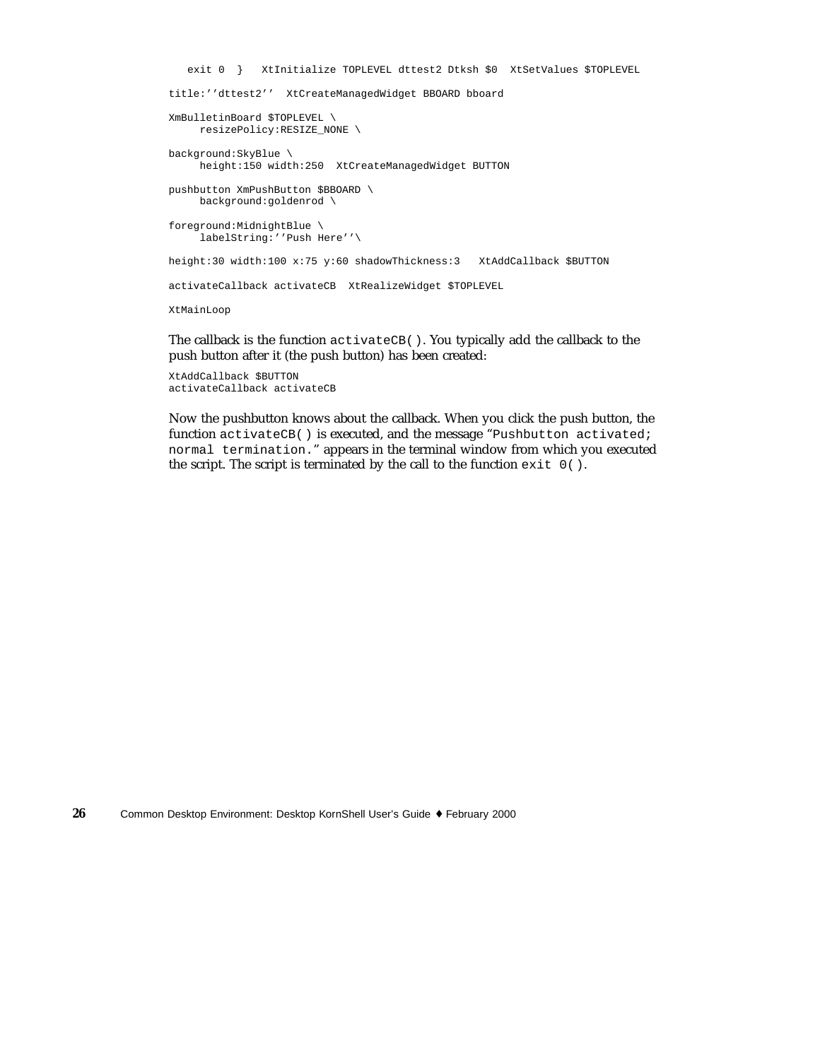```
   exit 0  }   XtInitialize TOPLEVEL dttest2 Dtksh $0  XtSetValues $TOPLEVEL

title:''dttest2''  XtCreateManagedWidget BBOARD bboard

XmBulletinBoard $TOPLEVEL \
     resizePolicy:RESIZE_NONE \

background:SkyBlue \
     height:150 width:250  XtCreateManagedWidget BUTTON

pushbutton XmPushButton $BBOARD \
     background:goldenrod \

foreground:MidnightBlue \
     labelString:''Push Here''\

height:30 width:100 x:75 y:60 shadowThickness:3   XtAddCallback $BUTTON

activateCallback activateCB  XtRealizeWidget $TOPLEVEL

XtMainLoop
```

The callback is the function `activateCB()`. You typically add the callback to the push button after it (the push button) has been created:

```
XtAddCallback $BUTTON
activateCallback activateCB
```

Now the pushbutton knows about the callback. When you click the push button, the function `activateCB()` is executed, and the message "`Pushbutton activated; normal termination.`" appears in the terminal window from which you executed the script. The script is terminated by the call to the function `exit 0()`.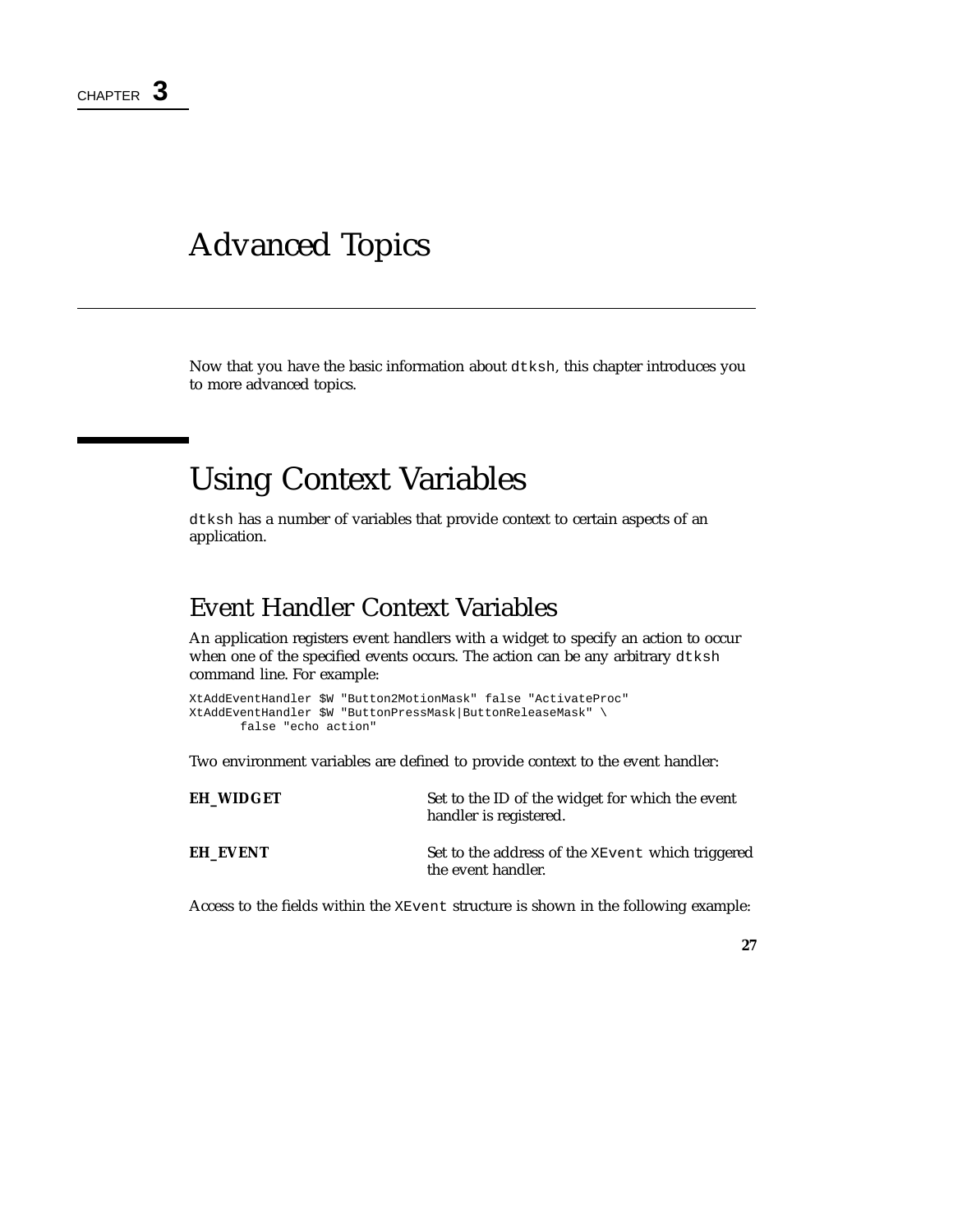CHAPTER **3**

# Advanced Topics

Now that you have the basic information about `dtksh`, this chapter introduces you to more advanced topics.

## Using Context Variables

`dtksh` has a number of variables that provide context to certain aspects of an application.

### Event Handler Context Variables

An application registers event handlers with a widget to specify an action to occur when one of the specified events occurs. The action can be any arbitrary `dtksh` command line. For example:

```
XtAddEventHandler $W "Button2MotionMask" false "ActivateProc"
XtAddEventHandler $W "ButtonPressMask|ButtonReleaseMask" \
       false "echo action"
```

Two environment variables are defined to provide context to the event handler:

**EH_WIDGET** — Set to the ID of the widget for which the event handler is registered.

**EH_EVENT** — Set to the address of the `XEvent` which triggered the event handler.

Access to the fields within the `XEvent` structure is shown in the following example: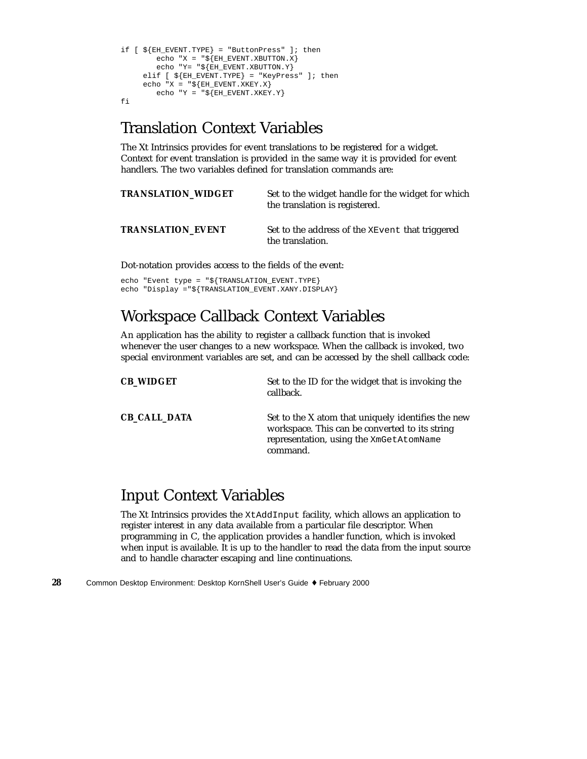```
if [ ${EH_EVENT.TYPE} = "ButtonPress" ]; then
        echo "X = "${EH_EVENT.XBUTTON.X}
        echo "Y= "${EH_EVENT.XBUTTON.Y}
     elif [ ${EH_EVENT.TYPE} = "KeyPress" ]; then
     echo "X = "${EH_EVENT.XKEY.X}
        echo "Y = "${EH_EVENT.XKEY.Y}
fi
```

## Translation Context Variables

The Xt Intrinsics provides for event translations to be registered for a widget. Context for event translation is provided in the same way it is provided for event handlers. The two variables defined for translation commands are:

**TRANSLATION_WIDGET** Set to the widget handle for the widget for which the translation is registered.

**TRANSLATION_EVENT** Set to the address of the `XEvent` that triggered the translation.

Dot-notation provides access to the fields of the event:

```
echo "Event type = "${TRANSLATION_EVENT.TYPE}
echo "Display ="${TRANSLATION_EVENT.XANY.DISPLAY}
```

## Workspace Callback Context Variables

An application has the ability to register a callback function that is invoked whenever the user changes to a new workspace. When the callback is invoked, two special environment variables are set, and can be accessed by the shell callback code:

**CB_WIDGET** Set to the ID for the widget that is invoking the callback.

**CB_CALL_DATA** Set to the X atom that uniquely identifies the new workspace. This can be converted to its string representation, using the `XmGetAtomName` command.

## Input Context Variables

The Xt Intrinsics provides the `XtAddInput` facility, which allows an application to register interest in any data available from a particular file descriptor. When programming in C, the application provides a handler function, which is invoked when input is available. It is up to the handler to read the data from the input source and to handle character escaping and line continuations.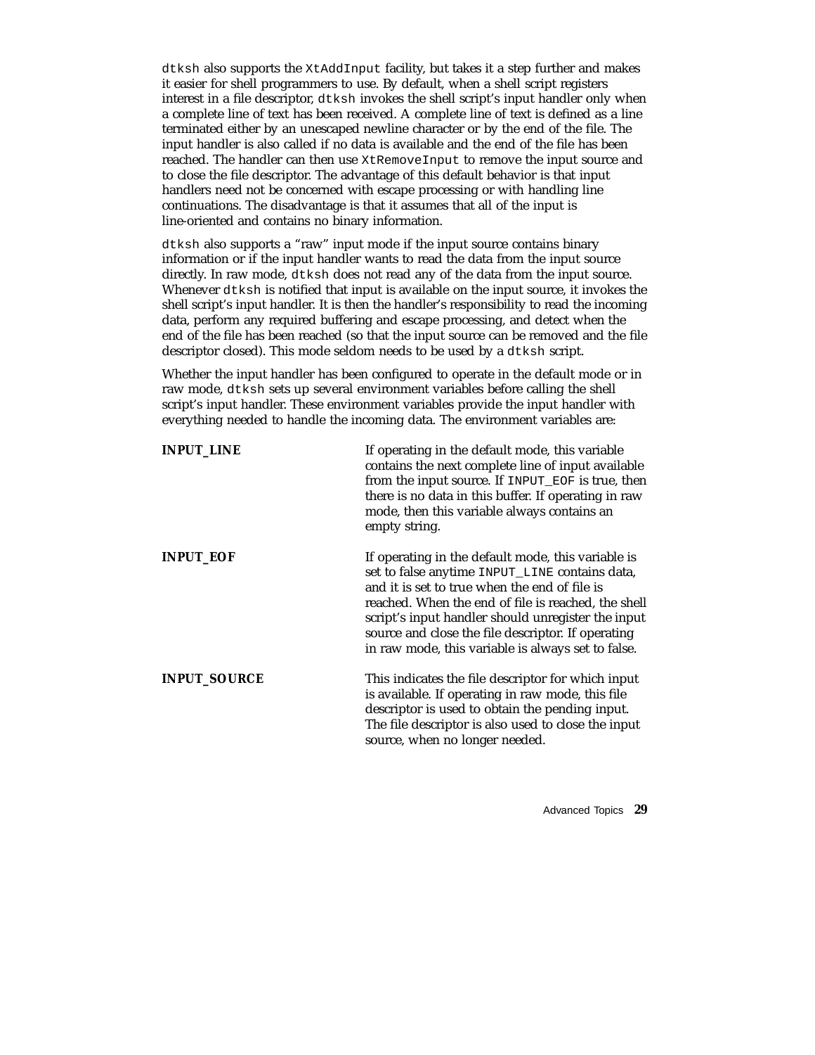`dtksh` also supports the `XtAddInput` facility, but takes it a step further and makes it easier for shell programmers to use. By default, when a shell script registers interest in a file descriptor, `dtksh` invokes the shell script's input handler only when a complete line of text has been received. A complete line of text is defined as a line terminated either by an unescaped newline character or by the end of the file. The input handler is also called if no data is available and the end of the file has been reached. The handler can then use `XtRemoveInput` to remove the input source and to close the file descriptor. The advantage of this default behavior is that input handlers need not be concerned with escape processing or with handling line continuations. The disadvantage is that it assumes that all of the input is line-oriented and contains no binary information.

`dtksh` also supports a "raw" input mode if the input source contains binary information or if the input handler wants to read the data from the input source directly. In raw mode, `dtksh` does not read any of the data from the input source. Whenever `dtksh` is notified that input is available on the input source, it invokes the shell script's input handler. It is then the handler's responsibility to read the incoming data, perform any required buffering and escape processing, and detect when the end of the file has been reached (so that the input source can be removed and the file descriptor closed). This mode seldom needs to be used by a `dtksh` script.

Whether the input handler has been configured to operate in the default mode or in raw mode, `dtksh` sets up several environment variables before calling the shell script's input handler. These environment variables provide the input handler with everything needed to handle the incoming data. The environment variables are:

**INPUT_LINE**
: If operating in the default mode, this variable contains the next complete line of input available from the input source. If `INPUT_EOF` is true, then there is no data in this buffer. If operating in raw mode, then this variable always contains an empty string.

**INPUT_EOF**
: If operating in the default mode, this variable is set to false anytime `INPUT_LINE` contains data, and it is set to true when the end of file is reached. When the end of file is reached, the shell script's input handler should unregister the input source and close the file descriptor. If operating in raw mode, this variable is always set to false.

**INPUT_SOURCE**
: This indicates the file descriptor for which input is available. If operating in raw mode, this file descriptor is used to obtain the pending input. The file descriptor is also used to close the input source, when no longer needed.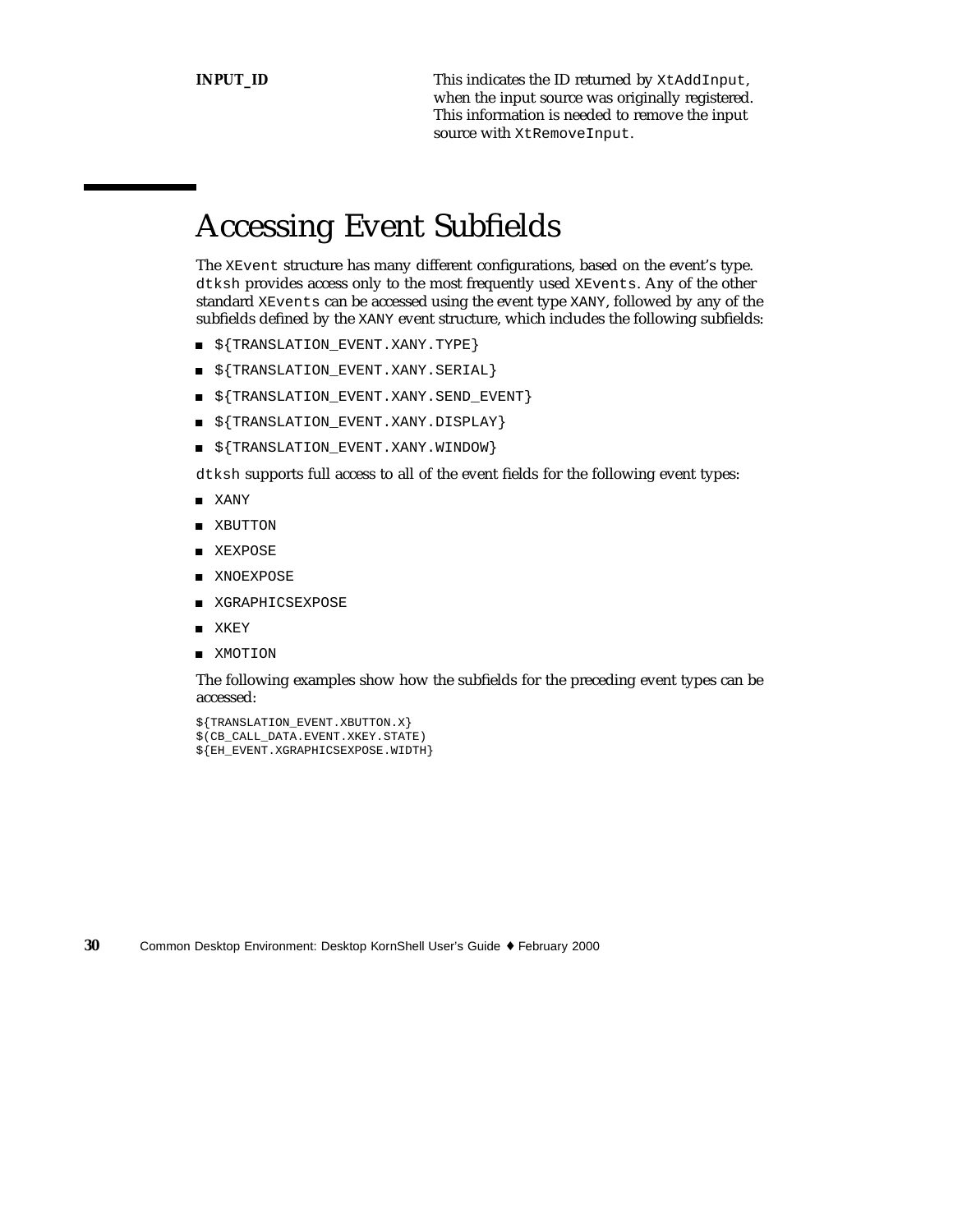**INPUT_ID** This indicates the ID returned by `XtAddInput`, when the input source was originally registered. This information is needed to remove the input source with `XtRemoveInput`.

# Accessing Event Subfields

The `XEvent` structure has many different configurations, based on the event's type. `dtksh` provides access only to the most frequently used `XEvents`. Any of the other standard `XEvents` can be accessed using the event type `XANY`, followed by any of the subfields defined by the `XANY` event structure, which includes the following subfields:

- `${TRANSLATION_EVENT.XANY.TYPE}`
- `${TRANSLATION_EVENT.XANY.SERIAL}`
- `${TRANSLATION_EVENT.XANY.SEND_EVENT}`
- `${TRANSLATION_EVENT.XANY.DISPLAY}`
- `${TRANSLATION_EVENT.XANY.WINDOW}`

`dtksh` supports full access to all of the event fields for the following event types:

- `XANY`
- `XBUTTON`
- `XEXPOSE`
- `XNOEXPOSE`
- `XGRAPHICSEXPOSE`
- `XKEY`
- `XMOTION`

The following examples show how the subfields for the preceding event types can be accessed:

```
${TRANSLATION_EVENT.XBUTTON.X}
$(CB_CALL_DATA.EVENT.XKEY.STATE)
${EH_EVENT.XGRAPHICSEXPOSE.WIDTH}
```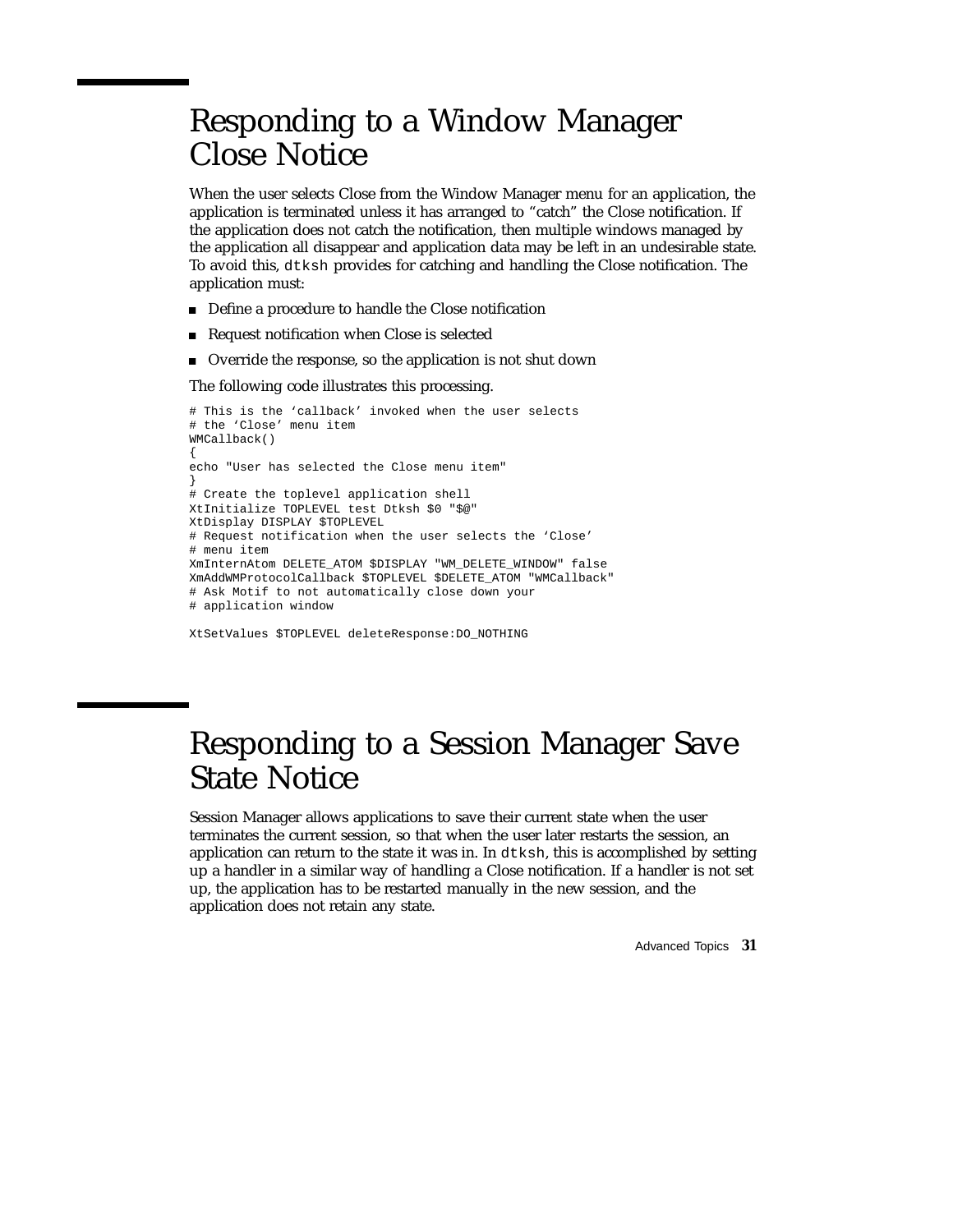# Responding to a Window Manager Close Notice

When the user selects Close from the Window Manager menu for an application, the application is terminated unless it has arranged to "catch" the Close notification. If the application does not catch the notification, then multiple windows managed by the application all disappear and application data may be left in an undesirable state. To avoid this, `dtksh` provides for catching and handling the Close notification. The application must:

- Define a procedure to handle the Close notification
- Request notification when Close is selected
- Override the response, so the application is not shut down

The following code illustrates this processing.

```
# This is the ‘callback’ invoked when the user selects
# the ‘Close’ menu item
WMCallback()
{
echo "User has selected the Close menu item"
}
# Create the toplevel application shell
XtInitialize TOPLEVEL test Dtksh $0 "$@"
XtDisplay DISPLAY $TOPLEVEL
# Request notification when the user selects the ‘Close’
# menu item
XmInternAtom DELETE_ATOM $DISPLAY "WM_DELETE_WINDOW" false
XmAddWMProtocolCallback $TOPLEVEL $DELETE_ATOM "WMCallback"
# Ask Motif to not automatically close down your
# application window

XtSetValues $TOPLEVEL deleteResponse:DO_NOTHING
```

# Responding to a Session Manager Save State Notice

Session Manager allows applications to save their current state when the user terminates the current session, so that when the user later restarts the session, an application can return to the state it was in. In `dtksh`, this is accomplished by setting up a handler in a similar way of handling a Close notification. If a handler is not set up, the application has to be restarted manually in the new session, and the application does not retain any state.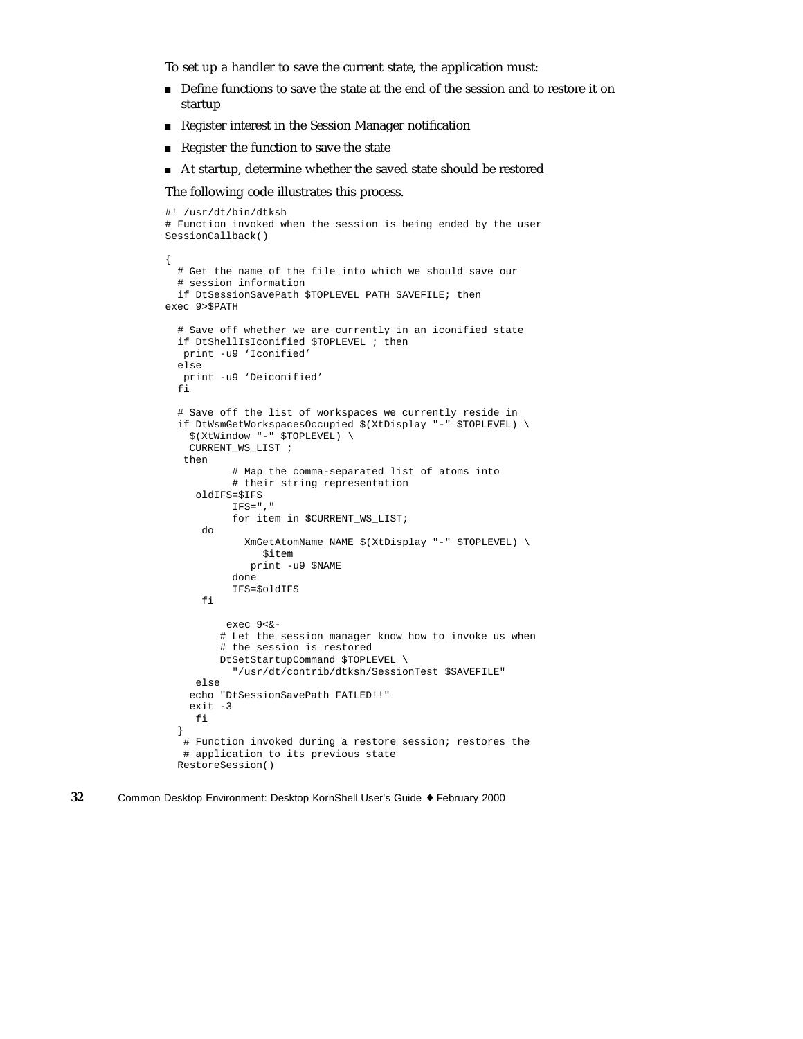To set up a handler to save the current state, the application must:

- Define functions to save the state at the end of the session and to restore it on startup
- Register interest in the Session Manager notification
- Register the function to save the state
- At startup, determine whether the saved state should be restored

The following code illustrates this process.

```
#! /usr/dt/bin/dtksh
# Function invoked when the session is being ended by the user
SessionCallback()

{
  # Get the name of the file into which we should save our
  # session information
  if DtSessionSavePath $TOPLEVEL PATH SAVEFILE; then
exec 9>$PATH

  # Save off whether we are currently in an iconified state
  if DtShellIsIconified $TOPLEVEL ; then
   print -u9 'Iconified'
  else
   print -u9 'Deiconified'
  fi

  # Save off the list of workspaces we currently reside in
  if DtWsmGetWorkspacesOccupied $(XtDisplay "-" $TOPLEVEL) \
    $(XtWindow "-" $TOPLEVEL) \
    CURRENT_WS_LIST ;
   then
           # Map the comma-separated list of atoms into
           # their string representation
     oldIFS=$IFS
           IFS=","
           for item in $CURRENT_WS_LIST;
      do
             XmGetAtomName NAME $(XtDisplay "-" $TOPLEVEL) \
                $item
              print -u9 $NAME
           done
           IFS=$oldIFS
      fi

          exec 9<&-
         # Let the session manager know how to invoke us when
         # the session is restored
         DtSetStartupCommand $TOPLEVEL \
           "/usr/dt/contrib/dtksh/SessionTest $SAVEFILE"
     else
    echo "DtSessionSavePath FAILED!!"
    exit -3
     fi
  }
   # Function invoked during a restore session; restores the
   # application to its previous state
  RestoreSession()
```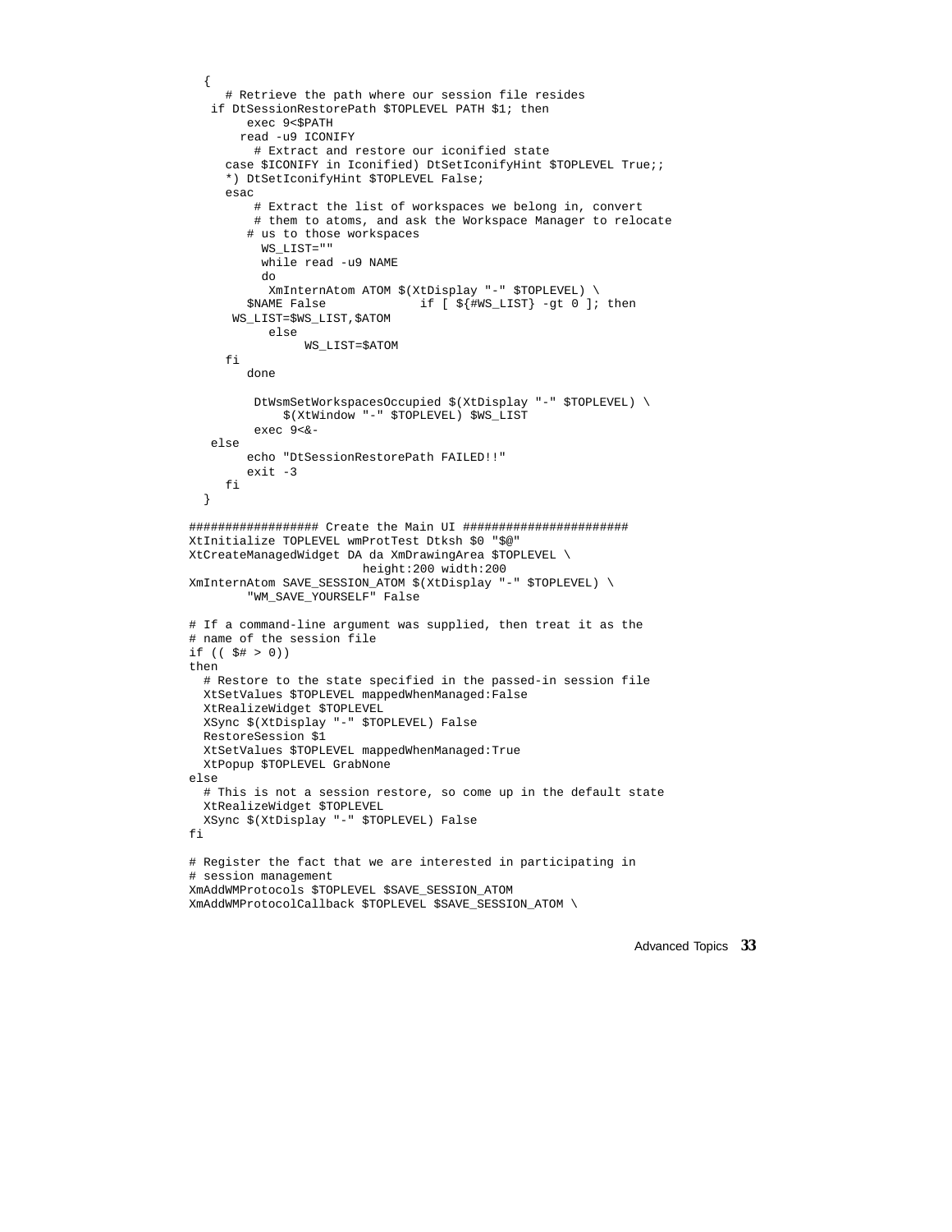```
  {
     # Retrieve the path where our session file resides
   if DtSessionRestorePath $TOPLEVEL PATH $1; then
        exec 9<$PATH
       read -u9 ICONIFY
          # Extract and restore our iconified state
     case $ICONIFY in Iconified) DtSetIconifyHint $TOPLEVEL True;;
     *) DtSetIconifyHint $TOPLEVEL False;
     esac
         # Extract the list of workspaces we belong in, convert
         # them to atoms, and ask the Workspace Manager to relocate
        # us to those workspaces
          WS_LIST=""
          while read -u9 NAME
          do
           XmInternAtom ATOM $(XtDisplay "-" $TOPLEVEL) \
        $NAME False             if [ ${#WS_LIST} -gt 0 ]; then
      WS_LIST=$WS_LIST,$ATOM
           else
                WS_LIST=$ATOM
     fi
        done

         DtWsmSetWorkspacesOccupied $(XtDisplay "-" $TOPLEVEL) \
             $(XtWindow "-" $TOPLEVEL) $WS_LIST
         exec 9<&-
   else
        echo "DtSessionRestorePath FAILED!!"
        exit -3
     fi
  }

################# Create the Main UI ######################
XtInitialize TOPLEVEL wmProtTest Dtksh $0 "$@"
XtCreateManagedWidget DA da XmDrawingArea $TOPLEVEL \
                        height:200 width:200
XmInternAtom SAVE_SESSION_ATOM $(XtDisplay "-" $TOPLEVEL) \
        "WM_SAVE_YOURSELF" False

# If a command-line argument was supplied, then treat it as the
# name of the session file
if (( $# > 0))
then
  # Restore to the state specified in the passed-in session file
  XtSetValues $TOPLEVEL mappedWhenManaged:False
  XtRealizeWidget $TOPLEVEL
  XSync $(XtDisplay "-" $TOPLEVEL) False
  RestoreSession $1
  XtSetValues $TOPLEVEL mappedWhenManaged:True
  XtPopup $TOPLEVEL GrabNone
else
  # This is not a session restore, so come up in the default state
  XtRealizeWidget $TOPLEVEL
  XSync $(XtDisplay "-" $TOPLEVEL) False
fi

# Register the fact that we are interested in participating in
# session management
XmAddWMProtocols $TOPLEVEL $SAVE_SESSION_ATOM
XmAddWMProtocolCallback $TOPLEVEL $SAVE_SESSION_ATOM \
```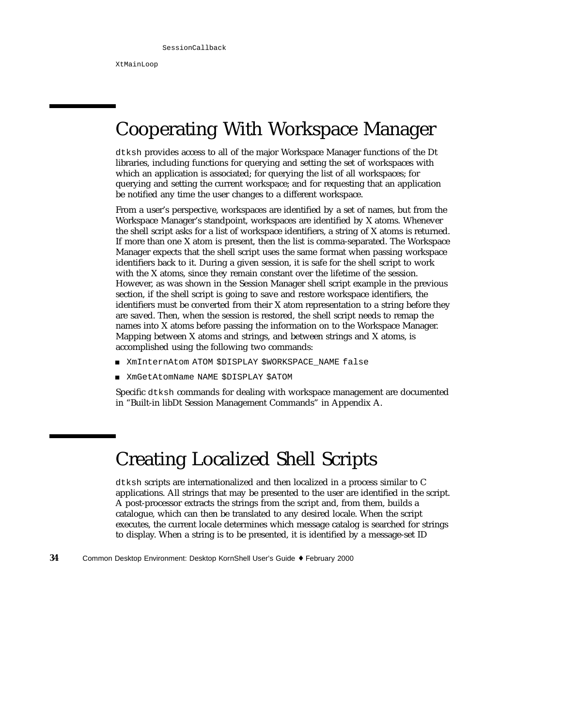```
        SessionCallback
XtMainLoop
```

# Cooperating With Workspace Manager

`dtksh` provides access to all of the major Workspace Manager functions of the Dt libraries, including functions for querying and setting the set of workspaces with which an application is associated; for querying the list of all workspaces; for querying and setting the current workspace; and for requesting that an application be notified any time the user changes to a different workspace.

From a user's perspective, workspaces are identified by a set of names, but from the Workspace Manager's standpoint, workspaces are identified by X atoms. Whenever the shell script asks for a list of workspace identifiers, a string of X atoms is returned. If more than one X atom is present, then the list is comma-separated. The Workspace Manager expects that the shell script uses the same format when passing workspace identifiers back to it. During a given session, it is safe for the shell script to work with the X atoms, since they remain constant over the lifetime of the session. However, as was shown in the Session Manager shell script example in the previous section, if the shell script is going to save and restore workspace identifiers, the identifiers must be converted from their X atom representation to a string before they are saved. Then, when the session is restored, the shell script needs to remap the names into X atoms before passing the information on to the Workspace Manager. Mapping between X atoms and strings, and between strings and X atoms, is accomplished using the following two commands:

- `XmInternAtom` ATOM `$DISPLAY $WORKSPACE_NAME false`
- `XmGetAtomName` NAME `$DISPLAY $ATOM`

Specific `dtksh` commands for dealing with workspace management are documented in "Built-in libDt Session Management Commands" in Appendix A.

# Creating Localized Shell Scripts

`dtksh` scripts are internationalized and then localized in a process similar to C applications. All strings that may be presented to the user are identified in the script. A post-processor extracts the strings from the script and, from them, builds a catalogue, which can then be translated to any desired locale. When the script executes, the current locale determines which message catalog is searched for strings to display. When a string is to be presented, it is identified by a message-set ID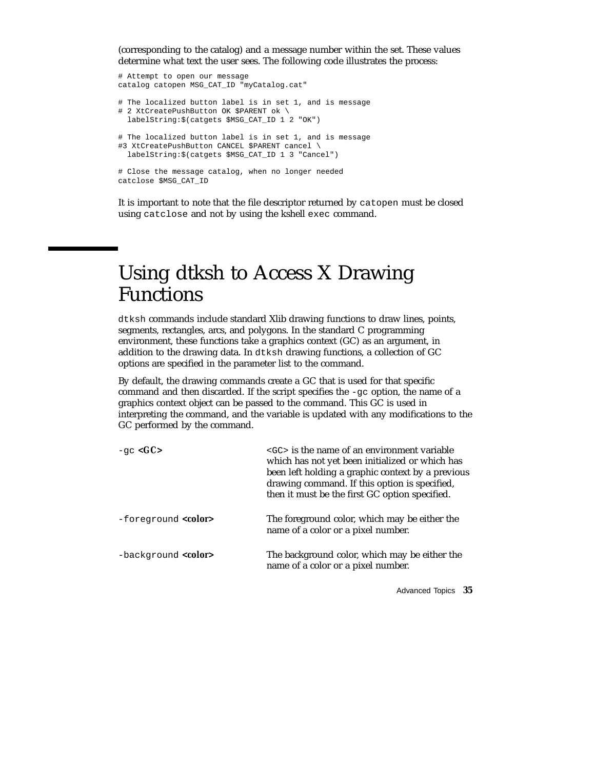(corresponding to the catalog) and a message number within the set. These values determine what text the user sees. The following code illustrates the process:

```
# Attempt to open our message
catalog catopen MSG_CAT_ID "myCatalog.cat"

# The localized button label is in set 1, and is message
# 2 XtCreatePushButton OK $PARENT ok \
  labelString:$(catgets $MSG_CAT_ID 1 2 "OK")

# The localized button label is in set 1, and is message
#3 XtCreatePushButton CANCEL $PARENT cancel \
  labelString:$(catgets $MSG_CAT_ID 1 3 "Cancel")

# Close the message catalog, when no longer needed
catclose $MSG_CAT_ID
```

It is important to note that the file descriptor returned by `catopen` must be closed using `catclose` and not by using the kshell `exec` command.

# Using dtksh to Access X Drawing Functions

`dtksh` commands include standard Xlib drawing functions to draw lines, points, segments, rectangles, arcs, and polygons. In the standard C programming environment, these functions take a graphics context (GC) as an argument, in addition to the drawing data. In `dtksh` drawing functions, a collection of GC options are specified in the parameter list to the command.

By default, the drawing commands create a GC that is used for that specific command and then discarded. If the script specifies the `-gc` option, the name of a graphics context object can be passed to the command. This GC is used in interpreting the command, and the variable is updated with any modifications to the GC performed by the command.

| | |
|---|---|
| `-gc` **<GC>** | `<GC>` is the name of an environment variable which has not yet been initialized or which has been left holding a graphic context by a previous drawing command. If this option is specified, then it must be the first GC option specified. |
| `-foreground` **<color>** | The foreground color, which may be either the name of a color or a pixel number. |
| `-background` **<color>** | The background color, which may be either the name of a color or a pixel number. |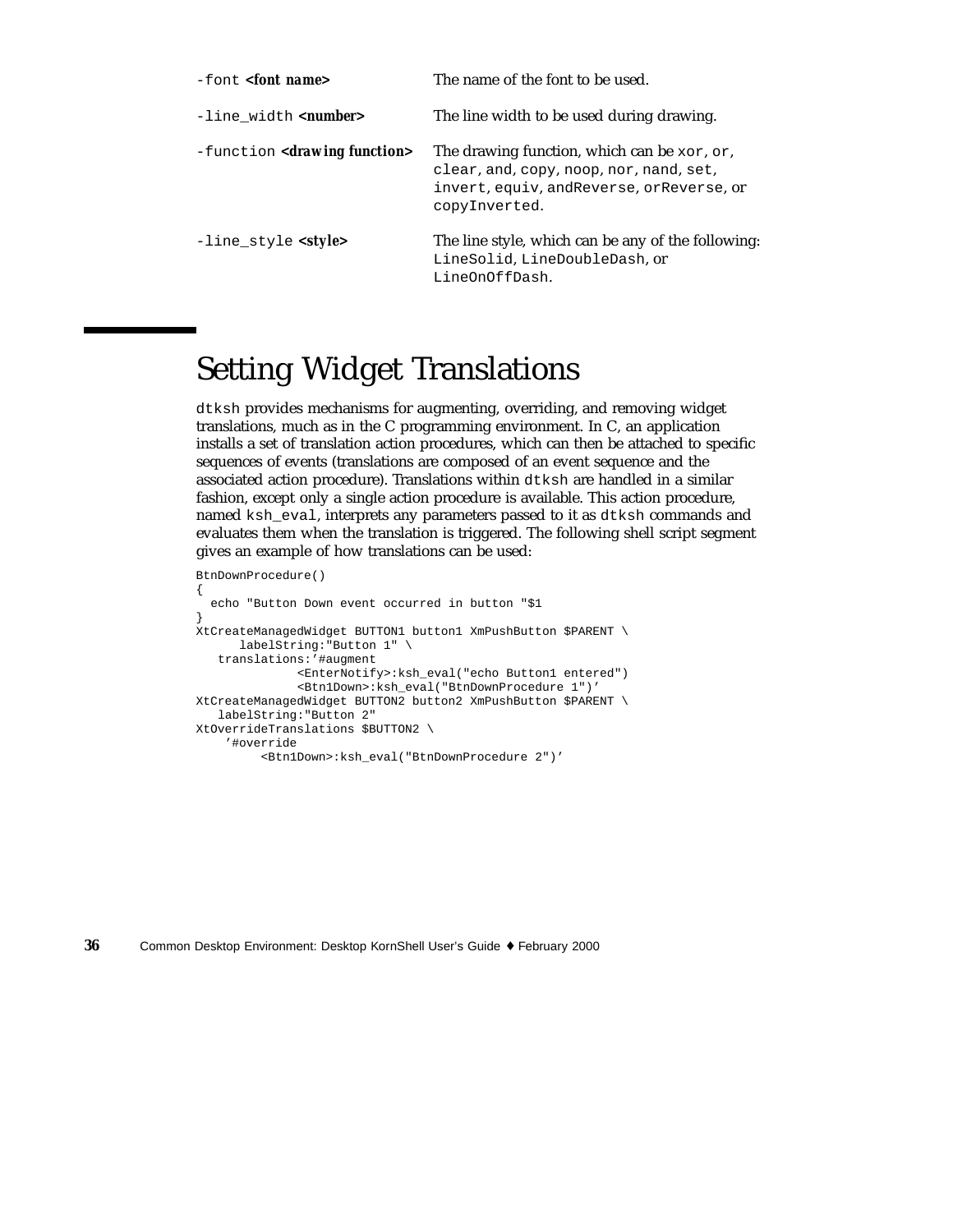| | |
|---|---|
| `-font` **<font name>** | The name of the font to be used. |
| `-line_width` **<number>** | The line width to be used during drawing. |
| `-function` **<drawing function>** | The drawing function, which can be `xor`, `or`, `clear`, `and`, `copy`, `noop`, `nor`, `nand`, `set`, `invert`, `equiv`, `andReverse`, `orReverse`, or `copyInverted`. |
| `-line_style` **<style>** | The line style, which can be any of the following: `LineSolid`, `LineDoubleDash`, or `LineOnOffDash`. |

## Setting Widget Translations

`dtksh` provides mechanisms for augmenting, overriding, and removing widget translations, much as in the C programming environment. In C, an application installs a set of translation action procedures, which can then be attached to specific sequences of events (translations are composed of an event sequence and the associated action procedure). Translations within `dtksh` are handled in a similar fashion, except only a single action procedure is available. This action procedure, named `ksh_eval`, interprets any parameters passed to it as `dtksh` commands and evaluates them when the translation is triggered. The following shell script segment gives an example of how translations can be used:

```
BtnDownProcedure()
{
  echo "Button Down event occurred in button "$1
}
XtCreateManagedWidget BUTTON1 button1 XmPushButton $PARENT \
      labelString:"Button 1" \
   translations:'#augment
             <EnterNotify>:ksh_eval("echo Button1 entered")
             <Btn1Down>:ksh_eval("BtnDownProcedure 1")'
XtCreateManagedWidget BUTTON2 button2 XmPushButton $PARENT \
   labelString:"Button 2"
XtOverrideTranslations $BUTTON2 \
    '#override
         <Btn1Down>:ksh_eval("BtnDownProcedure 2")'
```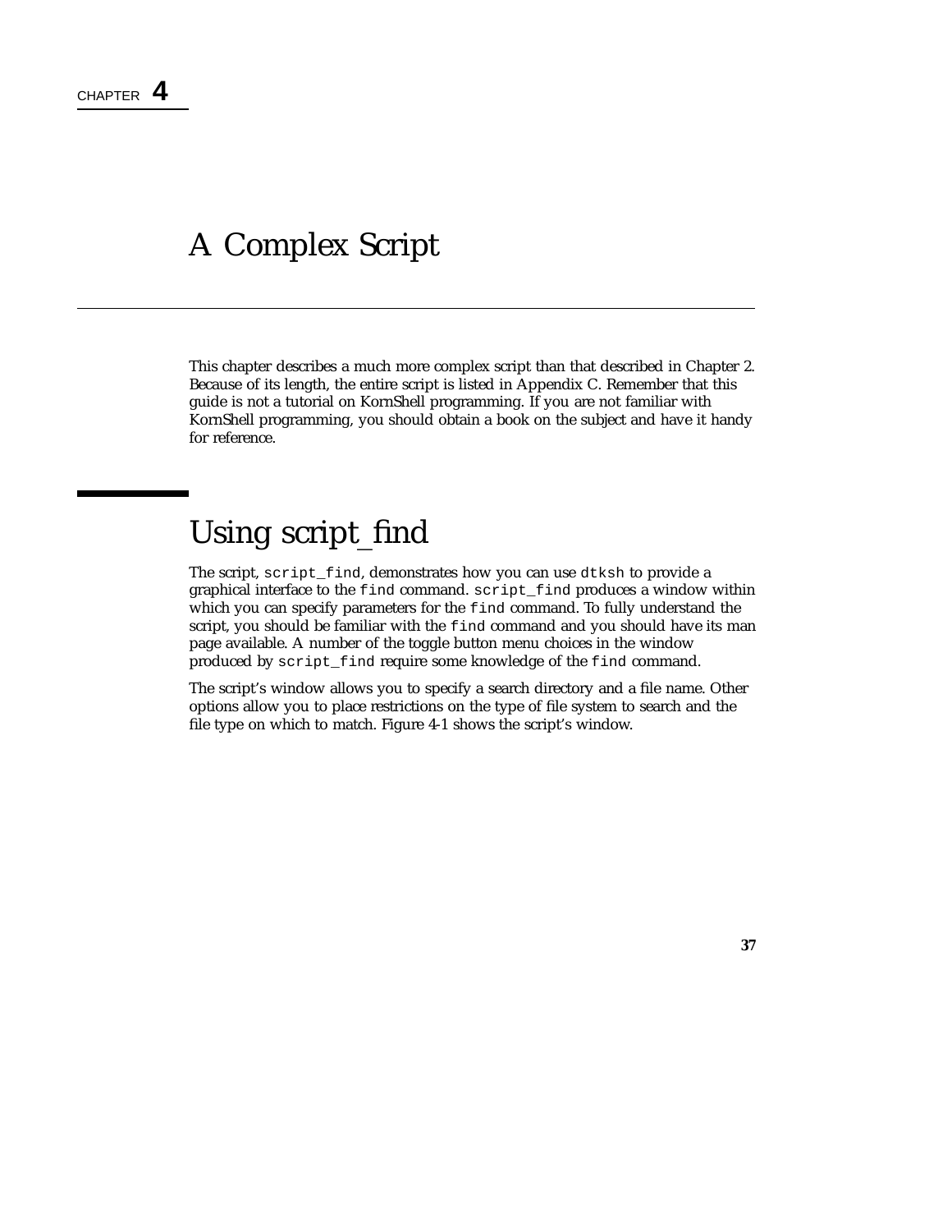CHAPTER 4

# A Complex Script

This chapter describes a much more complex script than that described in Chapter 2. Because of its length, the entire script is listed in Appendix C. Remember that this guide is not a tutorial on KornShell programming. If you are not familiar with KornShell programming, you should obtain a book on the subject and have it handy for reference.

## Using script_find

The script, `script_find`, demonstrates how you can use `dtksh` to provide a graphical interface to the `find` command. `script_find` produces a window within which you can specify parameters for the `find` command. To fully understand the script, you should be familiar with the `find` command and you should have its man page available. A number of the toggle button menu choices in the window produced by `script_find` require some knowledge of the `find` command.

The script's window allows you to specify a search directory and a file name. Other options allow you to place restrictions on the type of file system to search and the file type on which to match. Figure 4-1 shows the script's window.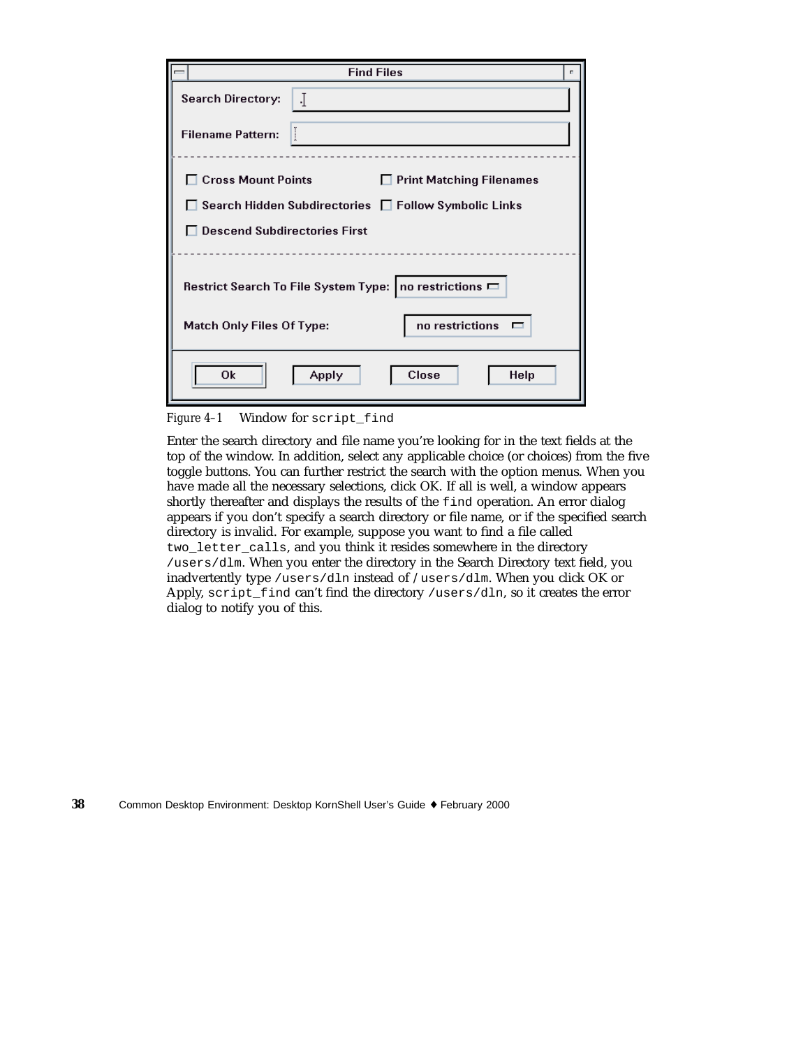*Figure 4–1* Window for `script_find`

Enter the search directory and file name you're looking for in the text fields at the top of the window. In addition, select any applicable choice (or choices) from the five toggle buttons. You can further restrict the search with the option menus. When you have made all the necessary selections, click OK. If all is well, a window appears shortly thereafter and displays the results of the `find` operation. An error dialog appears if you don't specify a search directory or file name, or if the specified search directory is invalid. For example, suppose you want to find a file called `two_letter_calls`, and you think it resides somewhere in the directory `/users/dlm`. When you enter the directory in the Search Directory text field, you inadvertently type `/users/dln` instead of `/users/dlm`. When you click OK or Apply, `script_find` can't find the directory `/users/dln`, so it creates the error dialog to notify you of this.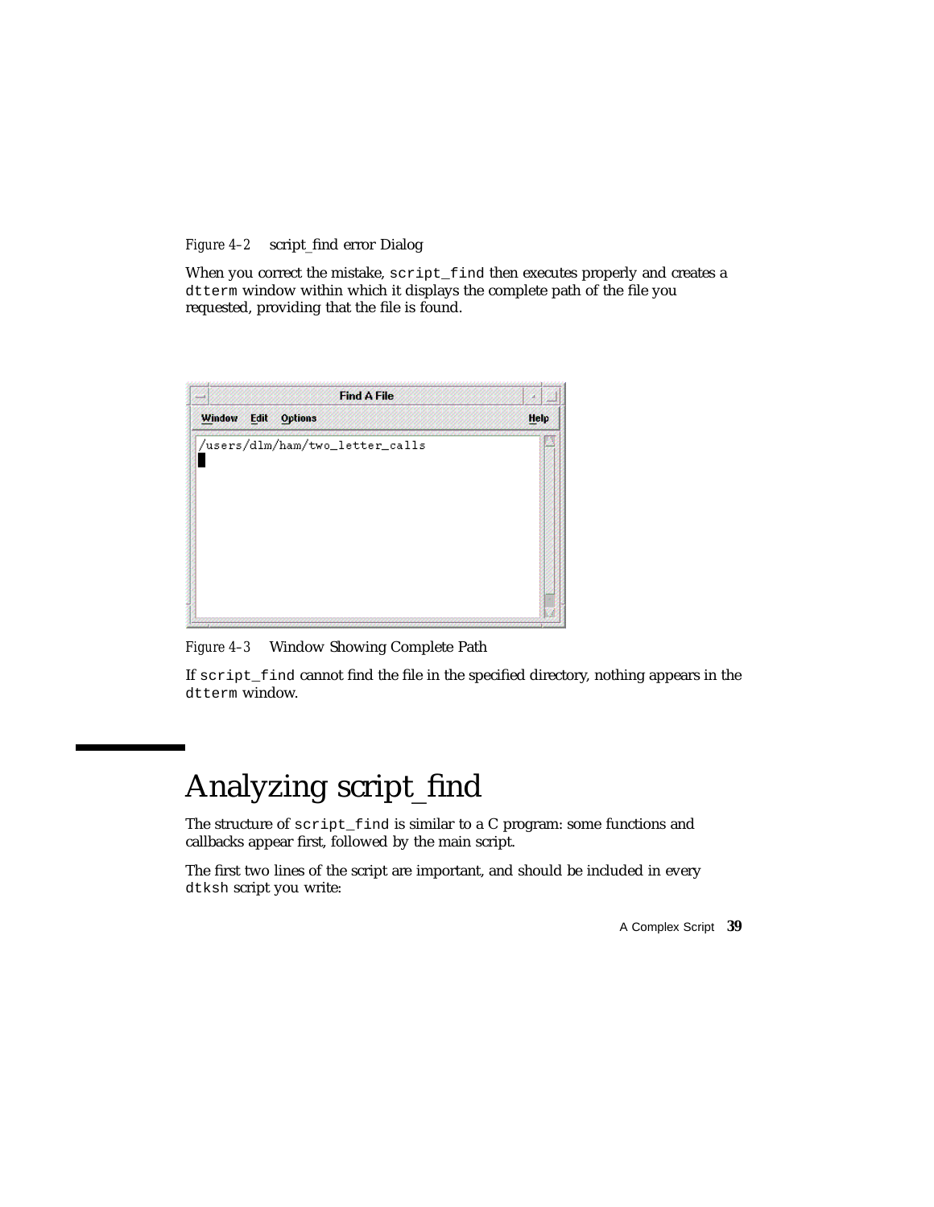*Figure 4–2* script_find error Dialog

When you correct the mistake, `script_find` then executes properly and creates a `dtterm` window within which it displays the complete path of the file you requested, providing that the file is found.

*Figure 4–3* Window Showing Complete Path

If `script_find` cannot find the file in the specified directory, nothing appears in the `dtterm` window.

# Analyzing script_find

The structure of `script_find` is similar to a C program: some functions and callbacks appear first, followed by the main script.

The first two lines of the script are important, and should be included in every `dtksh` script you write: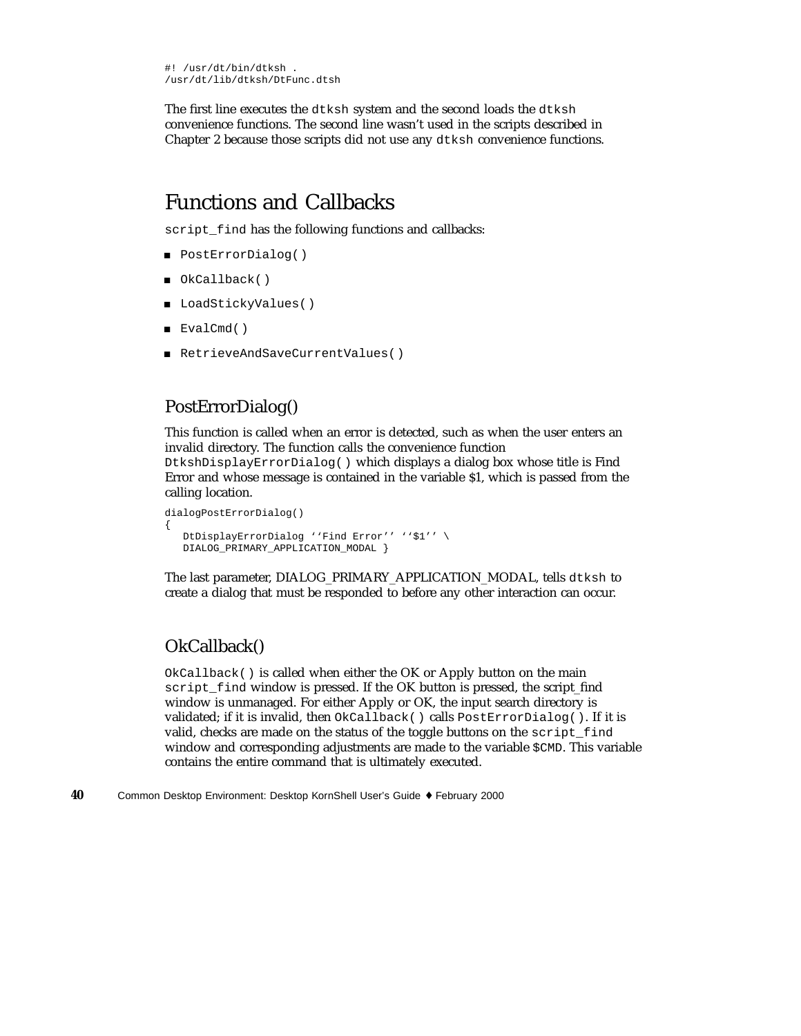```
#! /usr/dt/bin/dtksh .
/usr/dt/lib/dtksh/DtFunc.dtsh
```

The first line executes the `dtksh` system and the second loads the `dtksh` convenience functions. The second line wasn't used in the scripts described in Chapter 2 because those scripts did not use any `dtksh` convenience functions.

## Functions and Callbacks

`script_find` has the following functions and callbacks:

- `PostErrorDialog()`
- `OkCallback()`
- `LoadStickyValues()`
- `EvalCmd()`
- `RetrieveAndSaveCurrentValues()`

### PostErrorDialog()

This function is called when an error is detected, such as when the user enters an invalid directory. The function calls the convenience function `DtkshDisplayErrorDialog()` which displays a dialog box whose title is Find Error and whose message is contained in the variable $1, which is passed from the calling location.

```
dialogPostErrorDialog()
{
   DtDisplayErrorDialog ''Find Error'' ''$1'' \
   DIALOG_PRIMARY_APPLICATION_MODAL }
```

The last parameter, DIALOG_PRIMARY_APPLICATION_MODAL, tells `dtksh` to create a dialog that must be responded to before any other interaction can occur.

### OkCallback()

`OkCallback()` is called when either the OK or Apply button on the main `script_find` window is pressed. If the OK button is pressed, the script_find window is unmanaged. For either Apply or OK, the input search directory is validated; if it is invalid, then `OkCallback()` calls `PostErrorDialog()`. If it is valid, checks are made on the status of the toggle buttons on the `script_find` window and corresponding adjustments are made to the variable `$CMD`. This variable contains the entire command that is ultimately executed.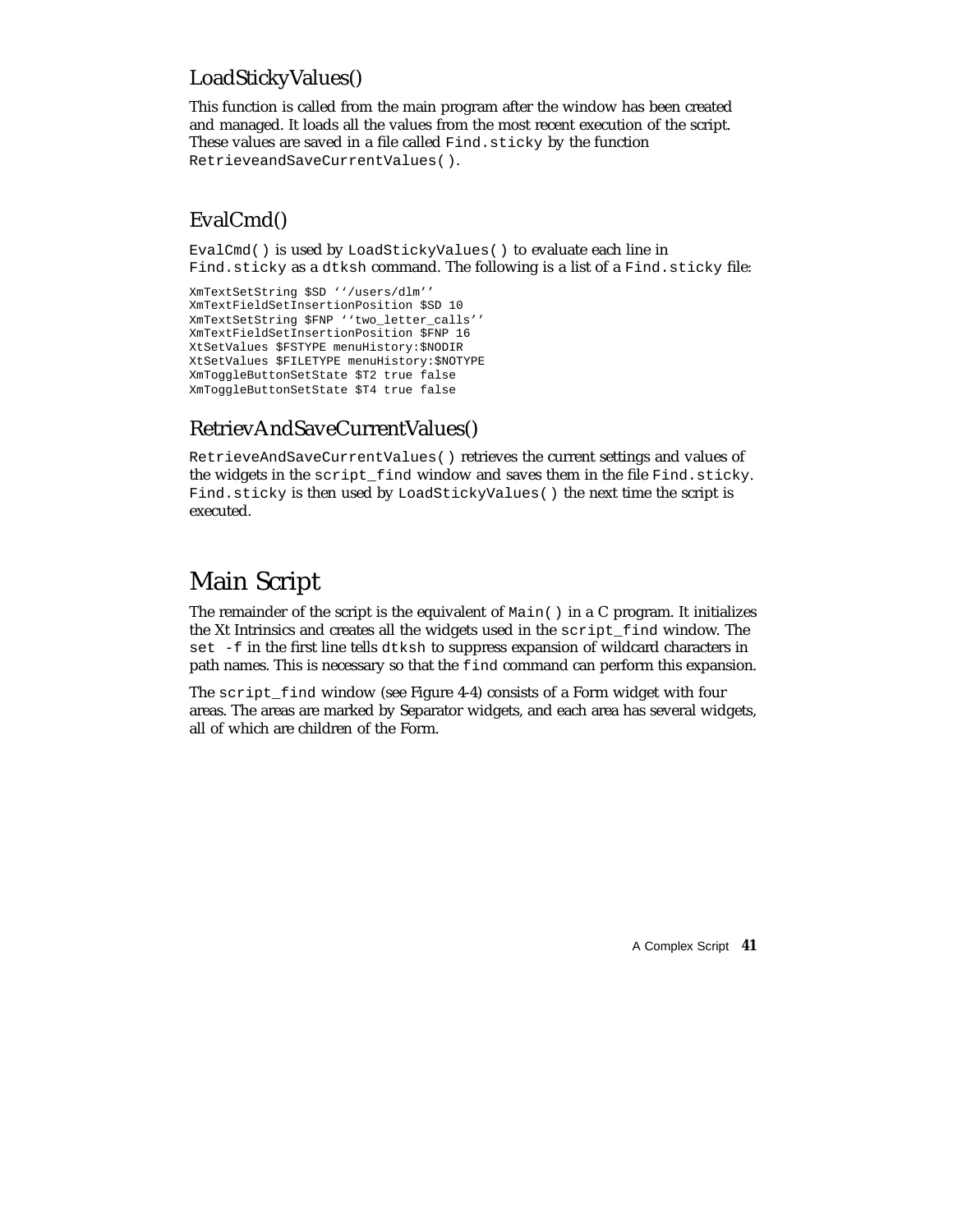### LoadStickyValues()

This function is called from the main program after the window has been created and managed. It loads all the values from the most recent execution of the script. These values are saved in a file called `Find.sticky` by the function `RetrieveandSaveCurrentValues()`.

### EvalCmd()

`EvalCmd()` is used by `LoadStickyValues()` to evaluate each line in `Find.sticky` as a `dtksh` command. The following is a list of a `Find.sticky` file:

```
XmTextSetString $SD ‘‘/users/dlm’’
XmTextFieldSetInsertionPosition $SD 10
XmTextSetString $FNP ‘‘two_letter_calls’’
XmTextFieldSetInsertionPosition $FNP 16
XtSetValues $FSTYPE menuHistory:$NODIR
XtSetValues $FILETYPE menuHistory:$NOTYPE
XmToggleButtonSetState $T2 true false
XmToggleButtonSetState $T4 true false
```

### RetrievAndSaveCurrentValues()

`RetrieveAndSaveCurrentValues()` retrieves the current settings and values of the widgets in the `script_find` window and saves them in the file `Find.sticky`. `Find.sticky` is then used by `LoadStickyValues()` the next time the script is executed.

## Main Script

The remainder of the script is the equivalent of `Main()` in a C program. It initializes the Xt Intrinsics and creates all the widgets used in the `script_find` window. The `set -f` in the first line tells `dtksh` to suppress expansion of wildcard characters in path names. This is necessary so that the `find` command can perform this expansion.

The `script_find` window (see Figure 4-4) consists of a Form widget with four areas. The areas are marked by Separator widgets, and each area has several widgets, all of which are children of the Form.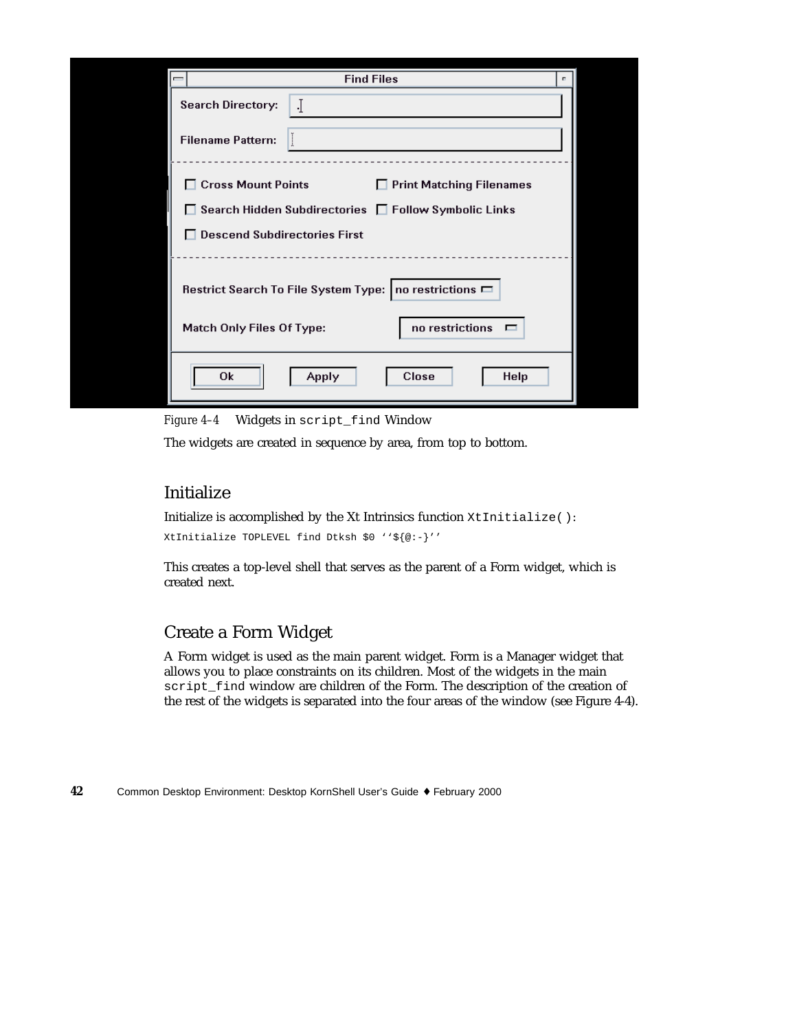*Figure 4–4* Widgets in `script_find` Window

The widgets are created in sequence by area, from top to bottom.

## Initialize

Initialize is accomplished by the Xt Intrinsics function `XtInitialize()`:

```
XtInitialize TOPLEVEL find Dtksh $0 ''${@:-}''
```

This creates a top-level shell that serves as the parent of a Form widget, which is created next.

## Create a Form Widget

A Form widget is used as the main parent widget. Form is a Manager widget that allows you to place constraints on its children. Most of the widgets in the main `script_find` window are children of the Form. The description of the creation of the rest of the widgets is separated into the four areas of the window (see Figure 4-4).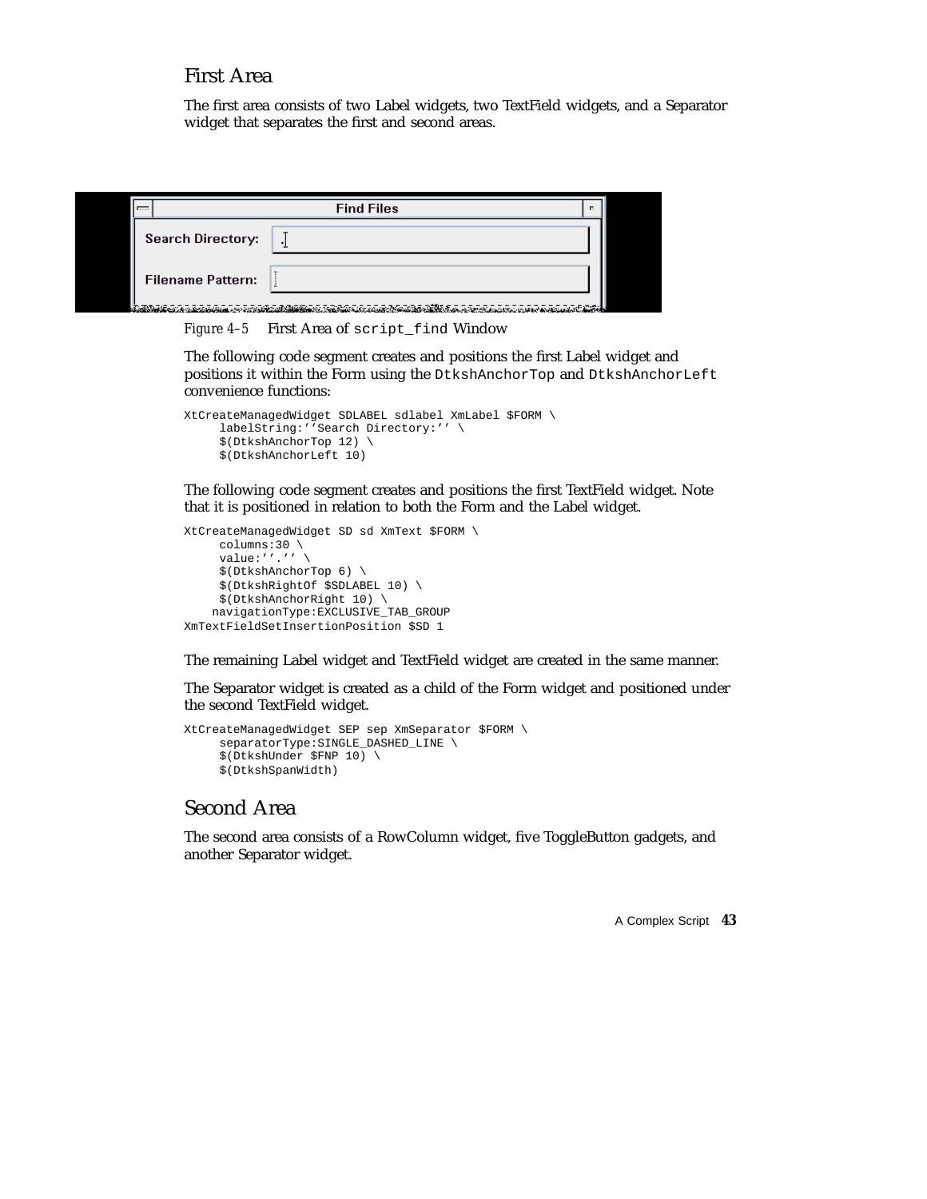## First Area

The first area consists of two Label widgets, two TextField widgets, and a Separator widget that separates the first and second areas.

*Figure 4–5* First Area of `script_find` Window

The following code segment creates and positions the first Label widget and positions it within the Form using the `DtkshAnchorTop` and `DtkshAnchorLeft` convenience functions:

```
XtCreateManagedWidget SDLABEL sdlabel XmLabel $FORM \
     labelString:''Search Directory:'' \
     $(DtkshAnchorTop 12) \
     $(DtkshAnchorLeft 10)
```

The following code segment creates and positions the first TextField widget. Note that it is positioned in relation to both the Form and the Label widget.

```
XtCreateManagedWidget SD sd XmText $FORM \
     columns:30 \
     value:''.'' \
     $(DtkshAnchorTop 6) \
     $(DtkshRightOf $SDLABEL 10) \
     $(DtkshAnchorRight 10) \
    navigationType:EXCLUSIVE_TAB_GROUP
XmTextFieldSetInsertionPosition $SD 1
```

The remaining Label widget and TextField widget are created in the same manner.

The Separator widget is created as a child of the Form widget and positioned under the second TextField widget.

```
XtCreateManagedWidget SEP sep XmSeparator $FORM \
     separatorType:SINGLE_DASHED_LINE \
     $(DtkshUnder $FNP 10) \
     $(DtkshSpanWidth)
```

## Second Area

The second area consists of a RowColumn widget, five ToggleButton gadgets, and another Separator widget.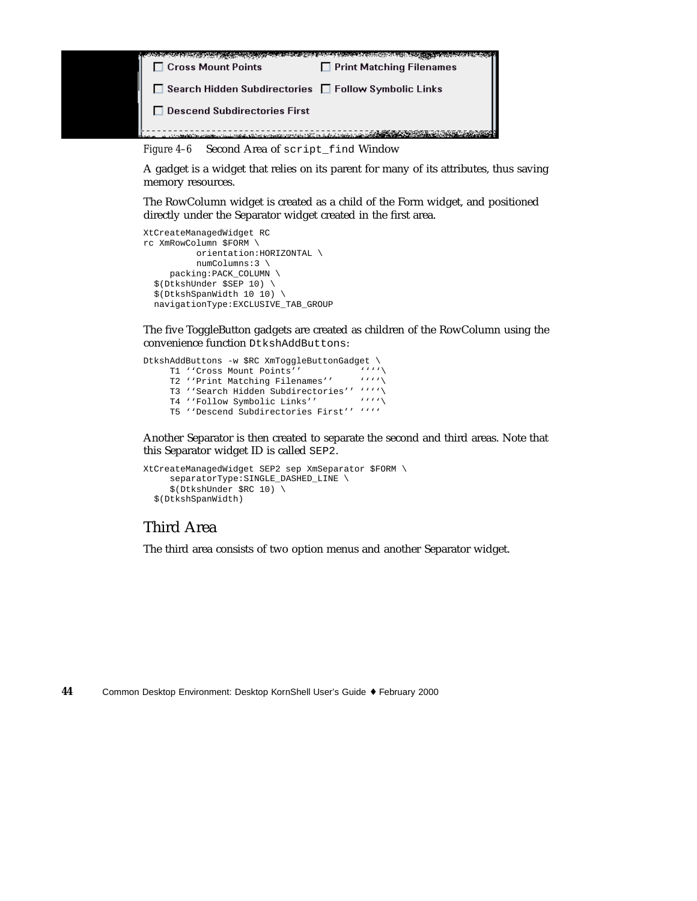*Figure 4–6* Second Area of `script_find` Window

A gadget is a widget that relies on its parent for many of its attributes, thus saving memory resources.

The RowColumn widget is created as a child of the Form widget, and positioned directly under the Separator widget created in the first area.

```
XtCreateManagedWidget RC
rc XmRowColumn $FORM \
          orientation:HORIZONTAL \
          numColumns:3 \
     packing:PACK_COLUMN \
  $(DtkshUnder $SEP 10) \
  $(DtkshSpanWidth 10 10) \
  navigationType:EXCLUSIVE_TAB_GROUP
```

The five ToggleButton gadgets are created as children of the RowColumn using the convenience function `DtkshAddButtons`:

```
DtkshAddButtons -w $RC XmToggleButtonGadget \
     T1 ''Cross Mount Points''           ''''\
     T2 ''Print Matching Filenames''     ''''\
     T3 ''Search Hidden Subdirectories'' ''''\
     T4 ''Follow Symbolic Links''        ''''\
     T5 ''Descend Subdirectories First'' ''''
```

Another Separator is then created to separate the second and third areas. Note that this Separator widget ID is called `SEP2`.

```
XtCreateManagedWidget SEP2 sep XmSeparator $FORM \
     separatorType:SINGLE_DASHED_LINE \
     $(DtkshUnder $RC 10) \
  $(DtkshSpanWidth)
```

## Third Area

The third area consists of two option menus and another Separator widget.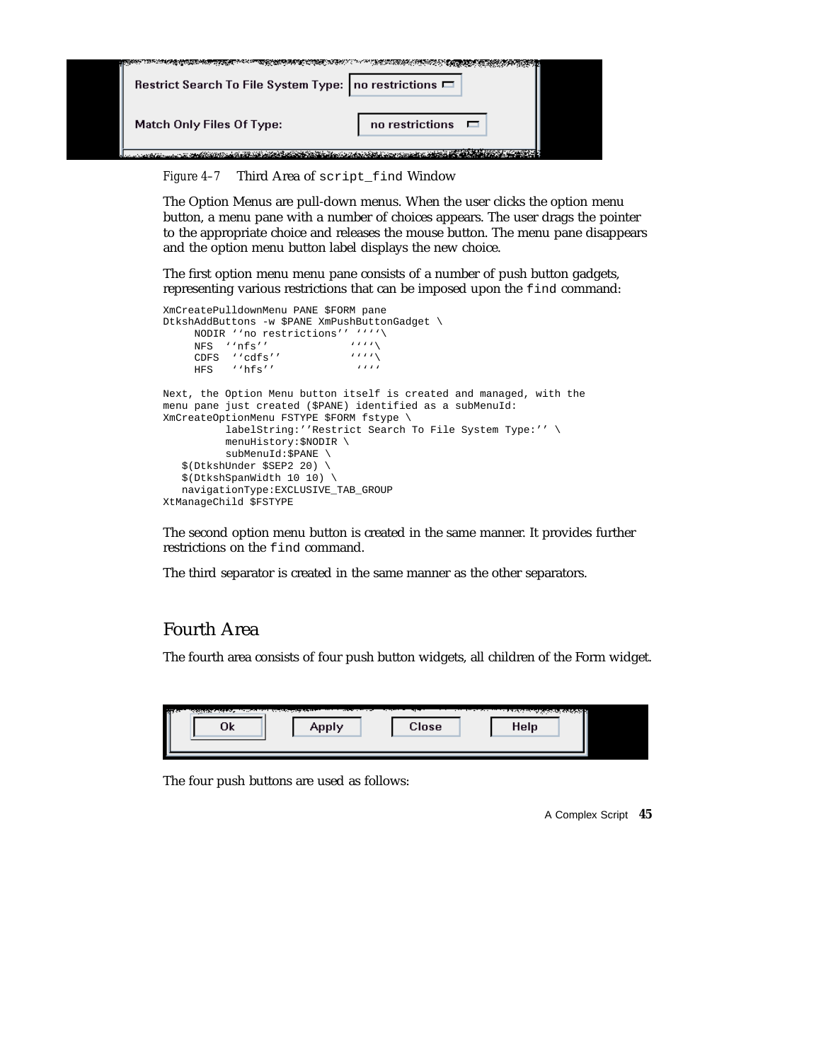*Figure 4–7* Third Area of `script_find` Window

The Option Menus are pull-down menus. When the user clicks the option menu button, a menu pane with a number of choices appears. The user drags the pointer to the appropriate choice and releases the mouse button. The menu pane disappears and the option menu button label displays the new choice.

The first option menu menu pane consists of a number of push button gadgets, representing various restrictions that can be imposed upon the `find` command:

```
XmCreatePulldownMenu PANE $FORM pane
DtkshAddButtons -w $PANE XmPushButtonGadget \
     NODIR ''no restrictions'' ''''\
     NFS  ''nfs''             ''''\
     CDFS  ''cdfs''           ''''\
     HFS   ''hfs''             ''''

Next, the Option Menu button itself is created and managed, with the
menu pane just created ($PANE) identified as a subMenuId:
XmCreateOptionMenu FSTYPE $FORM fstype \
          labelString:''Restrict Search To File System Type:'' \
          menuHistory:$NODIR \
          subMenuId:$PANE \
   $(DtkshUnder $SEP2 20) \
   $(DtkshSpanWidth 10 10) \
   navigationType:EXCLUSIVE_TAB_GROUP
XtManageChild $FSTYPE
```

The second option menu button is created in the same manner. It provides further restrictions on the `find` command.

The third separator is created in the same manner as the other separators.

## Fourth Area

The fourth area consists of four push button widgets, all children of the Form widget.

The four push buttons are used as follows: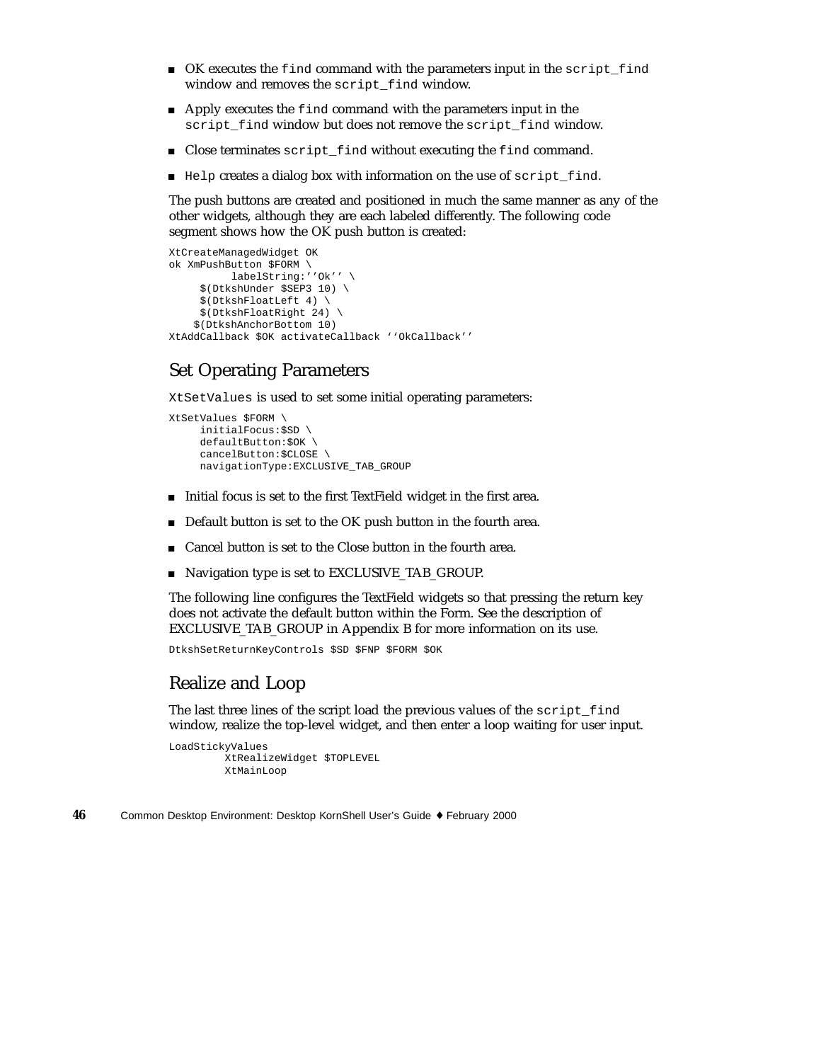- OK executes the `find` command with the parameters input in the `script_find` window and removes the `script_find` window.
- Apply executes the `find` command with the parameters input in the `script_find` window but does not remove the `script_find` window.
- Close terminates `script_find` without executing the `find` command.
- `Help` creates a dialog box with information on the use of `script_find`.

The push buttons are created and positioned in much the same manner as any of the other widgets, although they are each labeled differently. The following code segment shows how the OK push button is created:

```
XtCreateManagedWidget OK
ok XmPushButton $FORM \
          labelString:''Ok'' \
     $(DtkshUnder $SEP3 10) \
     $(DtkshFloatLeft 4) \
     $(DtkshFloatRight 24) \
    $(DtkshAnchorBottom 10)
XtAddCallback $OK activateCallback ''OkCallback''
```

## Set Operating Parameters

`XtSetValues` is used to set some initial operating parameters:

```
XtSetValues $FORM \
     initialFocus:$SD \
     defaultButton:$OK \
     cancelButton:$CLOSE \
     navigationType:EXCLUSIVE_TAB_GROUP
```

- Initial focus is set to the first TextField widget in the first area.
- Default button is set to the OK push button in the fourth area.
- Cancel button is set to the Close button in the fourth area.
- Navigation type is set to EXCLUSIVE_TAB_GROUP.

The following line configures the TextField widgets so that pressing the return key does not activate the default button within the Form. See the description of EXCLUSIVE_TAB_GROUP in Appendix B for more information on its use.

```
DtkshSetReturnKeyControls $SD $FNP $FORM $OK
```

## Realize and Loop

The last three lines of the script load the previous values of the `script_find` window, realize the top-level widget, and then enter a loop waiting for user input.

```
LoadStickyValues
         XtRealizeWidget $TOPLEVEL
         XtMainLoop
```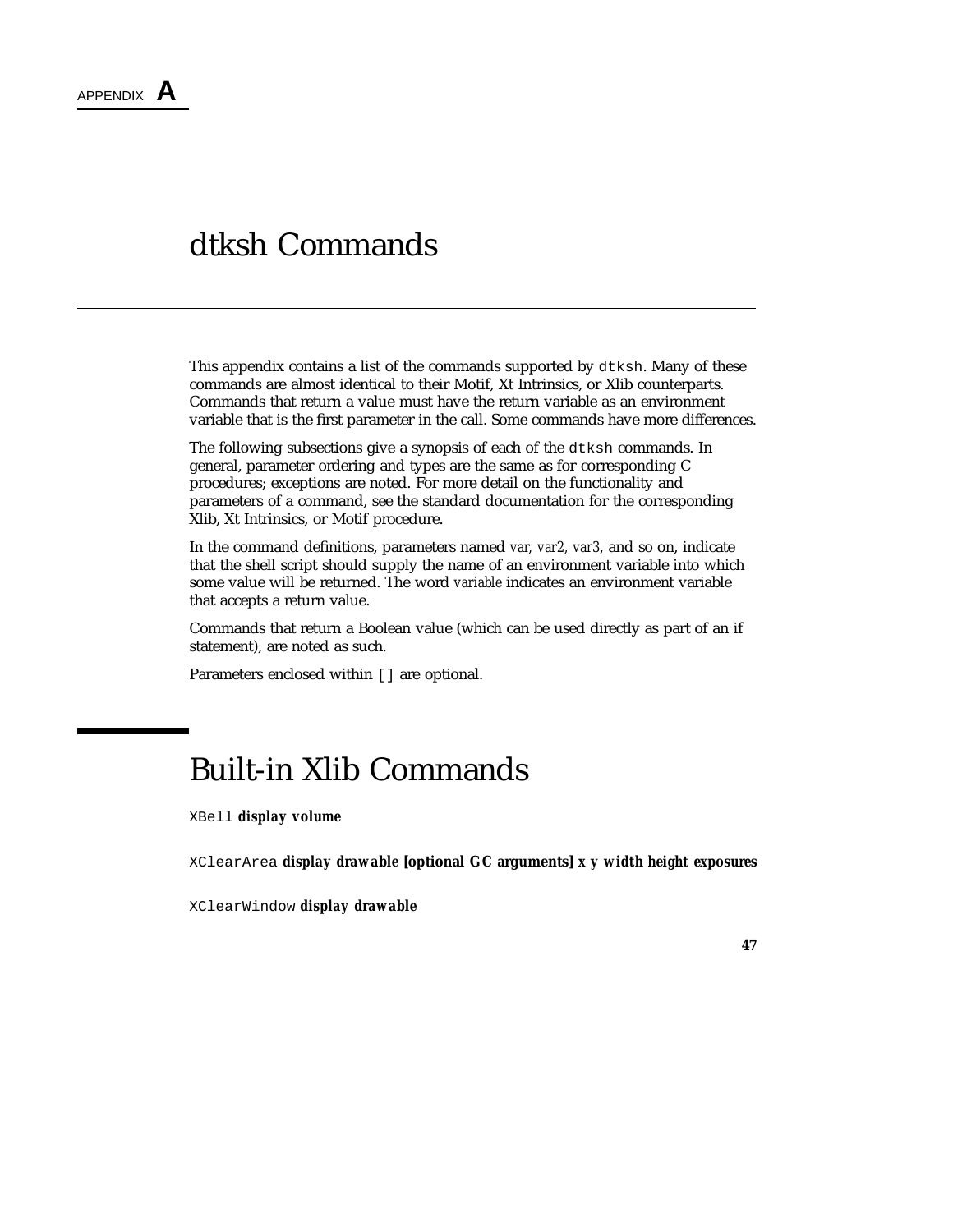APPENDIX **A**

# dtksh Commands

This appendix contains a list of the commands supported by `dtksh`. Many of these commands are almost identical to their Motif, Xt Intrinsics, or Xlib counterparts. Commands that return a value must have the return variable as an environment variable that is the first parameter in the call. Some commands have more differences.

The following subsections give a synopsis of each of the `dtksh` commands. In general, parameter ordering and types are the same as for corresponding C procedures; exceptions are noted. For more detail on the functionality and parameters of a command, see the standard documentation for the corresponding Xlib, Xt Intrinsics, or Motif procedure.

In the command definitions, parameters named *var, var2, var3,* and so on, indicate that the shell script should supply the name of an environment variable into which some value will be returned. The word *variable* indicates an environment variable that accepts a return value.

Commands that return a Boolean value (which can be used directly as part of an if statement), are noted as such.

Parameters enclosed within `[]` are optional.

## Built-in Xlib Commands

`XBell` **display volume**

`XClearArea` **display drawable [optional GC arguments] x y width height exposures**

`XClearWindow` **display drawable**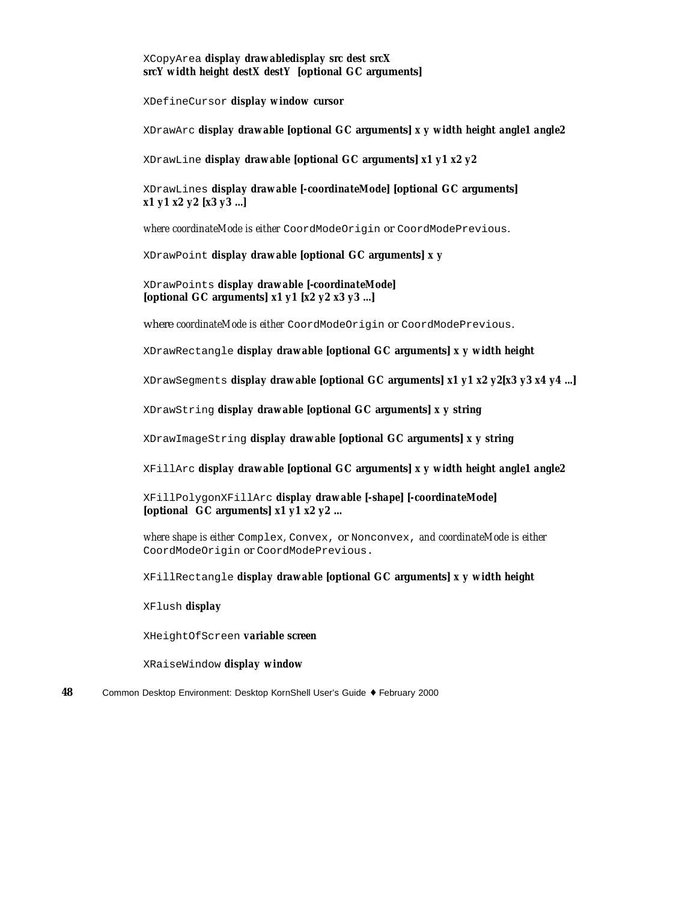`XCopyArea` **display drawabledisplay src dest srcX srcY width height destX destY [optional GC arguments]**

`XDefineCursor` **display window cursor**

`XDrawArc` **display drawable [optional GC arguments] x y width height angle1 angle2**

`XDrawLine` **display drawable [optional GC arguments] x1 y1 x2 y2**

`XDrawLines` **display drawable [-coordinateMode] [optional GC arguments] x1 y1 x2 y2 [x3 y3 ...]**

*where coordinateMode is either* `CoordModeOrigin` or `CoordModePrevious`.

`XDrawPoint` **display drawable [optional GC arguments] x y**

`XDrawPoints` **display drawable [-coordinateMode] [optional GC arguments] x1 y1 [x2 y2 x3 y3 ...]**

where *coordinateMode is either* `CoordModeOrigin` or `CoordModePrevious`.

`XDrawRectangle` **display drawable [optional GC arguments] x y width height**

`XDrawSegments` **display drawable [optional GC arguments] x1 y1 x2 y2[x3 y3 x4 y4 ...]**

`XDrawString` **display drawable [optional GC arguments] x y string**

`XDrawImageString` **display drawable [optional GC arguments] x y string**

`XFillArc` **display drawable [optional GC arguments] x y width height angle1 angle2**

`XFillPolygonXFillArc` **display drawable [-shape] [-coordinateMode] [optional GC arguments] x1 y1 x2 y2 ...**

*where shape is either* `Complex`, `Convex`, or `Nonconvex`, *and coordinateMode is either* `CoordModeOrigin` or `CoordModePrevious`.

`XFillRectangle` **display drawable [optional GC arguments] x y width height**

`XFlush` **display**

`XHeightOfScreen` **variable screen**

`XRaiseWindow` **display window**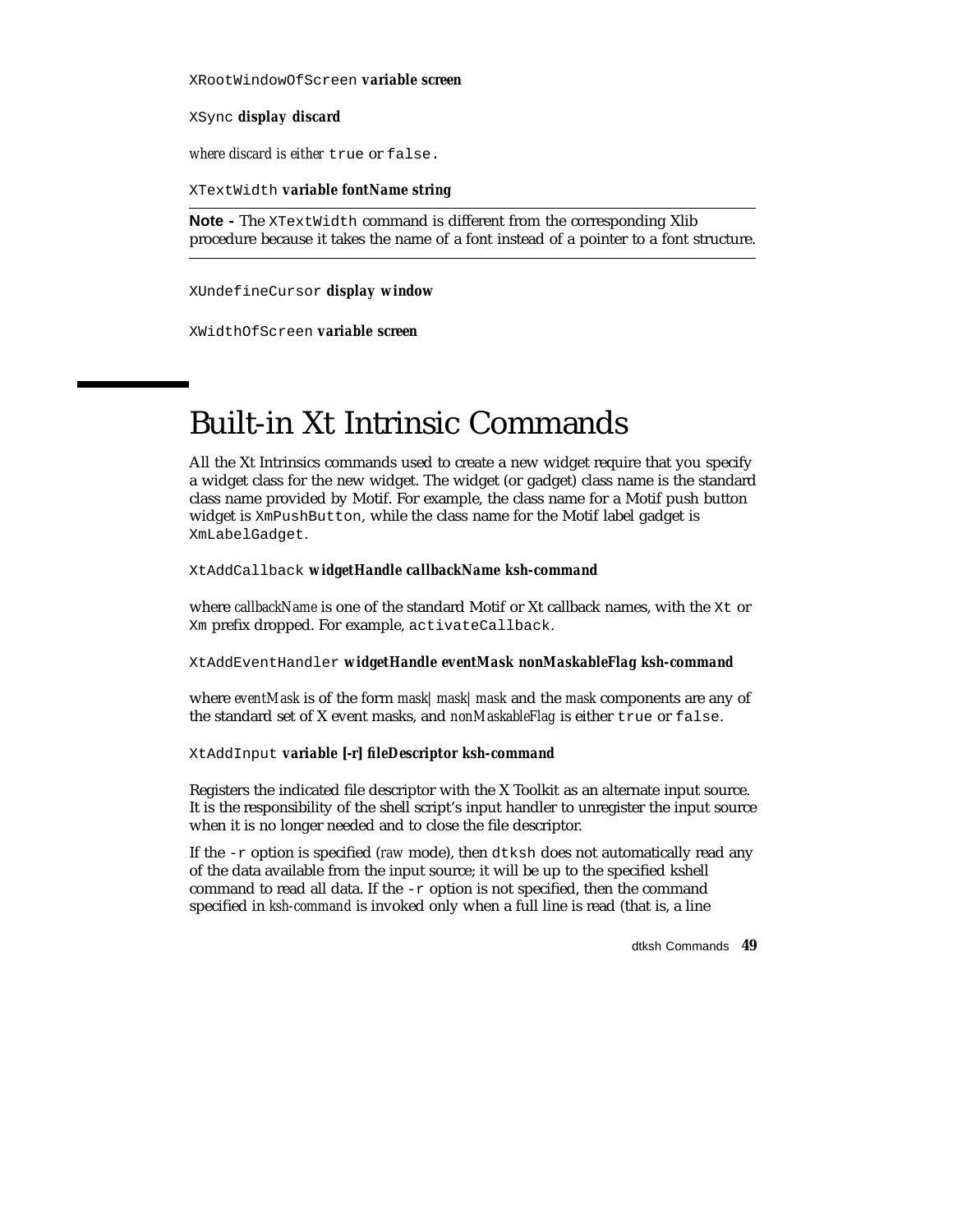`XRootWindowOfScreen` **variable screen**

`XSync` **display discard**

*where discard is either* `true` or `false.`

`XTextWidth` **variable fontName string**

---

**Note -** The `XTextWidth` command is different from the corresponding Xlib procedure because it takes the name of a font instead of a pointer to a font structure.

---

`XUndefineCursor` **display window**

`XWidthOfScreen` **variable screen**

# Built-in Xt Intrinsic Commands

All the Xt Intrinsics commands used to create a new widget require that you specify a widget class for the new widget. The widget (or gadget) class name is the standard class name provided by Motif. For example, the class name for a Motif push button widget is `XmPushButton`, while the class name for the Motif label gadget is `XmLabelGadget`.

`XtAddCallback` **widgetHandle callbackName ksh-command**

where *callbackName* is one of the standard Motif or Xt callback names, with the `Xt` or `Xm` prefix dropped. For example, `activateCallback`.

`XtAddEventHandler` **widgetHandle eventMask nonMaskableFlag ksh-command**

where *eventMask* is of the form *mask|mask|mask* and the *mask* components are any of the standard set of X event masks, and *nonMaskableFlag* is either `true` or `false`.

`XtAddInput` **variable [-r] fileDescriptor ksh-command**

Registers the indicated file descriptor with the X Toolkit as an alternate input source. It is the responsibility of the shell script's input handler to unregister the input source when it is no longer needed and to close the file descriptor.

If the `-r` option is specified (*raw* mode), then `dtksh` does not automatically read any of the data available from the input source; it will be up to the specified kshell command to read all data. If the `-r` option is not specified, then the command specified in *ksh-command* is invoked only when a full line is read (that is, a line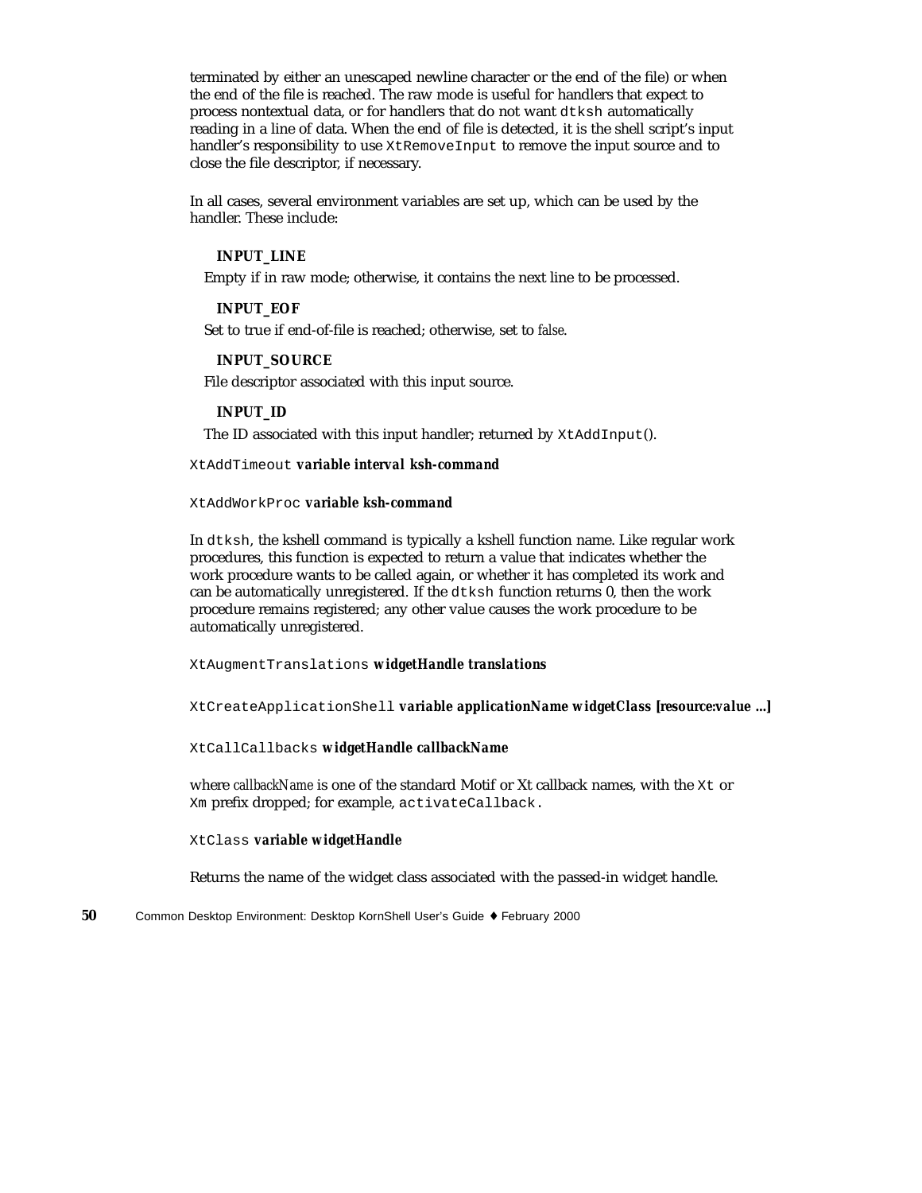terminated by either an unescaped newline character or the end of the file) or when the end of the file is reached. The raw mode is useful for handlers that expect to process nontextual data, or for handlers that do not want `dtksh` automatically reading in a line of data. When the end of file is detected, it is the shell script's input handler's responsibility to use `XtRemoveInput` to remove the input source and to close the file descriptor, if necessary.

In all cases, several environment variables are set up, which can be used by the handler. These include:

**INPUT_LINE**

Empty if in raw mode; otherwise, it contains the next line to be processed.

**INPUT_EOF**

Set to true if end-of-file is reached; otherwise, set to *false*.

**INPUT_SOURCE**

File descriptor associated with this input source.

**INPUT_ID**

The ID associated with this input handler; returned by `XtAddInput`().

`XtAddTimeout` ***variable interval ksh-command***

`XtAddWorkProc` ***variable ksh-command***

In `dtksh`, the kshell command is typically a kshell function name. Like regular work procedures, this function is expected to return a value that indicates whether the work procedure wants to be called again, or whether it has completed its work and can be automatically unregistered. If the `dtksh` function returns 0, then the work procedure remains registered; any other value causes the work procedure to be automatically unregistered.

`XtAugmentTranslations` ***widgetHandle translations***

`XtCreateApplicationShell` ***variable applicationName widgetClass [resource:value ...]***

`XtCallCallbacks` ***widgetHandle callbackName***

where *callbackName* is one of the standard Motif or Xt callback names, with the `Xt` or `Xm` prefix dropped; for example, `activateCallback.`

`XtClass` ***variable widgetHandle***

Returns the name of the widget class associated with the passed-in widget handle.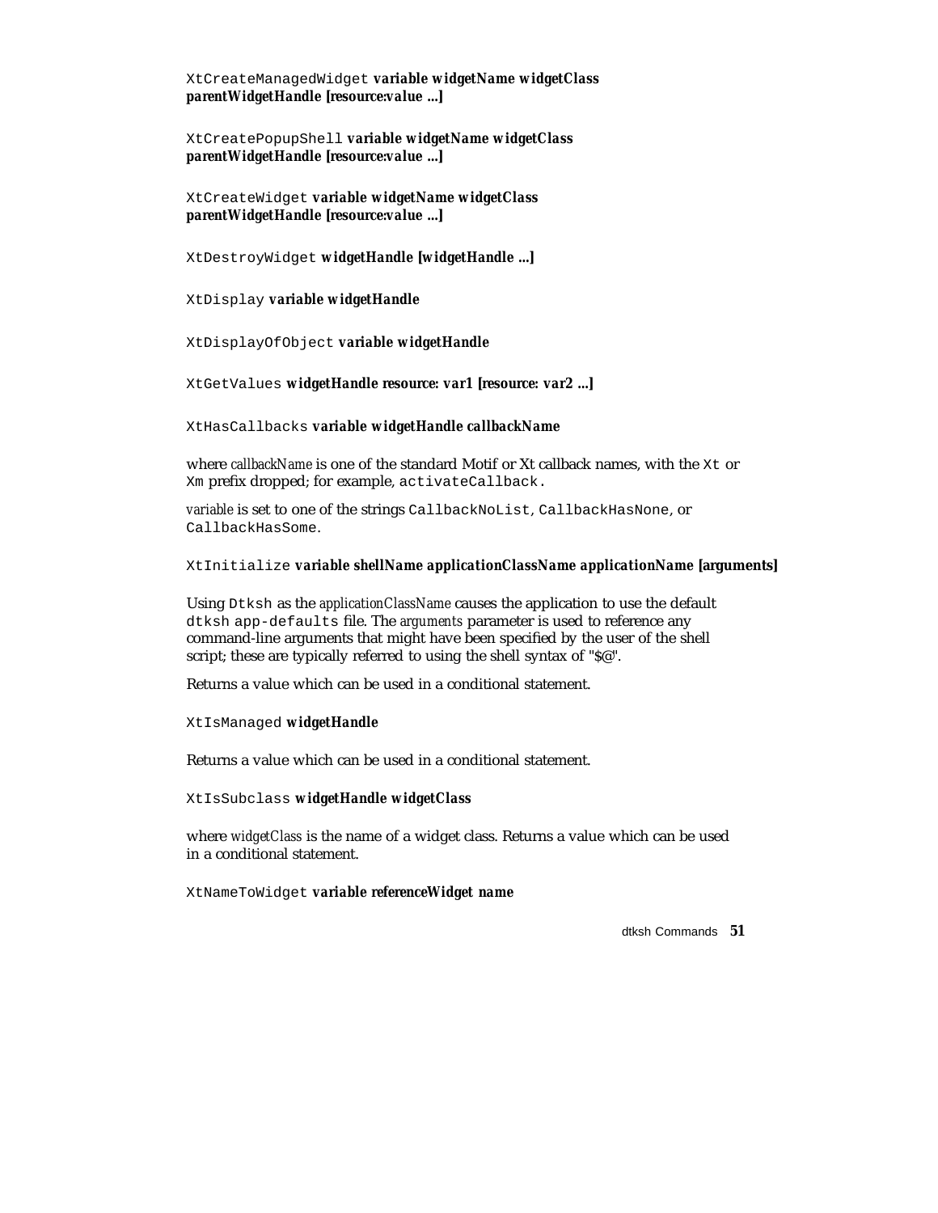`XtCreateManagedWidget` **variable widgetName widgetClass parentWidgetHandle [resource:value ...]**

`XtCreatePopupShell` **variable widgetName widgetClass parentWidgetHandle [resource:value ...]**

`XtCreateWidget` **variable widgetName widgetClass parentWidgetHandle [resource:value ...]**

`XtDestroyWidget` **widgetHandle [widgetHandle ...]**

`XtDisplay` **variable widgetHandle**

`XtDisplayOfObject` **variable widgetHandle**

`XtGetValues` **widgetHandle resource: var1 [resource: var2 ...]**

`XtHasCallbacks` **variable widgetHandle callbackName**

where *callbackName* is one of the standard Motif or Xt callback names, with the `Xt` or `Xm` prefix dropped; for example, `activateCallback`.

*variable* is set to one of the strings `CallbackNoList`, `CallbackHasNone`, or `CallbackHasSome`.

`XtInitialize` **variable shellName applicationClassName applicationName [arguments]**

Using `Dtksh` as the *applicationClassName* causes the application to use the default `dtksh app-defaults` file. The *arguments* parameter is used to reference any command-line arguments that might have been specified by the user of the shell script; these are typically referred to using the shell syntax of "$@".

Returns a value which can be used in a conditional statement.

`XtIsManaged` **widgetHandle**

Returns a value which can be used in a conditional statement.

`XtIsSubclass` **widgetHandle widgetClass**

where *widgetClass* is the name of a widget class. Returns a value which can be used in a conditional statement.

`XtNameToWidget` **variable referenceWidget name**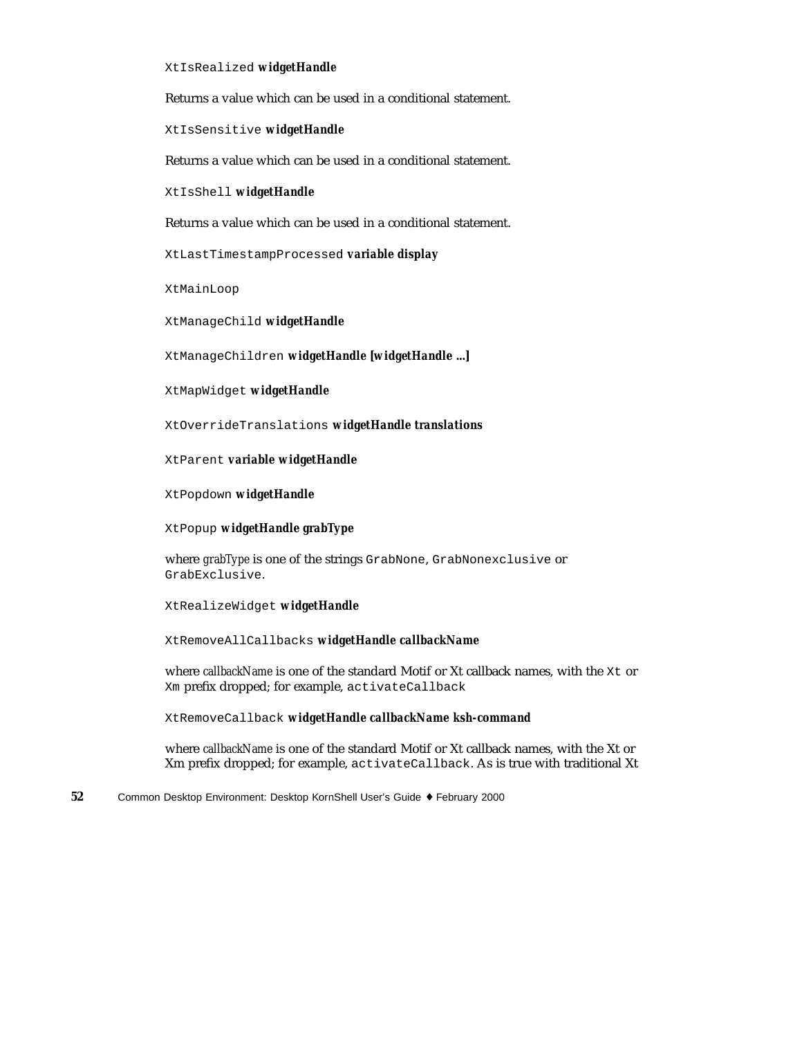`XtIsRealized` ***widgetHandle***

Returns a value which can be used in a conditional statement.

`XtIsSensitive` ***widgetHandle***

Returns a value which can be used in a conditional statement.

`XtIsShell` ***widgetHandle***

Returns a value which can be used in a conditional statement.

`XtLastTimestampProcessed` ***variable display***

`XtMainLoop`

`XtManageChild` ***widgetHandle***

`XtManageChildren` ***widgetHandle [widgetHandle ...]***

`XtMapWidget` ***widgetHandle***

`XtOverrideTranslations` ***widgetHandle translations***

`XtParent` ***variable widgetHandle***

`XtPopdown` ***widgetHandle***

`XtPopup` ***widgetHandle grabType***

where *grabType* is one of the strings `GrabNone`, `GrabNonexclusive` or `GrabExclusive`.

`XtRealizeWidget` ***widgetHandle***

`XtRemoveAllCallbacks` ***widgetHandle callbackName***

where *callbackName* is one of the standard Motif or Xt callback names, with the `Xt` or `Xm` prefix dropped; for example, `activateCallback`

`XtRemoveCallback` ***widgetHandle callbackName ksh-command***

where *callbackName* is one of the standard Motif or Xt callback names, with the Xt or Xm prefix dropped; for example, `activateCallback`. As is true with traditional Xt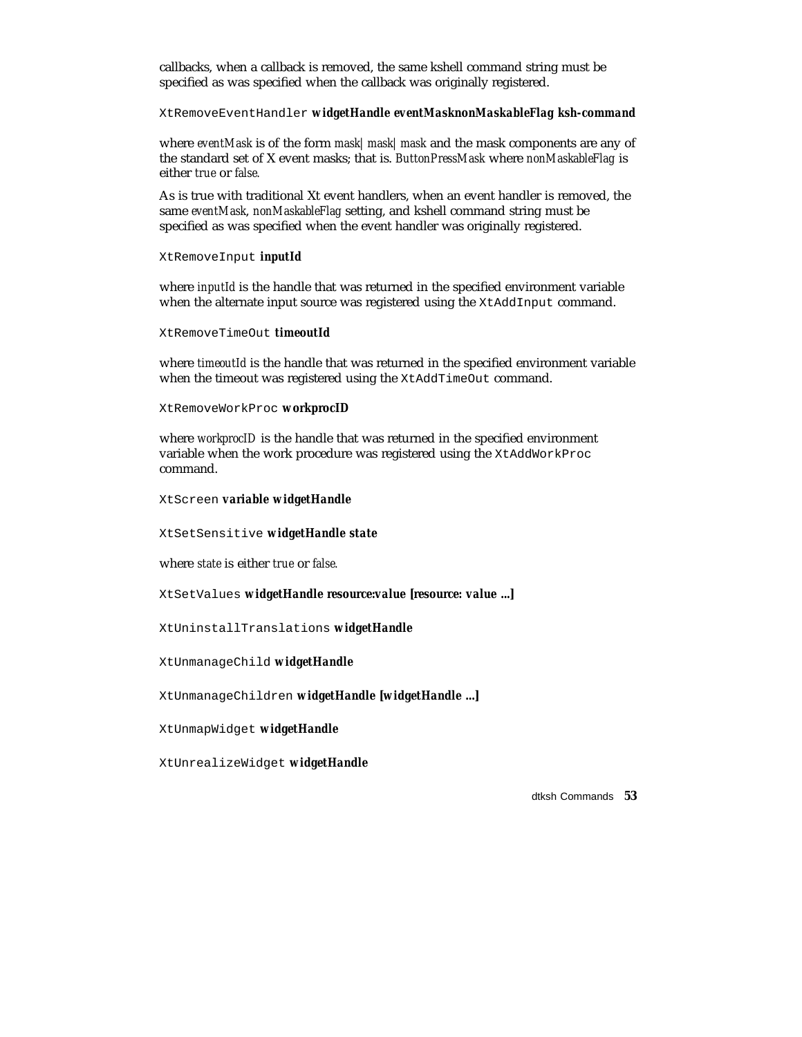callbacks, when a callback is removed, the same kshell command string must be specified as was specified when the callback was originally registered.

`XtRemoveEventHandler` ***widgetHandle eventMasknonMaskableFlag ksh-command***

where *eventMask* is of the form *mask| mask| mask* and the mask components are any of the standard set of X event masks; that is. *ButtonPressMask* where *nonMaskableFlag* is either *true* or *false.*

As is true with traditional Xt event handlers, when an event handler is removed, the same *eventMask*, *nonMaskableFlag* setting, and kshell command string must be specified as was specified when the event handler was originally registered.

`XtRemoveInput` ***inputId***

where *inputId* is the handle that was returned in the specified environment variable when the alternate input source was registered using the `XtAddInput` command.

`XtRemoveTimeOut` ***timeoutId***

where *timeoutId* is the handle that was returned in the specified environment variable when the timeout was registered using the `XtAddTimeOut` command.

`XtRemoveWorkProc` ***workprocID***

where *workprocID* is the handle that was returned in the specified environment variable when the work procedure was registered using the `XtAddWorkProc` command.

`XtScreen` ***variable widgetHandle***

`XtSetSensitive` ***widgetHandle state***

where *state* is either *true* or *false.*

`XtSetValues` ***widgetHandle resource:value [resource: value ...]***

`XtUninstallTranslations` ***widgetHandle***

`XtUnmanageChild` ***widgetHandle***

`XtUnmanageChildren` ***widgetHandle [widgetHandle ...]***

`XtUnmapWidget` ***widgetHandle***

`XtUnrealizeWidget` ***widgetHandle***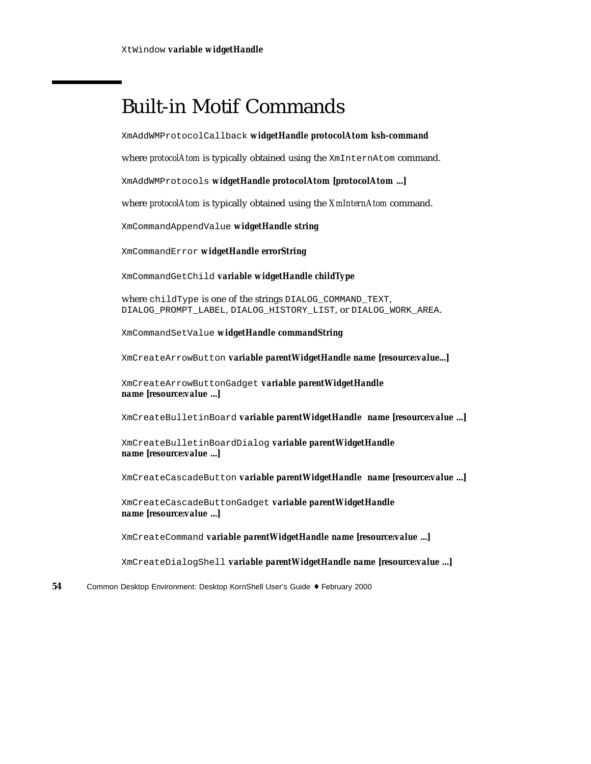`XtWindow` **variable widgetHandle**

## Built-in Motif Commands

`XmAddWMProtocolCallback` **widgetHandle protocolAtom ksh-command**

where *protocolAtom* is typically obtained using the `XmInternAtom` command.

`XmAddWMProtocols` **widgetHandle protocolAtom [protocolAtom ...]**

where *protocolAtom* is typically obtained using the *XmInternAtom* command.

`XmCommandAppendValue` **widgetHandle string**

`XmCommandError` **widgetHandle errorString**

`XmCommandGetChild` **variable widgetHandle childType**

where `childType` is one of the strings `DIALOG_COMMAND_TEXT`, `DIALOG_PROMPT_LABEL`, `DIALOG_HISTORY_LIST`, or `DIALOG_WORK_AREA`.

`XmCommandSetValue` **widgetHandle commandString**

`XmCreateArrowButton` **variable parentWidgetHandle name [resource:value...]**

`XmCreateArrowButtonGadget` **variable parentWidgetHandle name [resource:value ...]**

`XmCreateBulletinBoard` **variable parentWidgetHandle name [resource:value ...]**

`XmCreateBulletinBoardDialog` **variable parentWidgetHandle name [resource:value ...]**

`XmCreateCascadeButton` **variable parentWidgetHandle name [resource:value ...]**

`XmCreateCascadeButtonGadget` **variable parentWidgetHandle name [resource:value ...]**

`XmCreateCommand` **variable parentWidgetHandle name [resource:value ...]**

`XmCreateDialogShell` **variable parentWidgetHandle name [resource:value ...]**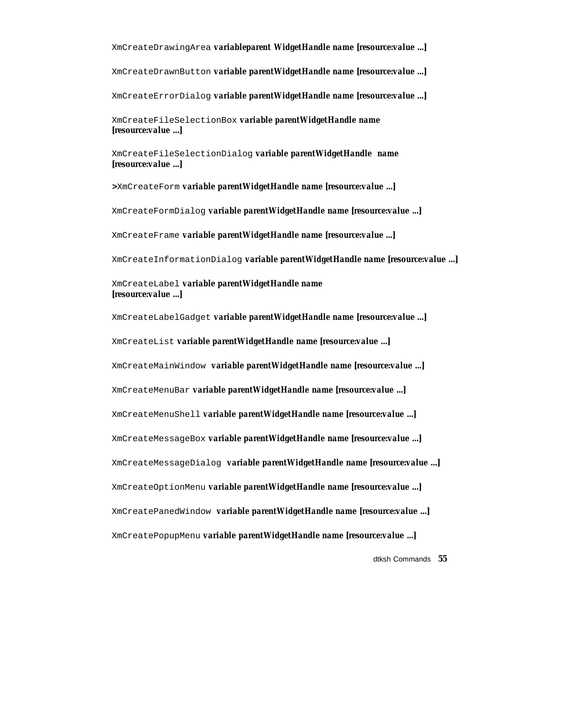`XmCreateDrawingArea` **variableparent WidgetHandle name [resource:value ...]**

`XmCreateDrawnButton` **variable parentWidgetHandle name [resource:value ...]**

`XmCreateErrorDialog` **variable parentWidgetHandle name [resource:value ...]**

`XmCreateFileSelectionBox` **variable parentWidgetHandle name [resource:value ...]**

`XmCreateFileSelectionDialog` **variable parentWidgetHandle name [resource:value ...]**

**>**`XmCreateForm` **variable parentWidgetHandle name [resource:value ...]**

`XmCreateFormDialog` **variable parentWidgetHandle name [resource:value ...]**

`XmCreateFrame` **variable parentWidgetHandle name [resource:value ...]**

`XmCreateInformationDialog` **variable parentWidgetHandle name [resource:value ...]**

`XmCreateLabel` **variable parentWidgetHandle name [resource:value ...]**

`XmCreateLabelGadget` **variable parentWidgetHandle name [resource:value ...]**

`XmCreateList` **variable parentWidgetHandle name [resource:value ...]**

`XmCreateMainWindow` **variable parentWidgetHandle name [resource:value ...]**

`XmCreateMenuBar` **variable parentWidgetHandle name [resource:value ...]**

`XmCreateMenuShell` **variable parentWidgetHandle name [resource:value ...]**

`XmCreateMessageBox` **variable parentWidgetHandle name [resource:value ...]**

`XmCreateMessageDialog` **variable parentWidgetHandle name [resource:value ...]**

`XmCreateOptionMenu` **variable parentWidgetHandle name [resource:value ...]**

`XmCreatePanedWindow` **variable parentWidgetHandle name [resource:value ...]**

`XmCreatePopupMenu` **variable parentWidgetHandle name [resource:value ...]**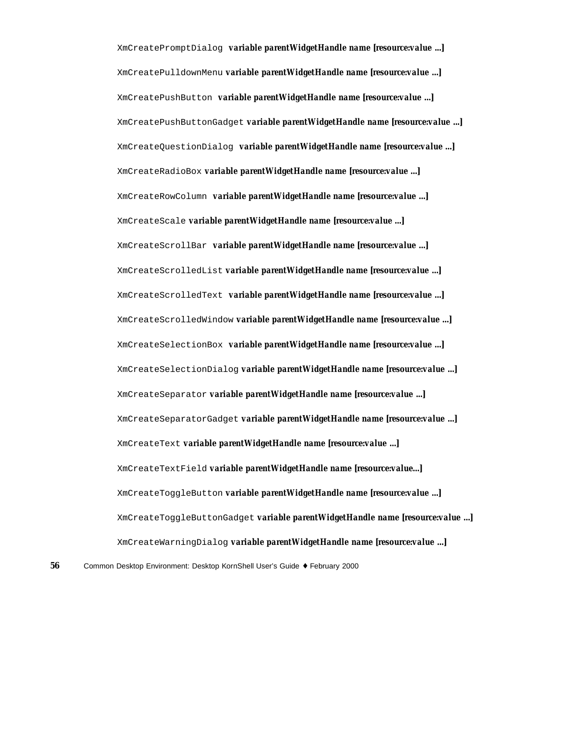`XmCreatePromptDialog` ***variable parentWidgetHandle name [resource:value ...]***

`XmCreatePulldownMenu` ***variable parentWidgetHandle name [resource:value ...]***

`XmCreatePushButton` ***variable parentWidgetHandle name [resource:value ...]***

`XmCreatePushButtonGadget` ***variable parentWidgetHandle name [resource:value ...]***

`XmCreateQuestionDialog` ***variable parentWidgetHandle name [resource:value ...]***

`XmCreateRadioBox` ***variable parentWidgetHandle name [resource:value ...]***

`XmCreateRowColumn` ***variable parentWidgetHandle name [resource:value ...]***

`XmCreateScale` ***variable parentWidgetHandle name [resource:value ...]***

`XmCreateScrollBar` ***variable parentWidgetHandle name [resource:value ...]***

`XmCreateScrolledList` ***variable parentWidgetHandle name [resource:value ...]***

`XmCreateScrolledText` ***variable parentWidgetHandle name [resource:value ...]***

`XmCreateScrolledWindow` ***variable parentWidgetHandle name [resource:value ...]***

`XmCreateSelectionBox` ***variable parentWidgetHandle name [resource:value ...]***

`XmCreateSelectionDialog` ***variable parentWidgetHandle name [resource:value ...]***

`XmCreateSeparator` ***variable parentWidgetHandle name [resource:value ...]***

`XmCreateSeparatorGadget` ***variable parentWidgetHandle name [resource:value ...]***

`XmCreateText` ***variable parentWidgetHandle name [resource:value ...]***

`XmCreateTextField` ***variable parentWidgetHandle name [resource:value...]***

`XmCreateToggleButton` ***variable parentWidgetHandle name [resource:value ...]***

`XmCreateToggleButtonGadget` ***variable parentWidgetHandle name [resource:value ...]***

`XmCreateWarningDialog` ***variable parentWidgetHandle name [resource:value ...]***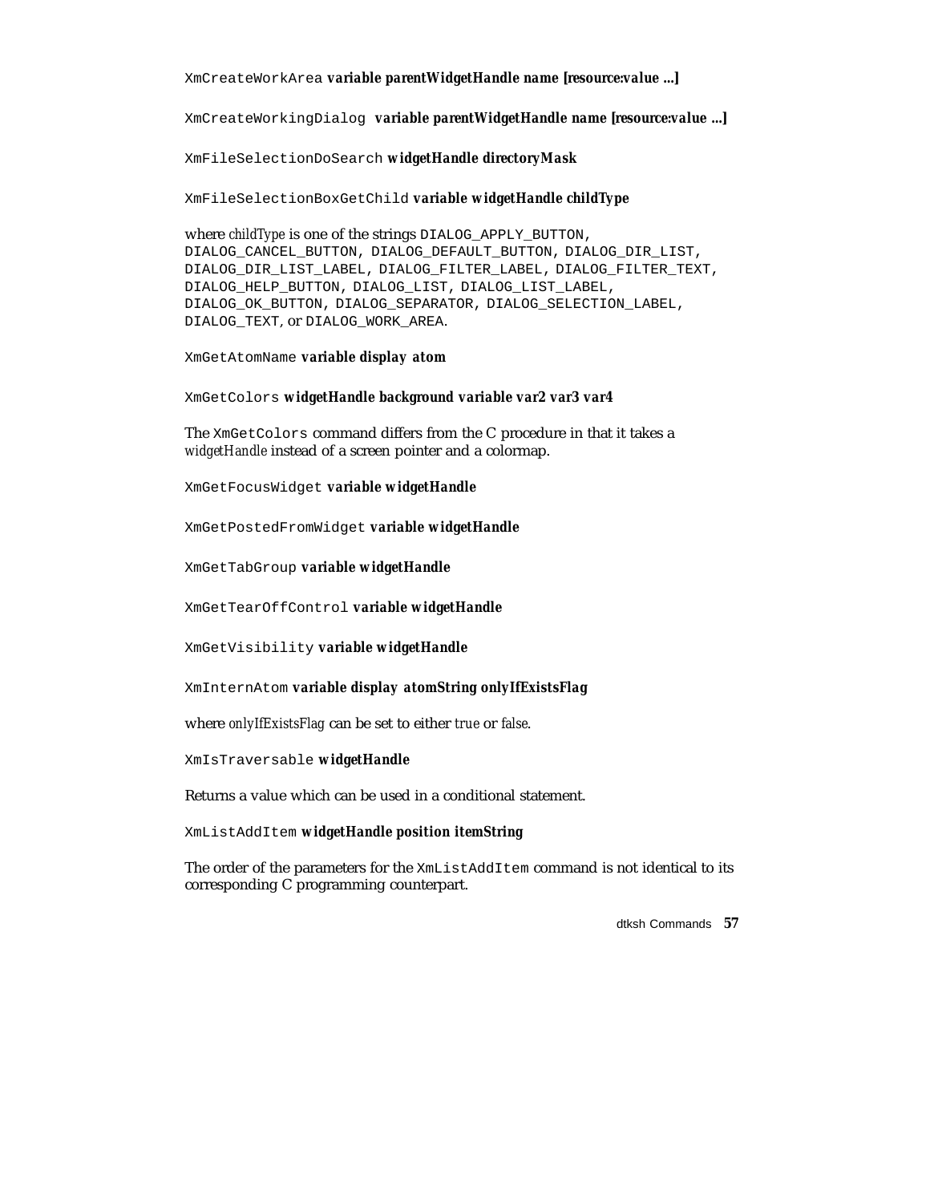`XmCreateWorkArea` ***variable parentWidgetHandle name [resource:value ...]***

`XmCreateWorkingDialog` ***variable parentWidgetHandle name [resource:value ...]***

`XmFileSelectionDoSearch` ***widgetHandle directoryMask***

`XmFileSelectionBoxGetChild` ***variable widgetHandle childType***

where *childType* is one of the strings `DIALOG_APPLY_BUTTON`, `DIALOG_CANCEL_BUTTON`, `DIALOG_DEFAULT_BUTTON`, `DIALOG_DIR_LIST`, `DIALOG_DIR_LIST_LABEL`, `DIALOG_FILTER_LABEL`, `DIALOG_FILTER_TEXT`, `DIALOG_HELP_BUTTON`, `DIALOG_LIST`, `DIALOG_LIST_LABEL`, `DIALOG_OK_BUTTON`, `DIALOG_SEPARATOR`, `DIALOG_SELECTION_LABEL`, `DIALOG_TEXT`, or `DIALOG_WORK_AREA`.

`XmGetAtomName` ***variable display atom***

`XmGetColors` ***widgetHandle background variable var2 var3 var4***

The `XmGetColors` command differs from the C procedure in that it takes a *widgetHandle* instead of a screen pointer and a colormap.

`XmGetFocusWidget` ***variable widgetHandle***

`XmGetPostedFromWidget` ***variable widgetHandle***

`XmGetTabGroup` ***variable widgetHandle***

`XmGetTearOffControl` ***variable widgetHandle***

`XmGetVisibility` ***variable widgetHandle***

`XmInternAtom` ***variable display atomString onlyIfExistsFlag***

where *onlyIfExistsFlag* can be set to either *true* or *false*.

`XmIsTraversable` ***widgetHandle***

Returns a value which can be used in a conditional statement.

`XmListAddItem` ***widgetHandle position itemString***

The order of the parameters for the `XmListAddItem` command is not identical to its corresponding C programming counterpart.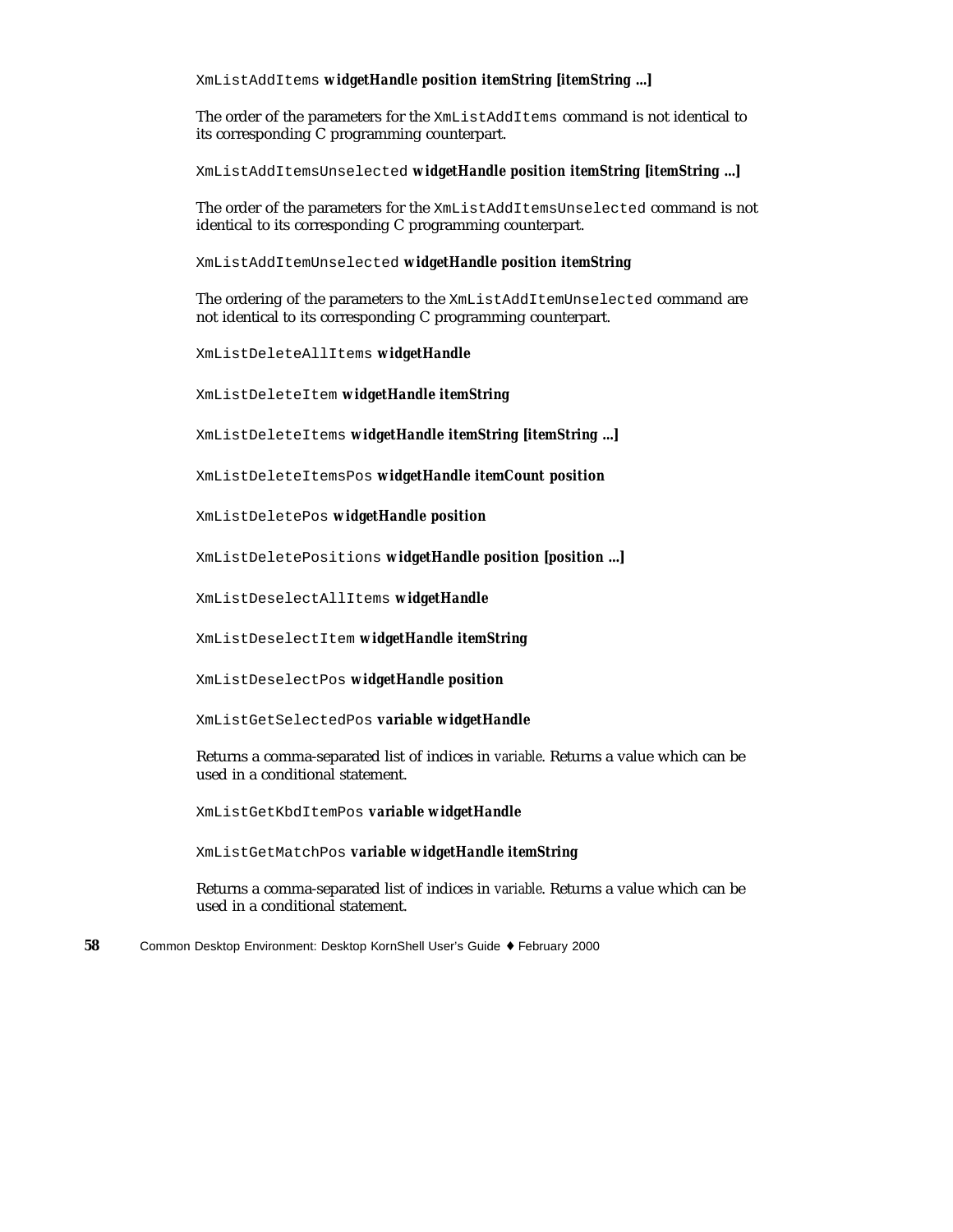`XmListAddItems` ***widgetHandle position itemString [itemString ...]***

The order of the parameters for the `XmListAddItems` command is not identical to its corresponding C programming counterpart.

`XmListAddItemsUnselected` ***widgetHandle position itemString [itemString ...]***

The order of the parameters for the `XmListAddItemsUnselected` command is not identical to its corresponding C programming counterpart.

`XmListAddItemUnselected` ***widgetHandle position itemString***

The ordering of the parameters to the `XmListAddItemUnselected` command are not identical to its corresponding C programming counterpart.

`XmListDeleteAllItems` ***widgetHandle***

`XmListDeleteItem` ***widgetHandle itemString***

`XmListDeleteItems` ***widgetHandle itemString [itemString ...]***

`XmListDeleteItemsPos` ***widgetHandle itemCount position***

`XmListDeletePos` ***widgetHandle position***

`XmListDeletePositions` ***widgetHandle position [position ...]***

`XmListDeselectAllItems` ***widgetHandle***

`XmListDeselectItem` ***widgetHandle itemString***

`XmListDeselectPos` ***widgetHandle position***

`XmListGetSelectedPos` ***variable widgetHandle***

Returns a comma-separated list of indices in *variable*. Returns a value which can be used in a conditional statement.

`XmListGetKbdItemPos` ***variable widgetHandle***

`XmListGetMatchPos` ***variable widgetHandle itemString***

Returns a comma-separated list of indices in *variable*. Returns a value which can be used in a conditional statement.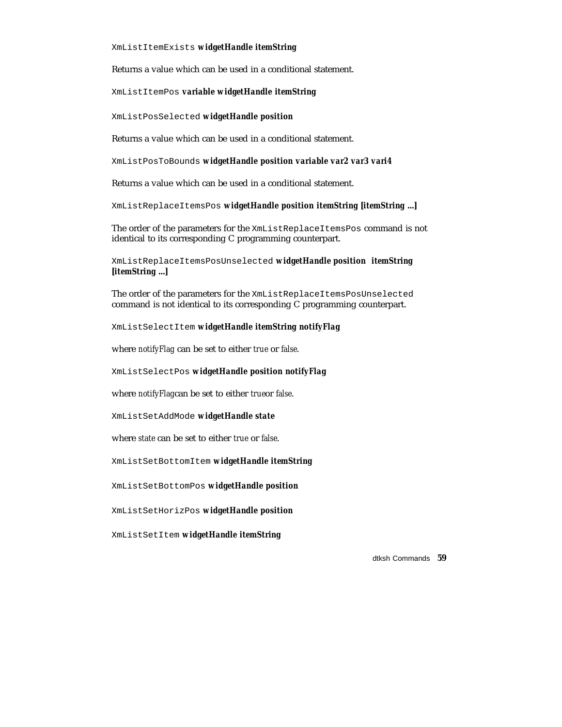`XmListItemExists` ***widgetHandle itemString***

Returns a value which can be used in a conditional statement.

`XmListItemPos` ***variable widgetHandle itemString***

`XmListPosSelected` ***widgetHandle position***

Returns a value which can be used in a conditional statement.

`XmListPosToBounds` ***widgetHandle position variable var2 var3 vari4***

Returns a value which can be used in a conditional statement.

`XmListReplaceItemsPos` ***widgetHandle position itemString [itemString ...]***

The order of the parameters for the `XmListReplaceItemsPos` command is not identical to its corresponding C programming counterpart.

`XmListReplaceItemsPosUnselected` ***widgetHandle position itemString [itemString ...]***

The order of the parameters for the `XmListReplaceItemsPosUnselected` command is not identical to its corresponding C programming counterpart.

`XmListSelectItem` ***widgetHandle itemString notifyFlag***

where *notifyFlag* can be set to either *true* or *false*.

`XmListSelectPos` ***widgetHandle position notifyFlag***

where *notifyFlag*can be set to either *true*or *false*.

`XmListSetAddMode` ***widgetHandle state***

where *state* can be set to either *true* or *false*.

`XmListSetBottomItem` ***widgetHandle itemString***

`XmListSetBottomPos` ***widgetHandle position***

`XmListSetHorizPos` ***widgetHandle position***

`XmListSetItem` ***widgetHandle itemString***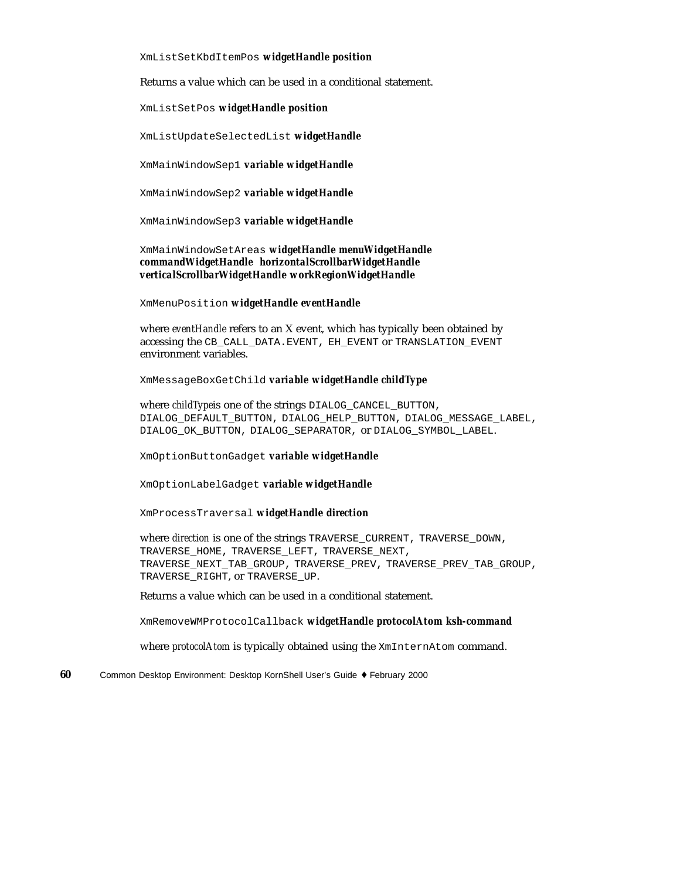`XmListSetKbdItemPos` ***widgetHandle position***

Returns a value which can be used in a conditional statement.

`XmListSetPos` ***widgetHandle position***

`XmListUpdateSelectedList` ***widgetHandle***

`XmMainWindowSep1` ***variable widgetHandle***

`XmMainWindowSep2` ***variable widgetHandle***

`XmMainWindowSep3` ***variable widgetHandle***

`XmMainWindowSetAreas` ***widgetHandle menuWidgetHandle commandWidgetHandle horizontalScrollbarWidgetHandle verticalScrollbarWidgetHandle workRegionWidgetHandle***

`XmMenuPosition` ***widgetHandle eventHandle***

where *eventHandle* refers to an X event, which has typically been obtained by accessing the `CB_CALL_DATA.EVENT`, `EH_EVENT` or `TRANSLATION_EVENT` environment variables.

`XmMessageBoxGetChild` ***variable widgetHandle childType***

where *childType*is one of the strings `DIALOG_CANCEL_BUTTON`, `DIALOG_DEFAULT_BUTTON`, `DIALOG_HELP_BUTTON`, `DIALOG_MESSAGE_LABEL`, `DIALOG_OK_BUTTON`, `DIALOG_SEPARATOR`, or `DIALOG_SYMBOL_LABEL`.

`XmOptionButtonGadget` ***variable widgetHandle***

`XmOptionLabelGadget` ***variable widgetHandle***

`XmProcessTraversal` ***widgetHandle direction***

where *direction* is one of the strings `TRAVERSE_CURRENT`, `TRAVERSE_DOWN`, `TRAVERSE_HOME`, `TRAVERSE_LEFT`, `TRAVERSE_NEXT`, `TRAVERSE_NEXT_TAB_GROUP`, `TRAVERSE_PREV`, `TRAVERSE_PREV_TAB_GROUP`, `TRAVERSE_RIGHT`, or `TRAVERSE_UP`.

Returns a value which can be used in a conditional statement.

`XmRemoveWMProtocolCallback` ***widgetHandle protocolAtom ksh-command***

where *protocolAtom* is typically obtained using the `XmInternAtom` command.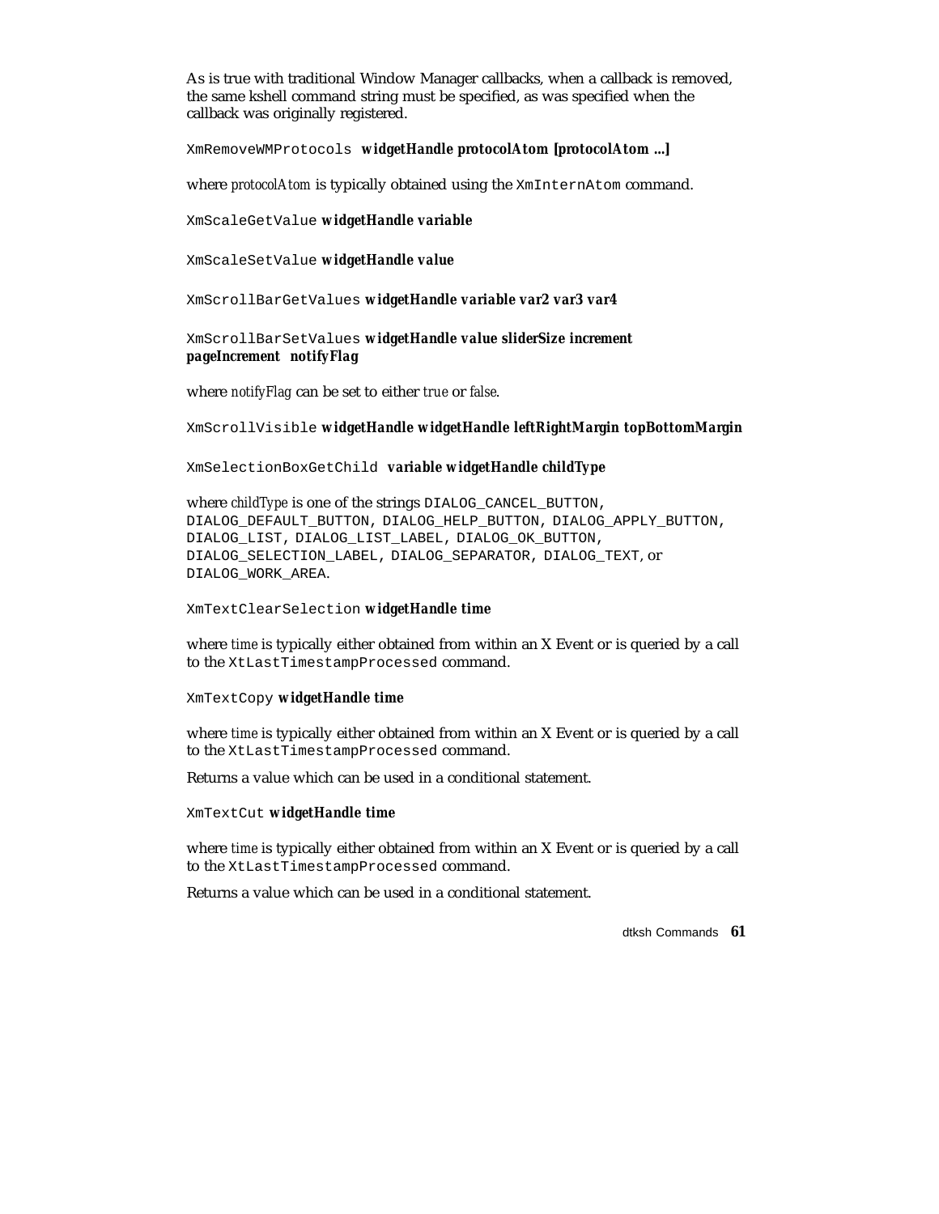As is true with traditional Window Manager callbacks, when a callback is removed, the same kshell command string must be specified, as was specified when the callback was originally registered.

`XmRemoveWMProtocols` ***widgetHandle protocolAtom [protocolAtom ...]***

where *protocolAtom* is typically obtained using the `XmInternAtom` command.

`XmScaleGetValue` ***widgetHandle variable***

`XmScaleSetValue` ***widgetHandle value***

`XmScrollBarGetValues` ***widgetHandle variable var2 var3 var4***

`XmScrollBarSetValues` ***widgetHandle value sliderSize increment pageIncrement notifyFlag***

where *notifyFlag* can be set to either *true* or *false*.

`XmScrollVisible` ***widgetHandle widgetHandle leftRightMargin topBottomMargin***

`XmSelectionBoxGetChild` ***variable widgetHandle childType***

where *childType* is one of the strings `DIALOG_CANCEL_BUTTON`, `DIALOG_DEFAULT_BUTTON`, `DIALOG_HELP_BUTTON`, `DIALOG_APPLY_BUTTON`, `DIALOG_LIST`, `DIALOG_LIST_LABEL`, `DIALOG_OK_BUTTON`, `DIALOG_SELECTION_LABEL`, `DIALOG_SEPARATOR`, `DIALOG_TEXT`, or `DIALOG_WORK_AREA`.

`XmTextClearSelection` ***widgetHandle time***

where *time* is typically either obtained from within an X Event or is queried by a call to the `XtLastTimestampProcessed` command.

`XmTextCopy` ***widgetHandle time***

where *time* is typically either obtained from within an X Event or is queried by a call to the `XtLastTimestampProcessed` command.

Returns a value which can be used in a conditional statement.

`XmTextCut` ***widgetHandle time***

where *time* is typically either obtained from within an X Event or is queried by a call to the `XtLastTimestampProcessed` command.

Returns a value which can be used in a conditional statement.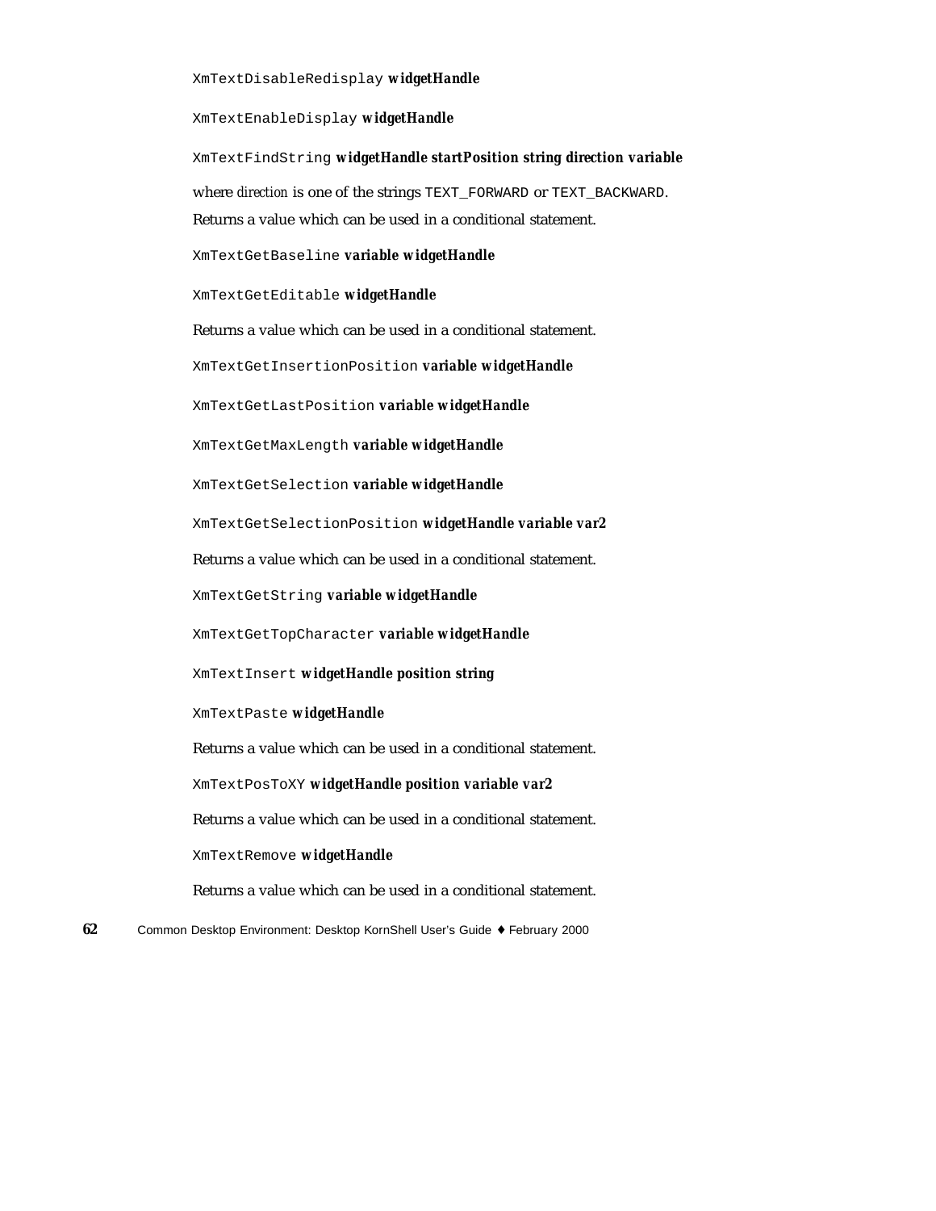`XmTextDisableRedisplay` ***widgetHandle***

`XmTextEnableDisplay` ***widgetHandle***

`XmTextFindString` ***widgetHandle startPosition string direction variable***

where *direction* is one of the strings `TEXT_FORWARD` or `TEXT_BACKWARD`. Returns a value which can be used in a conditional statement.

`XmTextGetBaseline` ***variable widgetHandle***

`XmTextGetEditable` ***widgetHandle***

Returns a value which can be used in a conditional statement.

`XmTextGetInsertionPosition` ***variable widgetHandle***

`XmTextGetLastPosition` ***variable widgetHandle***

`XmTextGetMaxLength` ***variable widgetHandle***

`XmTextGetSelection` ***variable widgetHandle***

`XmTextGetSelectionPosition` ***widgetHandle variable var2***

Returns a value which can be used in a conditional statement.

`XmTextGetString` ***variable widgetHandle***

`XmTextGetTopCharacter` ***variable widgetHandle***

`XmTextInsert` ***widgetHandle position string***

`XmTextPaste` ***widgetHandle***

Returns a value which can be used in a conditional statement.

`XmTextPosToXY` ***widgetHandle position variable var2***

Returns a value which can be used in a conditional statement.

`XmTextRemove` ***widgetHandle***

Returns a value which can be used in a conditional statement.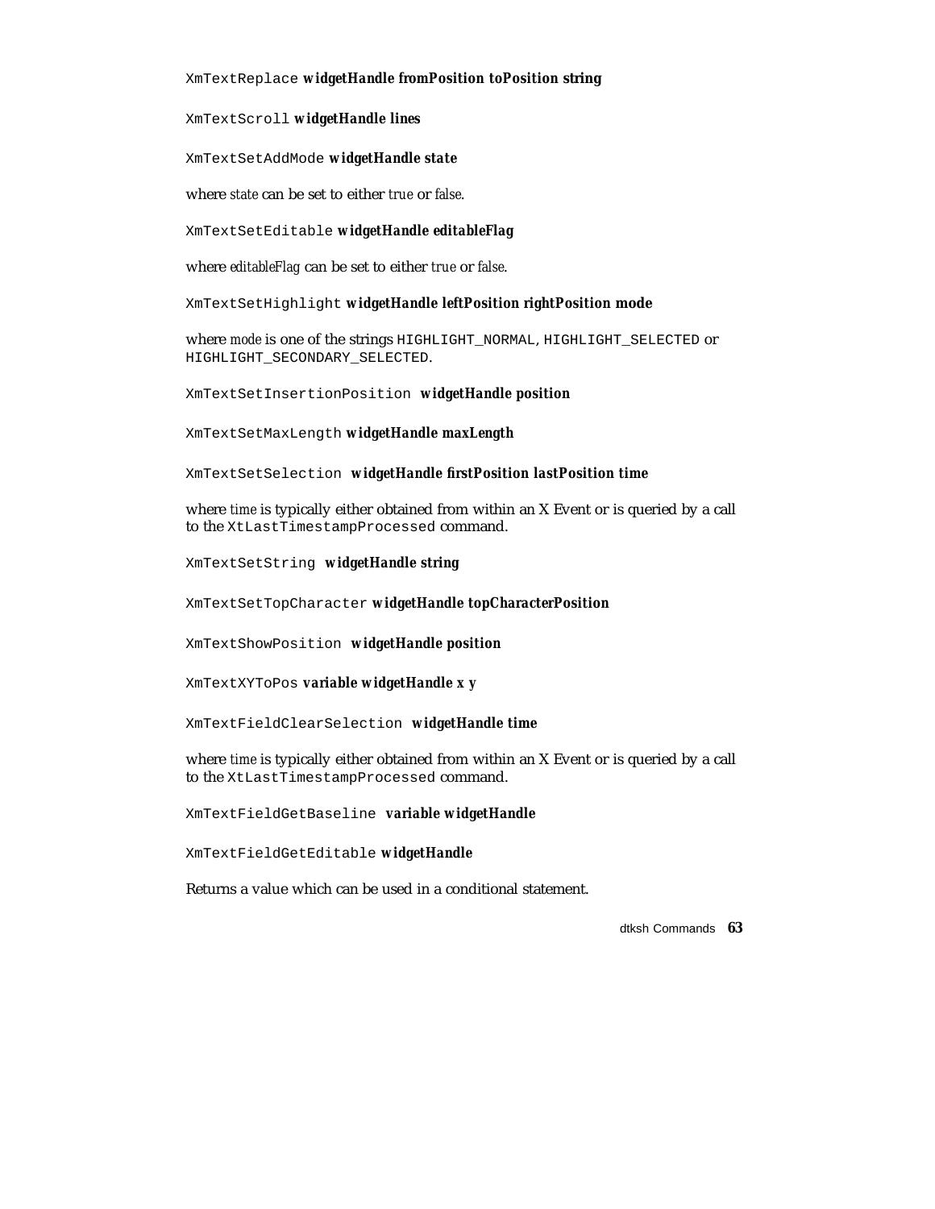`XmTextReplace` ***widgetHandle fromPosition toPosition string***

`XmTextScroll` ***widgetHandle lines***

`XmTextSetAddMode` ***widgetHandle state***

where *state* can be set to either *true* or *false*.

`XmTextSetEditable` ***widgetHandle editableFlag***

where *editableFlag* can be set to either *true* or *false*.

`XmTextSetHighlight` ***widgetHandle leftPosition rightPosition mode***

where *mode* is one of the strings `HIGHLIGHT_NORMAL`, `HIGHLIGHT_SELECTED` or `HIGHLIGHT_SECONDARY_SELECTED`.

`XmTextSetInsertionPosition` ***widgetHandle position***

`XmTextSetMaxLength` ***widgetHandle maxLength***

`XmTextSetSelection` ***widgetHandle firstPosition lastPosition time***

where *time* is typically either obtained from within an X Event or is queried by a call to the `XtLastTimestampProcessed` command.

`XmTextSetString` ***widgetHandle string***

`XmTextSetTopCharacter` ***widgetHandle topCharacterPosition***

`XmTextShowPosition` ***widgetHandle position***

`XmTextXYToPos` ***variable widgetHandle x y***

`XmTextFieldClearSelection` ***widgetHandle time***

where *time* is typically either obtained from within an X Event or is queried by a call to the `XtLastTimestampProcessed` command.

`XmTextFieldGetBaseline` ***variable widgetHandle***

`XmTextFieldGetEditable` ***widgetHandle***

Returns a value which can be used in a conditional statement.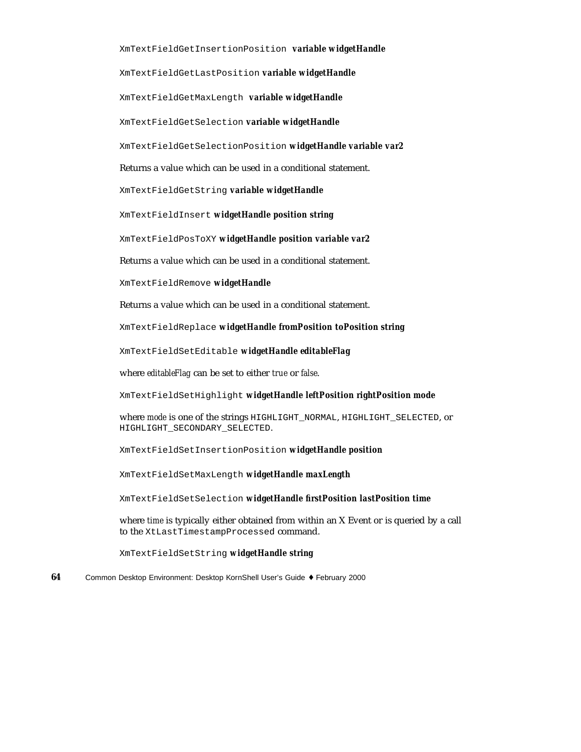`XmTextFieldGetInsertionPosition` ***variable widgetHandle***

`XmTextFieldGetLastPosition` ***variable widgetHandle***

`XmTextFieldGetMaxLength` ***variable widgetHandle***

`XmTextFieldGetSelection` ***variable widgetHandle***

`XmTextFieldGetSelectionPosition` ***widgetHandle variable var2***

Returns a value which can be used in a conditional statement.

`XmTextFieldGetString` ***variable widgetHandle***

`XmTextFieldInsert` ***widgetHandle position string***

`XmTextFieldPosToXY` ***widgetHandle position variable var2***

Returns a value which can be used in a conditional statement.

`XmTextFieldRemove` ***widgetHandle***

Returns a value which can be used in a conditional statement.

`XmTextFieldReplace` ***widgetHandle fromPosition toPosition string***

`XmTextFieldSetEditable` ***widgetHandle editableFlag***

where *editableFlag* can be set to either *true* or *false*.

`XmTextFieldSetHighlight` ***widgetHandle leftPosition rightPosition mode***

where *mode* is one of the strings `HIGHLIGHT_NORMAL`, `HIGHLIGHT_SELECTED`, or `HIGHLIGHT_SECONDARY_SELECTED`.

`XmTextFieldSetInsertionPosition` ***widgetHandle position***

`XmTextFieldSetMaxLength` ***widgetHandle maxLength***

`XmTextFieldSetSelection` ***widgetHandle firstPosition lastPosition time***

where *time* is typically either obtained from within an X Event or is queried by a call to the `XtLastTimestampProcessed` command.

`XmTextFieldSetString` ***widgetHandle string***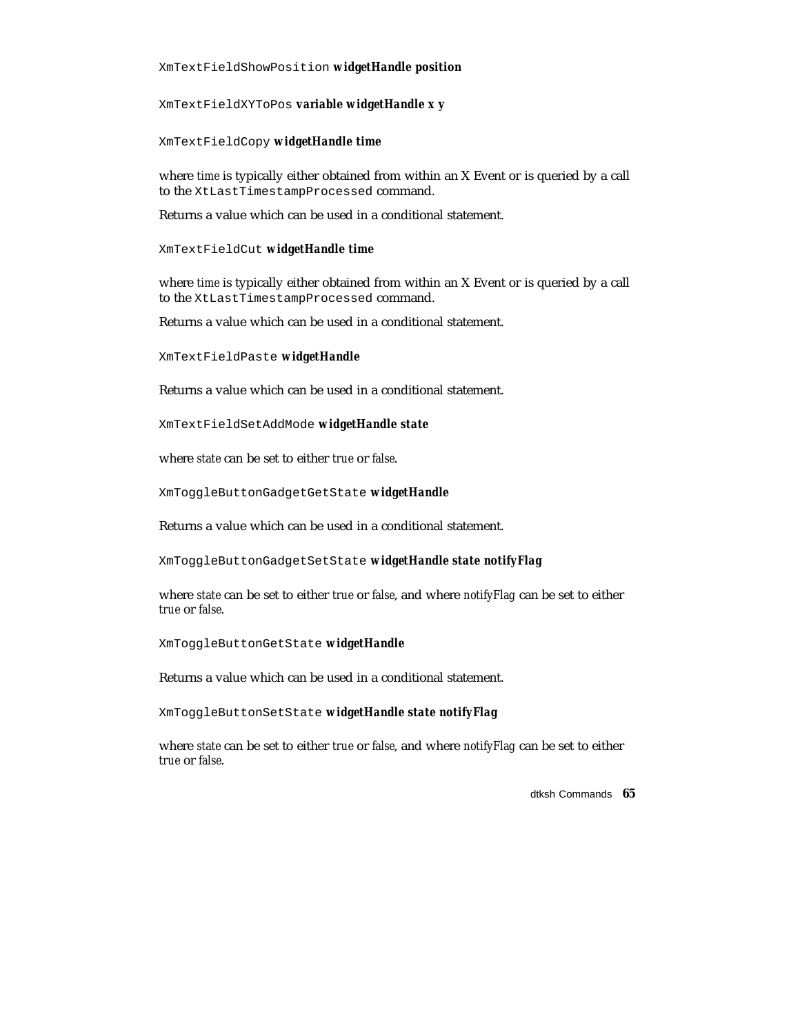`XmTextFieldShowPosition` ***widgetHandle position***

`XmTextFieldXYToPos` ***variable widgetHandle x y***

`XmTextFieldCopy` ***widgetHandle time***

where *time* is typically either obtained from within an X Event or is queried by a call to the `XtLastTimestampProcessed` command.

Returns a value which can be used in a conditional statement.

`XmTextFieldCut` ***widgetHandle time***

where *time* is typically either obtained from within an X Event or is queried by a call to the `XtLastTimestampProcessed` command.

Returns a value which can be used in a conditional statement.

`XmTextFieldPaste` ***widgetHandle***

Returns a value which can be used in a conditional statement.

`XmTextFieldSetAddMode` ***widgetHandle state***

where *state* can be set to either *true* or *false*.

`XmToggleButtonGadgetGetState` ***widgetHandle***

Returns a value which can be used in a conditional statement.

`XmToggleButtonGadgetSetState` ***widgetHandle state notifyFlag***

where *state* can be set to either *true* or *false*, and where *notifyFlag* can be set to either *true* or *false*.

`XmToggleButtonGetState` ***widgetHandle***

Returns a value which can be used in a conditional statement.

`XmToggleButtonSetState` ***widgetHandle state notifyFlag***

where *state* can be set to either *true* or *false*, and where *notifyFlag* can be set to either *true* or *false*.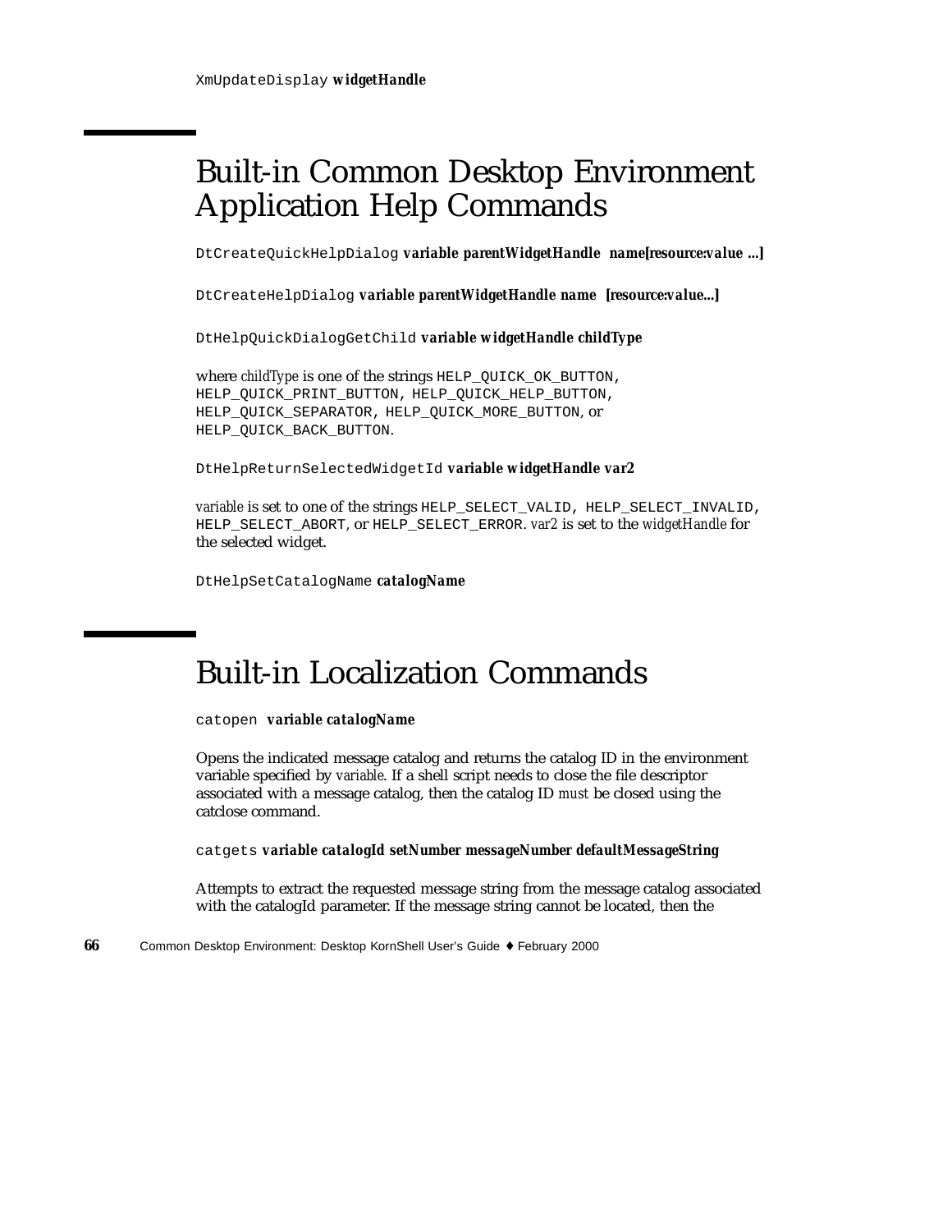`XmUpdateDisplay` ***widgetHandle***

## Built-in Common Desktop Environment Application Help Commands

`DtCreateQuickHelpDialog` ***variable parentWidgetHandle name[resource:value ...]***

`DtCreateHelpDialog` ***variable parentWidgetHandle name [resource:value...]***

`DtHelpQuickDialogGetChild` ***variable widgetHandle childType***

where *childType* is one of the strings `HELP_QUICK_OK_BUTTON`, `HELP_QUICK_PRINT_BUTTON`, `HELP_QUICK_HELP_BUTTON`, `HELP_QUICK_SEPARATOR`, `HELP_QUICK_MORE_BUTTON`, or `HELP_QUICK_BACK_BUTTON`.

`DtHelpReturnSelectedWidgetId` ***variable widgetHandle var2***

*variable* is set to one of the strings `HELP_SELECT_VALID`, `HELP_SELECT_INVALID`, `HELP_SELECT_ABORT`, or `HELP_SELECT_ERROR`. *var2* is set to the *widgetHandle* for the selected widget.

`DtHelpSetCatalogName` ***catalogName***

## Built-in Localization Commands

`catopen` ***variable catalogName***

Opens the indicated message catalog and returns the catalog ID in the environment variable specified by *variable*. If a shell script needs to close the file descriptor associated with a message catalog, then the catalog ID *must* be closed using the catclose command.

`catgets` ***variable catalogId setNumber messageNumber defaultMessageString***

Attempts to extract the requested message string from the message catalog associated with the catalogId parameter. If the message string cannot be located, then the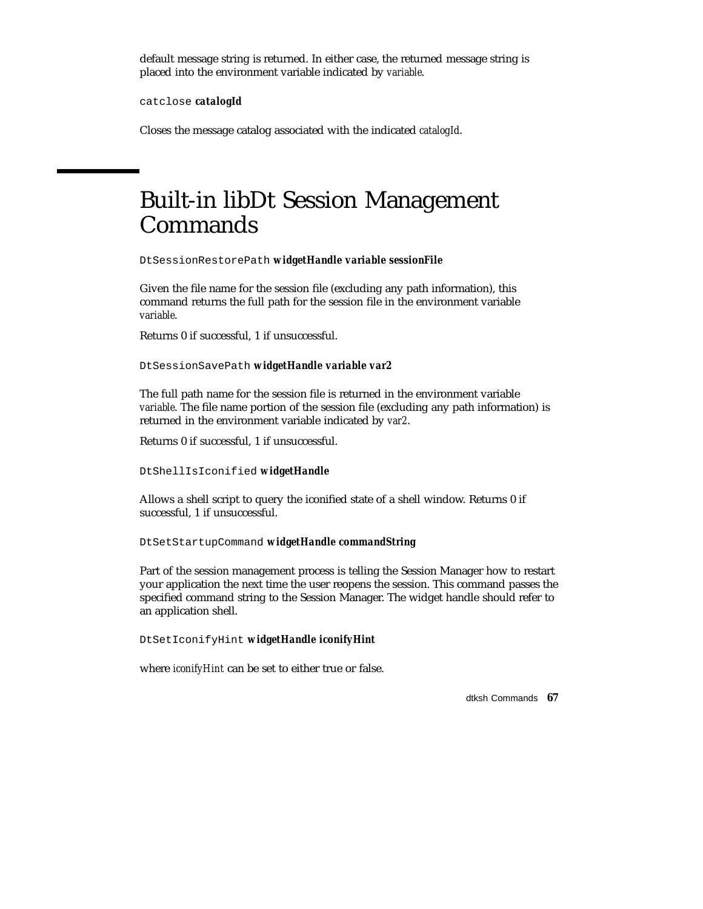default message string is returned. In either case, the returned message string is placed into the environment variable indicated by *variable*.

`catclose` ***catalogId***

Closes the message catalog associated with the indicated *catalogId*.

# Built-in libDt Session Management Commands

`DtSessionRestorePath` ***widgetHandle variable sessionFile***

Given the file name for the session file (excluding any path information), this command returns the full path for the session file in the environment variable *variable*.

Returns 0 if successful, 1 if unsuccessful.

`DtSessionSavePath` ***widgetHandle variable var2***

The full path name for the session file is returned in the environment variable *variable*. The file name portion of the session file (excluding any path information) is returned in the environment variable indicated by *var2*.

Returns 0 if successful, 1 if unsuccessful.

`DtShellIsIconified` ***widgetHandle***

Allows a shell script to query the iconified state of a shell window. Returns 0 if successful, 1 if unsuccessful.

`DtSetStartupCommand` ***widgetHandle commandString***

Part of the session management process is telling the Session Manager how to restart your application the next time the user reopens the session. This command passes the specified command string to the Session Manager. The widget handle should refer to an application shell.

`DtSetIconifyHint` ***widgetHandle iconifyHint***

where *iconifyHint* can be set to either true or false.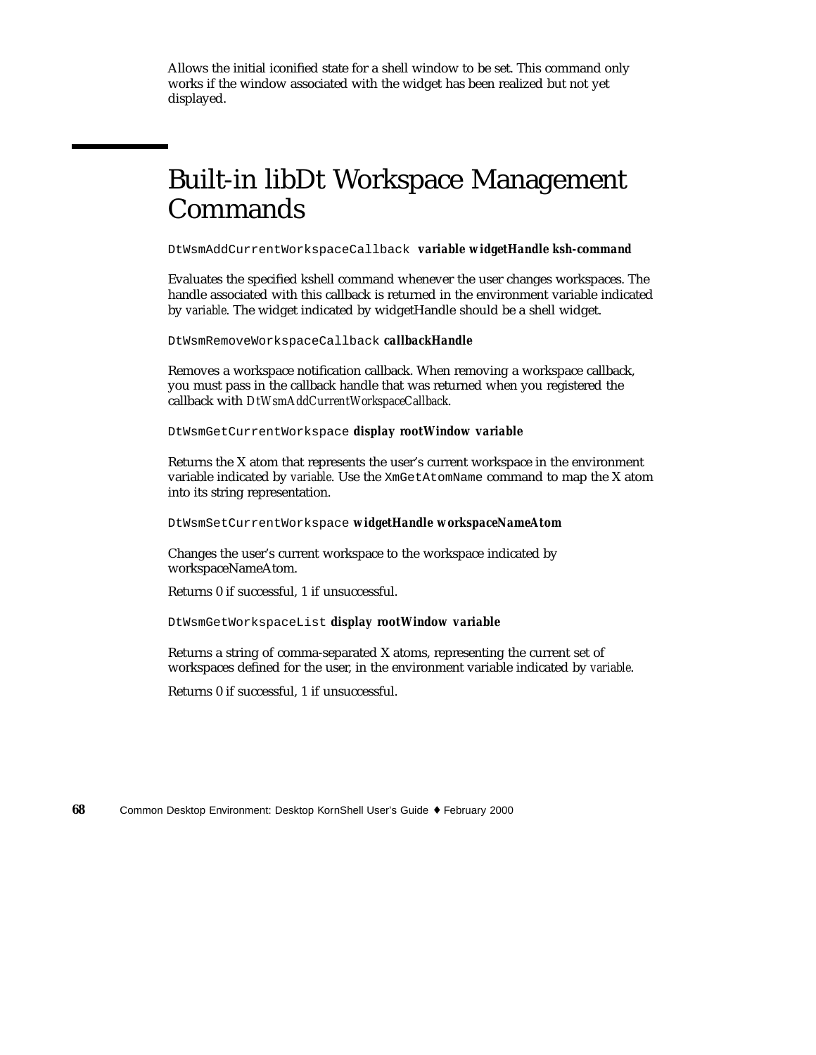Allows the initial iconified state for a shell window to be set. This command only works if the window associated with the widget has been realized but not yet displayed.

# Built-in libDt Workspace Management Commands

`DtWsmAddCurrentWorkspaceCallback` **variable widgetHandle ksh-command**

Evaluates the specified kshell command whenever the user changes workspaces. The handle associated with this callback is returned in the environment variable indicated by *variable*. The widget indicated by widgetHandle should be a shell widget.

`DtWsmRemoveWorkspaceCallback` **callbackHandle**

Removes a workspace notification callback. When removing a workspace callback, you must pass in the callback handle that was returned when you registered the callback with *DtWsmAddCurrentWorkspaceCallback*.

`DtWsmGetCurrentWorkspace` **display rootWindow variable**

Returns the X atom that represents the user's current workspace in the environment variable indicated by *variable*. Use the `XmGetAtomName` command to map the X atom into its string representation.

`DtWsmSetCurrentWorkspace` **widgetHandle workspaceNameAtom**

Changes the user's current workspace to the workspace indicated by workspaceNameAtom.

Returns 0 if successful, 1 if unsuccessful.

`DtWsmGetWorkspaceList` **display rootWindow variable**

Returns a string of comma-separated X atoms, representing the current set of workspaces defined for the user, in the environment variable indicated by *variable*.

Returns 0 if successful, 1 if unsuccessful.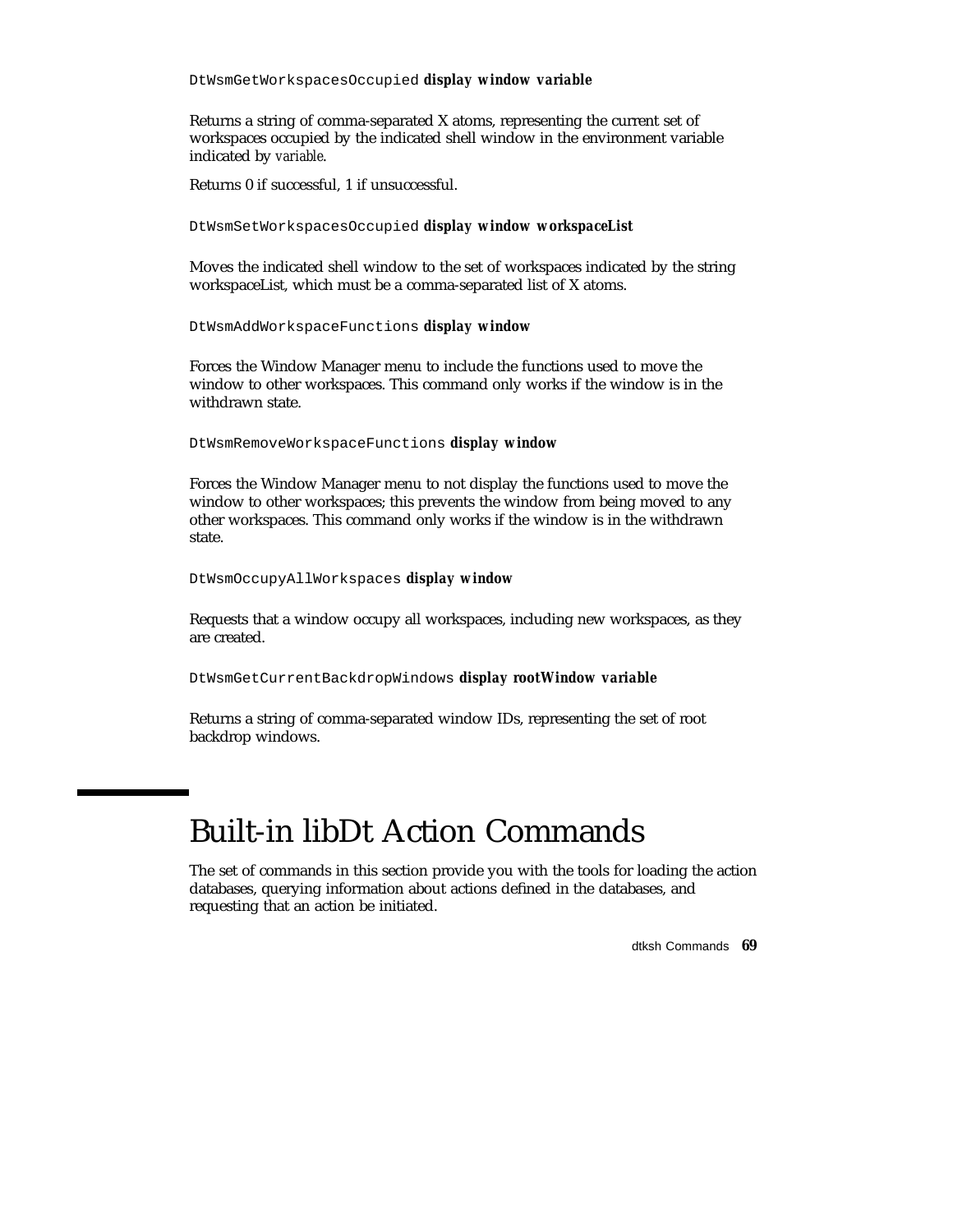`DtWsmGetWorkspacesOccupied` **display window variable**

Returns a string of comma-separated X atoms, representing the current set of workspaces occupied by the indicated shell window in the environment variable indicated by *variable*.

Returns 0 if successful, 1 if unsuccessful.

`DtWsmSetWorkspacesOccupied` **display window workspaceList**

Moves the indicated shell window to the set of workspaces indicated by the string workspaceList, which must be a comma-separated list of X atoms.

`DtWsmAddWorkspaceFunctions` **display window**

Forces the Window Manager menu to include the functions used to move the window to other workspaces. This command only works if the window is in the withdrawn state.

`DtWsmRemoveWorkspaceFunctions` **display window**

Forces the Window Manager menu to not display the functions used to move the window to other workspaces; this prevents the window from being moved to any other workspaces. This command only works if the window is in the withdrawn state.

`DtWsmOccupyAllWorkspaces` **display window**

Requests that a window occupy all workspaces, including new workspaces, as they are created.

`DtWsmGetCurrentBackdropWindows` **display rootWindow variable**

Returns a string of comma-separated window IDs, representing the set of root backdrop windows.

# Built-in libDt Action Commands

The set of commands in this section provide you with the tools for loading the action databases, querying information about actions defined in the databases, and requesting that an action be initiated.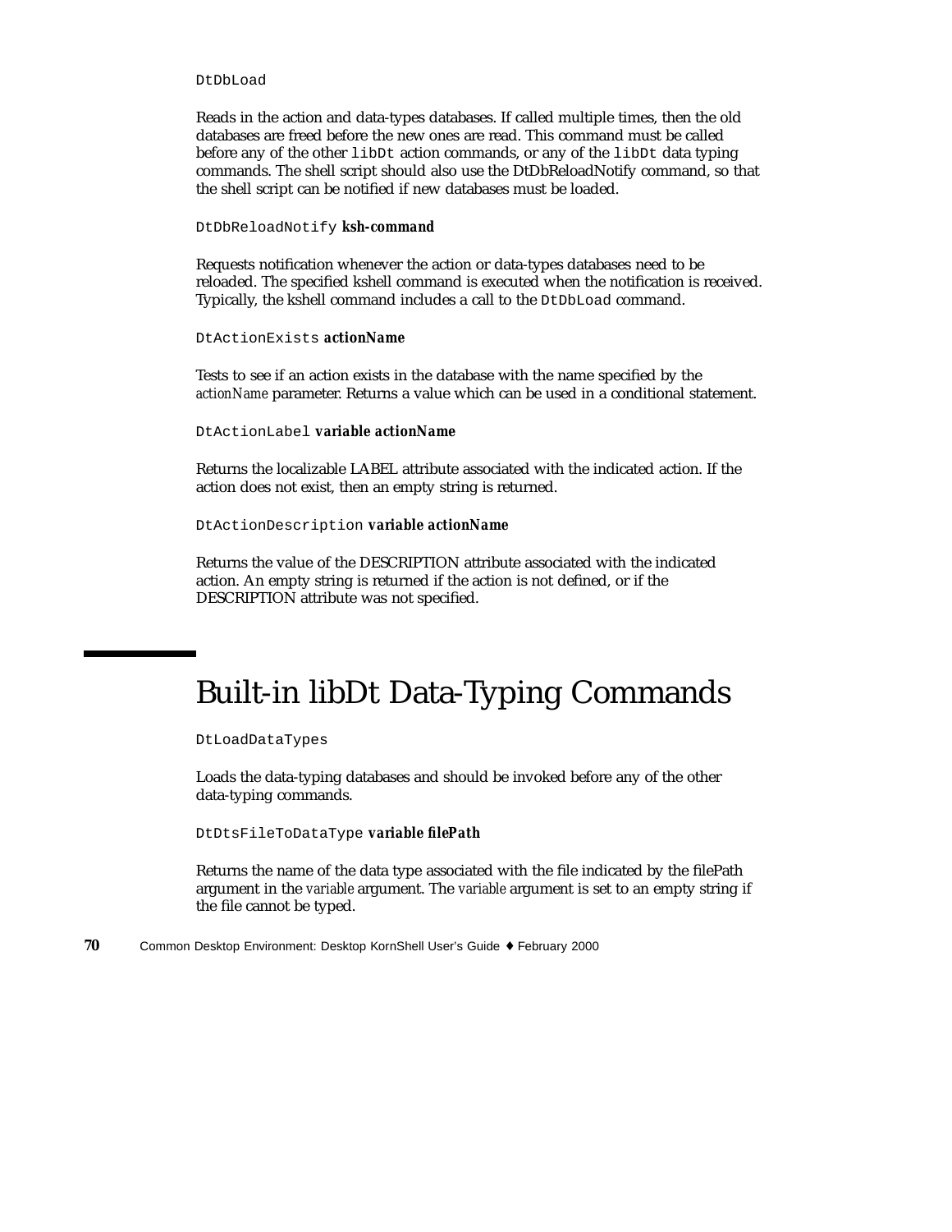`DtDbLoad`

Reads in the action and data-types databases. If called multiple times, then the old databases are freed before the new ones are read. This command must be called before any of the other `libDt` action commands, or any of the `libDt` data typing commands. The shell script should also use the DtDbReloadNotify command, so that the shell script can be notified if new databases must be loaded.

`DtDbReloadNotify` **ksh-command**

Requests notification whenever the action or data-types databases need to be reloaded. The specified kshell command is executed when the notification is received. Typically, the kshell command includes a call to the `DtDbLoad` command.

`DtActionExists` **actionName**

Tests to see if an action exists in the database with the name specified by the *actionName* parameter. Returns a value which can be used in a conditional statement.

`DtActionLabel` **variable actionName**

Returns the localizable LABEL attribute associated with the indicated action. If the action does not exist, then an empty string is returned.

`DtActionDescription` **variable actionName**

Returns the value of the DESCRIPTION attribute associated with the indicated action. An empty string is returned if the action is not defined, or if the DESCRIPTION attribute was not specified.

# Built-in libDt Data-Typing Commands

`DtLoadDataTypes`

Loads the data-typing databases and should be invoked before any of the other data-typing commands.

`DtDtsFileToDataType` **variable filePath**

Returns the name of the data type associated with the file indicated by the filePath argument in the *variable* argument. The *variable* argument is set to an empty string if the file cannot be typed.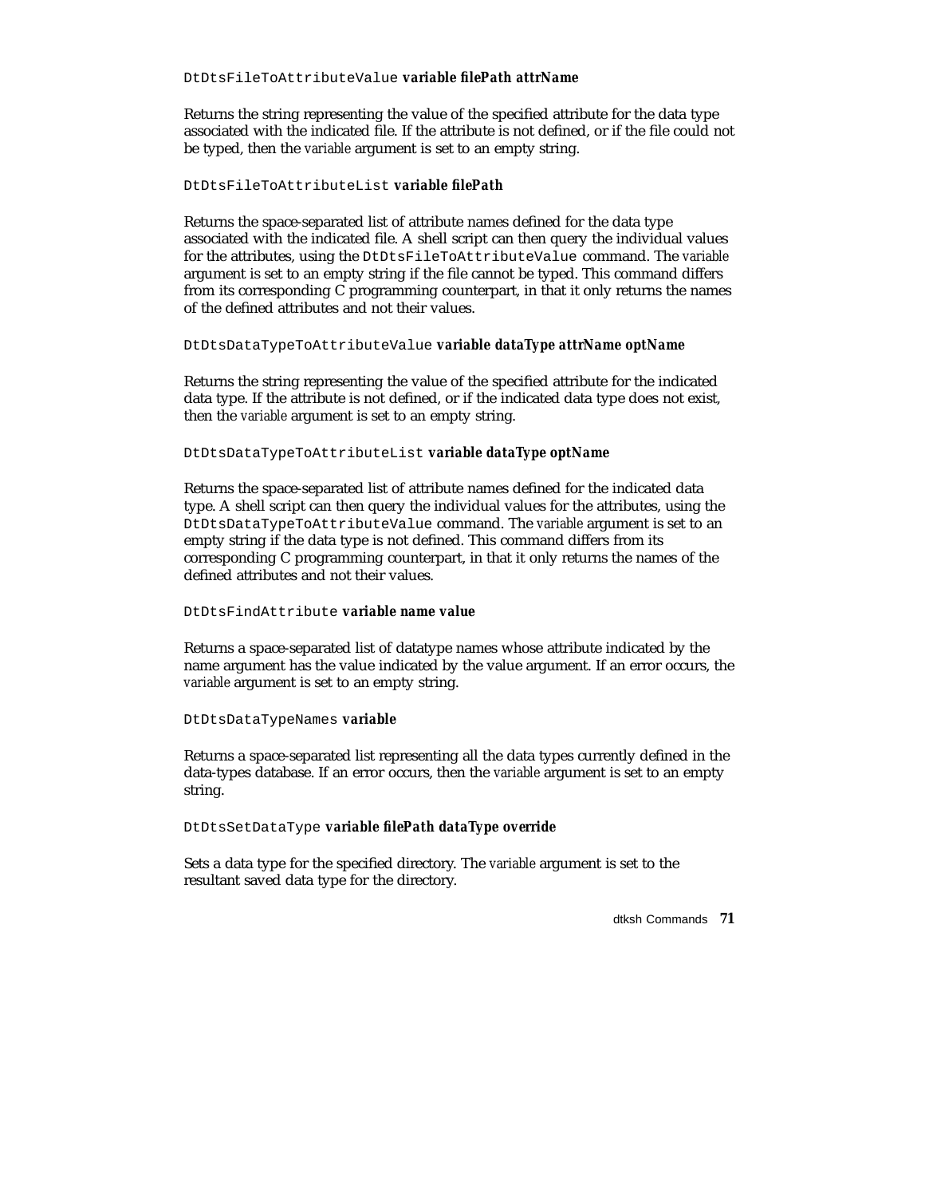`DtDtsFileToAttributeValue` **variable filePath attrName**

Returns the string representing the value of the specified attribute for the data type associated with the indicated file. If the attribute is not defined, or if the file could not be typed, then the *variable* argument is set to an empty string.

`DtDtsFileToAttributeList` **variable filePath**

Returns the space-separated list of attribute names defined for the data type associated with the indicated file. A shell script can then query the individual values for the attributes, using the `DtDtsFileToAttributeValue` command. The *variable* argument is set to an empty string if the file cannot be typed. This command differs from its corresponding C programming counterpart, in that it only returns the names of the defined attributes and not their values.

`DtDtsDataTypeToAttributeValue` **variable dataType attrName optName**

Returns the string representing the value of the specified attribute for the indicated data type. If the attribute is not defined, or if the indicated data type does not exist, then the *variable* argument is set to an empty string.

`DtDtsDataTypeToAttributeList` **variable dataType optName**

Returns the space-separated list of attribute names defined for the indicated data type. A shell script can then query the individual values for the attributes, using the `DtDtsDataTypeToAttributeValue` command. The *variable* argument is set to an empty string if the data type is not defined. This command differs from its corresponding C programming counterpart, in that it only returns the names of the defined attributes and not their values.

`DtDtsFindAttribute` **variable name value**

Returns a space-separated list of datatype names whose attribute indicated by the name argument has the value indicated by the value argument. If an error occurs, the *variable* argument is set to an empty string.

`DtDtsDataTypeNames` **variable**

Returns a space-separated list representing all the data types currently defined in the data-types database. If an error occurs, then the *variable* argument is set to an empty string.

`DtDtsSetDataType` **variable filePath dataType override**

Sets a data type for the specified directory. The *variable* argument is set to the resultant saved data type for the directory.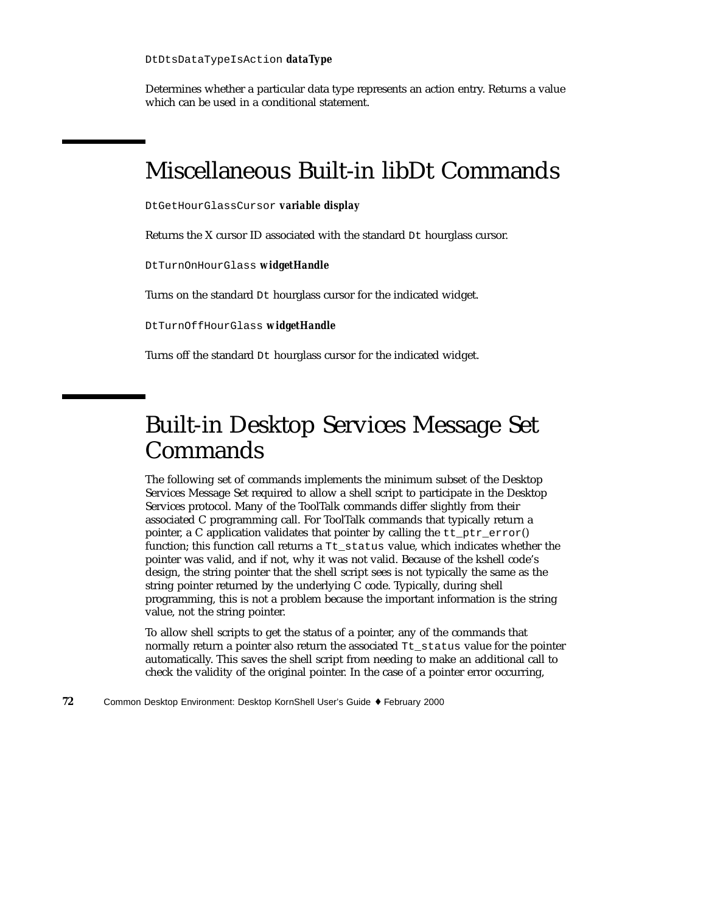`DtDtsDataTypeIsAction` ***dataType***

Determines whether a particular data type represents an action entry. Returns a value which can be used in a conditional statement.

## Miscellaneous Built-in libDt Commands

`DtGetHourGlassCursor` ***variable display***

Returns the X cursor ID associated with the standard `Dt` hourglass cursor.

`DtTurnOnHourGlass` ***widgetHandle***

Turns on the standard `Dt` hourglass cursor for the indicated widget.

`DtTurnOffHourGlass` ***widgetHandle***

Turns off the standard `Dt` hourglass cursor for the indicated widget.

## Built-in Desktop Services Message Set Commands

The following set of commands implements the minimum subset of the Desktop Services Message Set required to allow a shell script to participate in the Desktop Services protocol. Many of the ToolTalk commands differ slightly from their associated C programming call. For ToolTalk commands that typically return a pointer, a C application validates that pointer by calling the `tt_ptr_error()` function; this function call returns a `Tt_status` value, which indicates whether the pointer was valid, and if not, why it was not valid. Because of the kshell code's design, the string pointer that the shell script sees is not typically the same as the string pointer returned by the underlying C code. Typically, during shell programming, this is not a problem because the important information is the string value, not the string pointer.

To allow shell scripts to get the status of a pointer, any of the commands that normally return a pointer also return the associated `Tt_status` value for the pointer automatically. This saves the shell script from needing to make an additional call to check the validity of the original pointer. In the case of a pointer error occurring,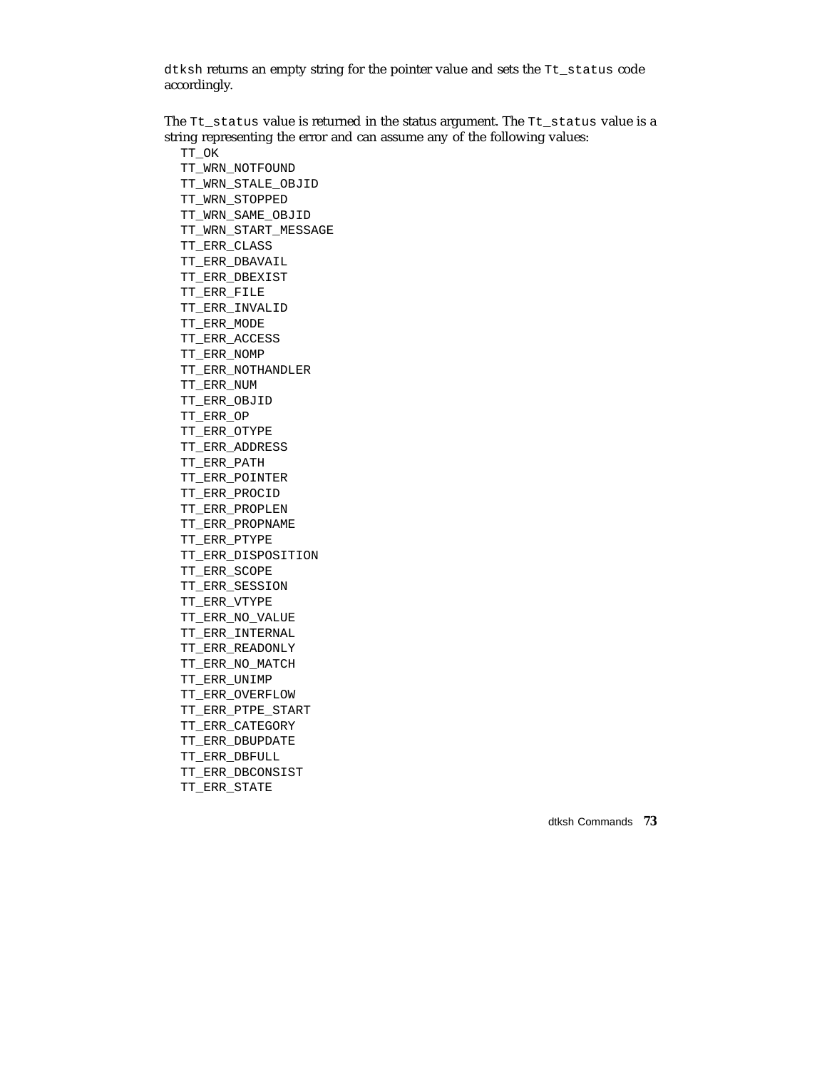`dtksh` returns an empty string for the pointer value and sets the `Tt_status` code accordingly.

The `Tt_status` value is returned in the status argument. The `Tt_status` value is a string representing the error and can assume any of the following values:

```
TT_OK
TT_WRN_NOTFOUND
TT_WRN_STALE_OBJID
TT_WRN_STOPPED
TT_WRN_SAME_OBJID
TT_WRN_START_MESSAGE
TT_ERR_CLASS
TT_ERR_DBAVAIL
TT_ERR_DBEXIST
TT_ERR_FILE
TT_ERR_INVALID
TT_ERR_MODE
TT_ERR_ACCESS
TT_ERR_NOMP
TT_ERR_NOTHANDLER
TT_ERR_NUM
TT_ERR_OBJID
TT_ERR_OP
TT_ERR_OTYPE
TT_ERR_ADDRESS
TT_ERR_PATH
TT_ERR_POINTER
TT_ERR_PROCID
TT_ERR_PROPLEN
TT_ERR_PROPNAME
TT_ERR_PTYPE
TT_ERR_DISPOSITION
TT_ERR_SCOPE
TT_ERR_SESSION
TT_ERR_VTYPE
TT_ERR_NO_VALUE
TT_ERR_INTERNAL
TT_ERR_READONLY
TT_ERR_NO_MATCH
TT_ERR_UNIMP
TT_ERR_OVERFLOW
TT_ERR_PTPE_START
TT_ERR_CATEGORY
TT_ERR_DBUPDATE
TT_ERR_DBFULL
TT_ERR_DBCONSIST
TT_ERR_STATE
```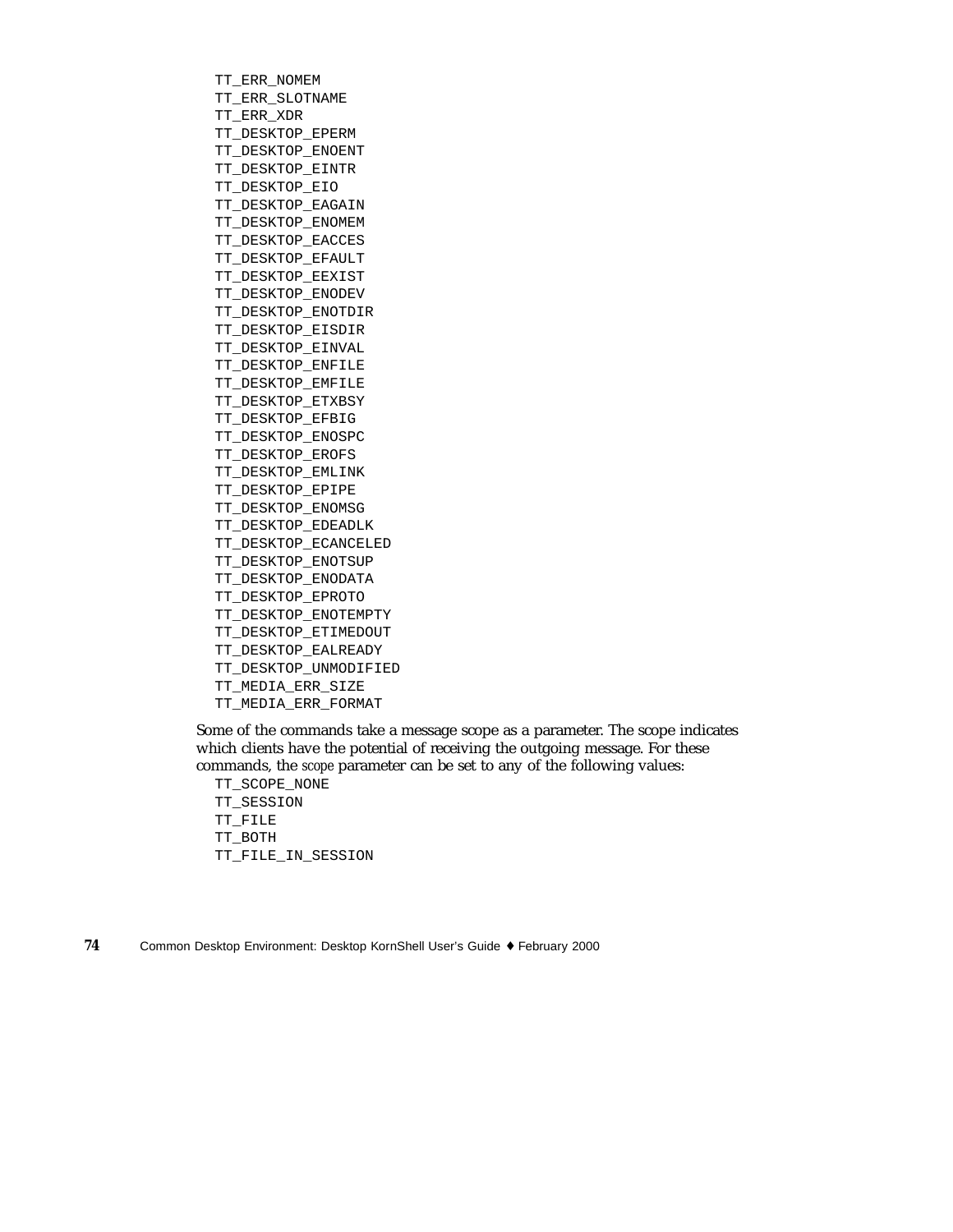```
TT_ERR_NOMEM
TT_ERR_SLOTNAME
TT_ERR_XDR
TT_DESKTOP_EPERM
TT_DESKTOP_ENOENT
TT_DESKTOP_EINTR
TT_DESKTOP_EIO
TT_DESKTOP_EAGAIN
TT_DESKTOP_ENOMEM
TT_DESKTOP_EACCES
TT_DESKTOP_EFAULT
TT_DESKTOP_EEXIST
TT_DESKTOP_ENODEV
TT_DESKTOP_ENOTDIR
TT_DESKTOP_EISDIR
TT_DESKTOP_EINVAL
TT_DESKTOP_ENFILE
TT_DESKTOP_EMFILE
TT_DESKTOP_ETXBSY
TT_DESKTOP_EFBIG
TT_DESKTOP_ENOSPC
TT_DESKTOP_EROFS
TT_DESKTOP_EMLINK
TT_DESKTOP_EPIPE
TT_DESKTOP_ENOMSG
TT_DESKTOP_EDEADLK
TT_DESKTOP_ECANCELED
TT_DESKTOP_ENOTSUP
TT_DESKTOP_ENODATA
TT_DESKTOP_EPROTO
TT_DESKTOP_ENOTEMPTY
TT_DESKTOP_ETIMEDOUT
TT_DESKTOP_EALREADY
TT_DESKTOP_UNMODIFIED
TT_MEDIA_ERR_SIZE
TT_MEDIA_ERR_FORMAT
```

Some of the commands take a message scope as a parameter. The scope indicates which clients have the potential of receiving the outgoing message. For these commands, the *scope* parameter can be set to any of the following values:

```
TT_SCOPE_NONE
TT_SESSION
TT_FILE
TT_BOTH
TT_FILE_IN_SESSION
```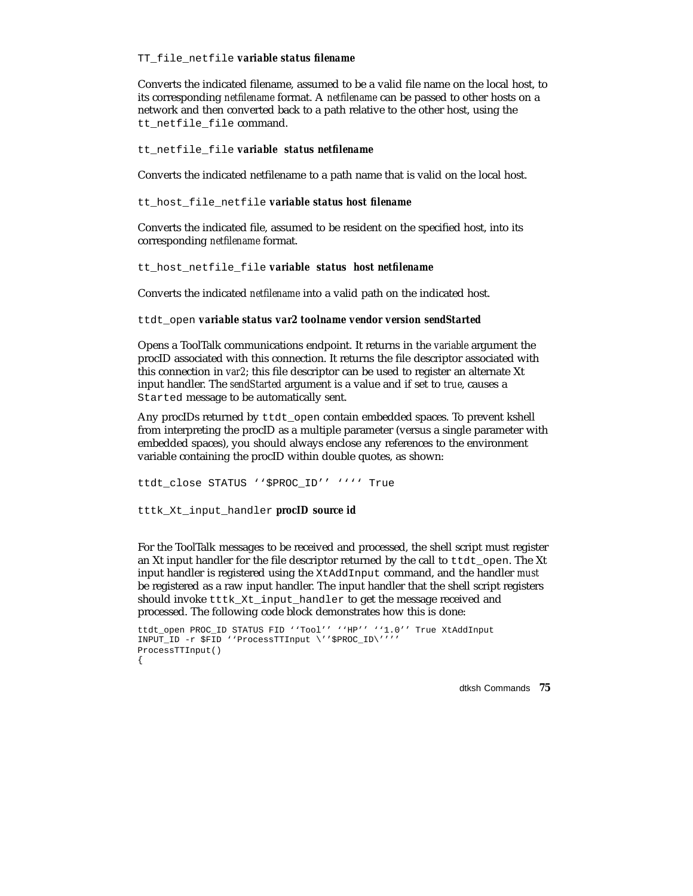`TT_file_netfile` ***variable status filename***

Converts the indicated filename, assumed to be a valid file name on the local host, to its corresponding *netfilename* format. A *netfilename* can be passed to other hosts on a network and then converted back to a path relative to the other host, using the `tt_netfile_file` command.

`tt_netfile_file` ***variable status netfilename***

Converts the indicated netfilename to a path name that is valid on the local host.

`tt_host_file_netfile` ***variable status host filename***

Converts the indicated file, assumed to be resident on the specified host, into its corresponding *netfilename* format.

`tt_host_netfile_file` ***variable status host netfilename***

Converts the indicated *netfilename* into a valid path on the indicated host.

`ttdt_open` ***variable status var2 toolname vendor version sendStarted***

Opens a ToolTalk communications endpoint. It returns in the *variable* argument the procID associated with this connection. It returns the file descriptor associated with this connection in *var2*; this file descriptor can be used to register an alternate Xt input handler. The *sendStarted* argument is a value and if set to *true*, causes a `Started` message to be automatically sent.

Any procIDs returned by `ttdt_open` contain embedded spaces. To prevent kshell from interpreting the procID as a multiple parameter (versus a single parameter with embedded spaces), you should always enclose any references to the environment variable containing the procID within double quotes, as shown:

```
ttdt_close STATUS ‘‘$PROC_ID’’ ‘‘’’ True
```

`tttk_Xt_input_handler` ***procID source id***

For the ToolTalk messages to be received and processed, the shell script must register an Xt input handler for the file descriptor returned by the call to `ttdt_open`. The Xt input handler is registered using the `XtAddInput` command, and the handler *must* be registered as a raw input handler. The input handler that the shell script registers should invoke `tttk_Xt_input_handler` to get the message received and processed. The following code block demonstrates how this is done:

```
ttdt_open PROC_ID STATUS FID ‘‘Tool’’ ‘‘HP’’ ‘‘1.0’’ True XtAddInput
INPUT_ID -r $FID ‘‘ProcessTTInput \’’$PROC_ID\’’’’
ProcessTTInput()
{
```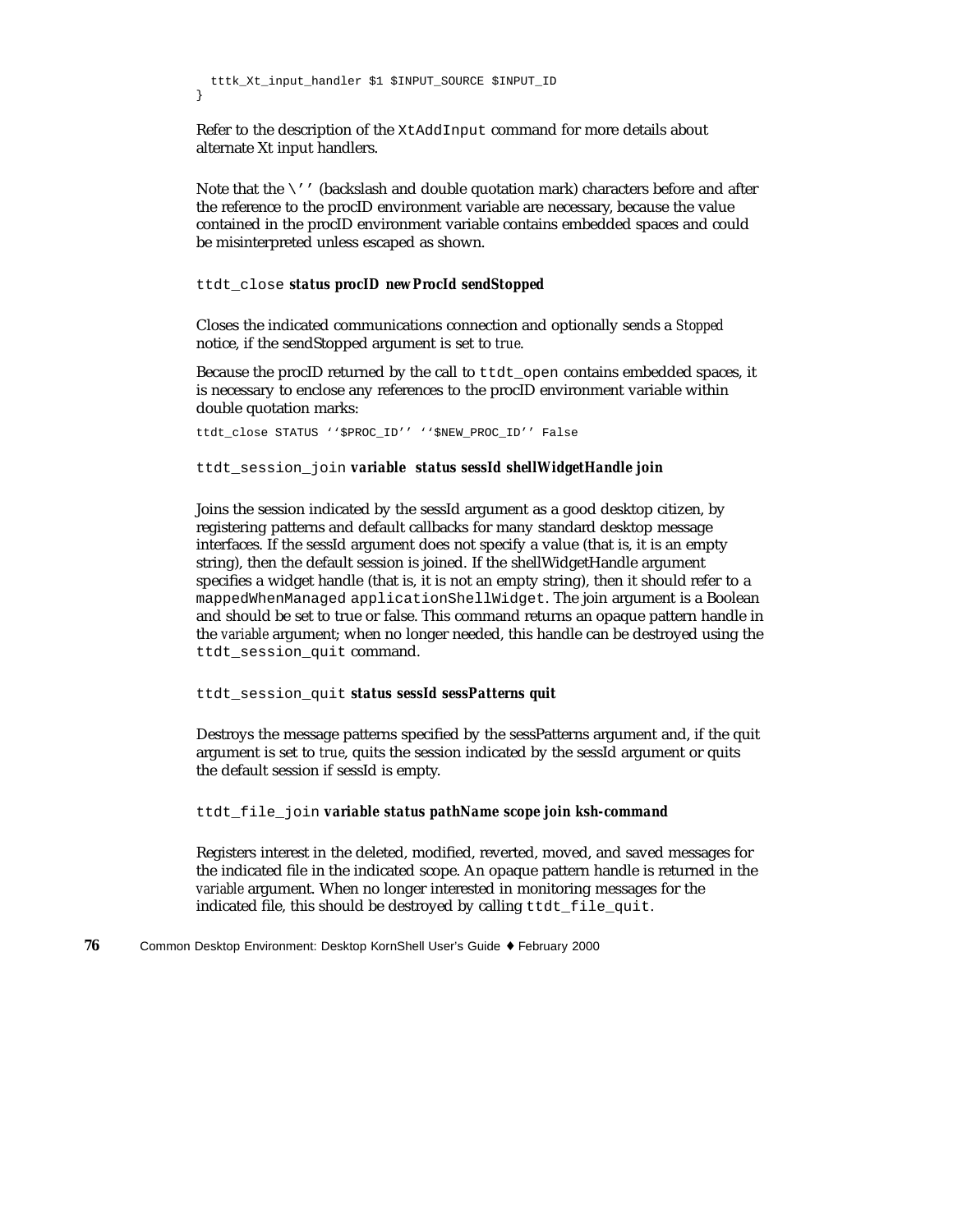```
  tttk_Xt_input_handler $1 $INPUT_SOURCE $INPUT_ID
}
```

Refer to the description of the `XtAddInput` command for more details about alternate Xt input handlers.

Note that the `\''` (backslash and double quotation mark) characters before and after the reference to the procID environment variable are necessary, because the value contained in the procID environment variable contains embedded spaces and could be misinterpreted unless escaped as shown.

`ttdt_close` ***status procID newProcId sendStopped***

Closes the indicated communications connection and optionally sends a *Stopped* notice, if the sendStopped argument is set to *true*.

Because the procID returned by the call to `ttdt_open` contains embedded spaces, it is necessary to enclose any references to the procID environment variable within double quotation marks:

```
ttdt_close STATUS ''$PROC_ID'' ''$NEW_PROC_ID'' False
```

`ttdt_session_join` ***variable status sessId shellWidgetHandle join***

Joins the session indicated by the sessId argument as a good desktop citizen, by registering patterns and default callbacks for many standard desktop message interfaces. If the sessId argument does not specify a value (that is, it is an empty string), then the default session is joined. If the shellWidgetHandle argument specifies a widget handle (that is, it is not an empty string), then it should refer to a `mappedWhenManaged applicationShellWidget`. The join argument is a Boolean and should be set to true or false. This command returns an opaque pattern handle in the *variable* argument; when no longer needed, this handle can be destroyed using the `ttdt_session_quit` command.

`ttdt_session_quit` ***status sessId sessPatterns quit***

Destroys the message patterns specified by the sessPatterns argument and, if the quit argument is set to *true*, quits the session indicated by the sessId argument or quits the default session if sessId is empty.

`ttdt_file_join` ***variable status pathName scope join ksh-command***

Registers interest in the deleted, modified, reverted, moved, and saved messages for the indicated file in the indicated scope. An opaque pattern handle is returned in the *variable* argument. When no longer interested in monitoring messages for the indicated file, this should be destroyed by calling `ttdt_file_quit`.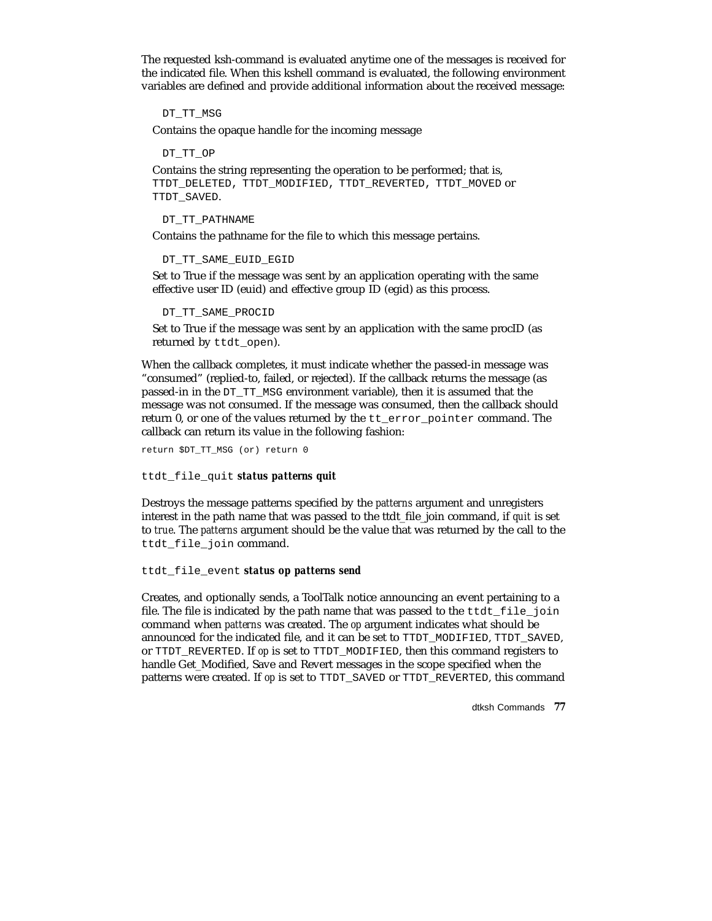The requested ksh-command is evaluated anytime one of the messages is received for the indicated file. When this kshell command is evaluated, the following environment variables are defined and provide additional information about the received message:

`DT_TT_MSG`

Contains the opaque handle for the incoming message

`DT_TT_OP`

Contains the string representing the operation to be performed; that is, `TTDT_DELETED`, `TTDT_MODIFIED`, `TTDT_REVERTED`, `TTDT_MOVED` or `TTDT_SAVED`.

`DT_TT_PATHNAME`

Contains the pathname for the file to which this message pertains.

`DT_TT_SAME_EUID_EGID`

Set to True if the message was sent by an application operating with the same effective user ID (euid) and effective group ID (egid) as this process.

`DT_TT_SAME_PROCID`

Set to True if the message was sent by an application with the same procID (as returned by `ttdt_open`).

When the callback completes, it must indicate whether the passed-in message was “consumed” (replied-to, failed, or rejected). If the callback returns the message (as passed-in in the `DT_TT_MSG` environment variable), then it is assumed that the message was not consumed. If the message was consumed, then the callback should return 0, or one of the values returned by the `tt_error_pointer` command. The callback can return its value in the following fashion:

```
return $DT_TT_MSG (or) return 0
```

`ttdt_file_quit` ***status patterns quit***

Destroys the message patterns specified by the *patterns* argument and unregisters interest in the path name that was passed to the ttdt_file_join command, if *quit* is set to *true*. The *patterns* argument should be the value that was returned by the call to the `ttdt_file_join` command.

`ttdt_file_event` ***status op patterns send***

Creates, and optionally sends, a ToolTalk notice announcing an event pertaining to a file. The file is indicated by the path name that was passed to the `ttdt_file_join` command when *patterns* was created. The *op* argument indicates what should be announced for the indicated file, and it can be set to `TTDT_MODIFIED`, `TTDT_SAVED`, or `TTDT_REVERTED`. If *op* is set to `TTDT_MODIFIED`, then this command registers to handle Get_Modified, Save and Revert messages in the scope specified when the patterns were created. If *op* is set to `TTDT_SAVED` or `TTDT_REVERTED`, this command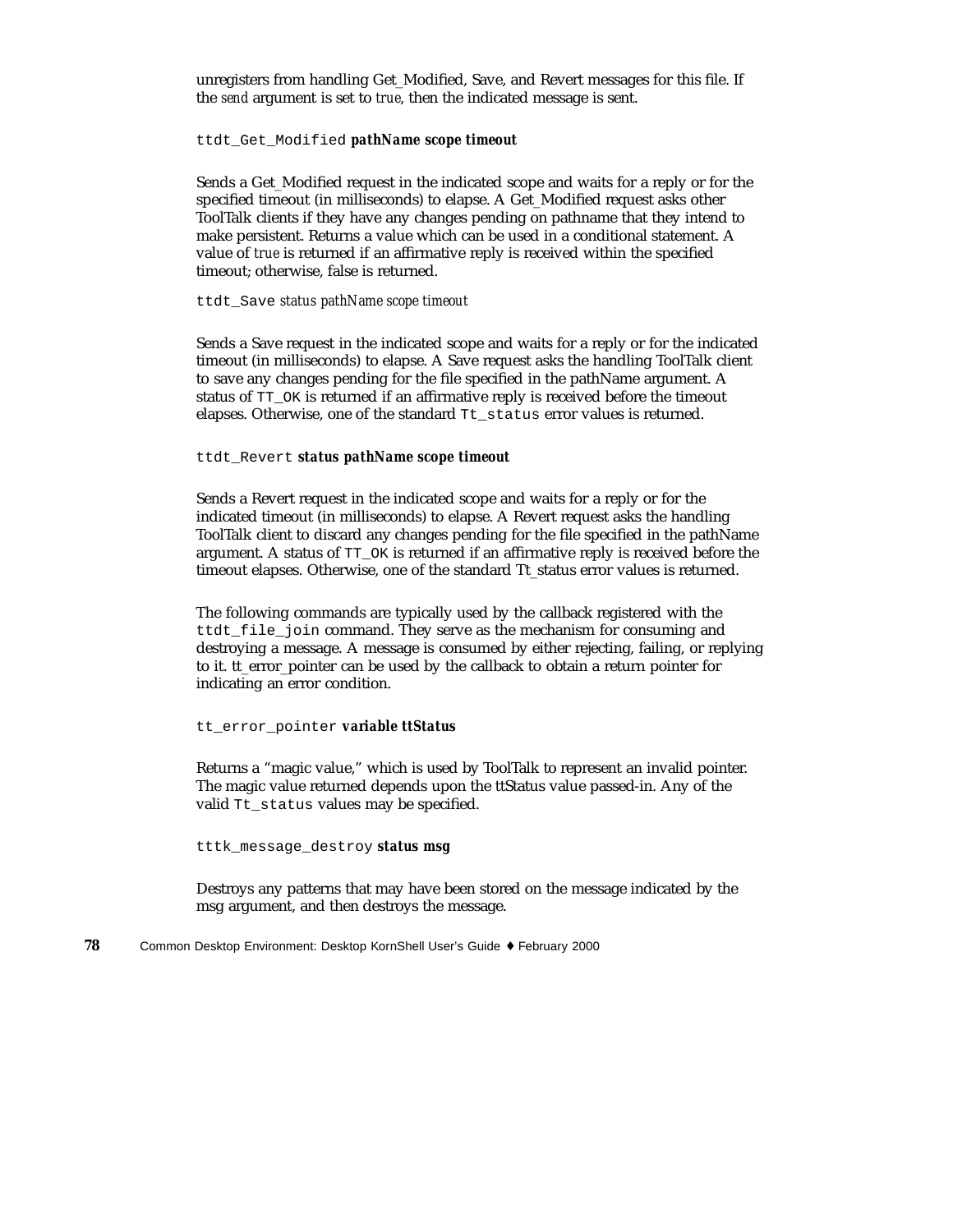unregisters from handling Get_Modified, Save, and Revert messages for this file. If the *send* argument is set to *true*, then the indicated message is sent.

`ttdt_Get_Modified` ***pathName scope timeout***

Sends a Get_Modified request in the indicated scope and waits for a reply or for the specified timeout (in milliseconds) to elapse. A Get_Modified request asks other ToolTalk clients if they have any changes pending on pathname that they intend to make persistent. Returns a value which can be used in a conditional statement. A value of *true* is returned if an affirmative reply is received within the specified timeout; otherwise, false is returned.

`ttdt_Save` *status pathName scope timeout*

Sends a Save request in the indicated scope and waits for a reply or for the indicated timeout (in milliseconds) to elapse. A Save request asks the handling ToolTalk client to save any changes pending for the file specified in the pathName argument. A status of `TT_OK` is returned if an affirmative reply is received before the timeout elapses. Otherwise, one of the standard `Tt_status` error values is returned.

`ttdt_Revert` ***status pathName scope timeout***

Sends a Revert request in the indicated scope and waits for a reply or for the indicated timeout (in milliseconds) to elapse. A Revert request asks the handling ToolTalk client to discard any changes pending for the file specified in the pathName argument. A status of `TT_OK` is returned if an affirmative reply is received before the timeout elapses. Otherwise, one of the standard Tt_status error values is returned.

The following commands are typically used by the callback registered with the `ttdt_file_join` command. They serve as the mechanism for consuming and destroying a message. A message is consumed by either rejecting, failing, or replying to it. tt_error_pointer can be used by the callback to obtain a return pointer for indicating an error condition.

`tt_error_pointer` ***variable ttStatus***

Returns a "magic value," which is used by ToolTalk to represent an invalid pointer. The magic value returned depends upon the ttStatus value passed-in. Any of the valid `Tt_status` values may be specified.

`tttk_message_destroy` ***status msg***

Destroys any patterns that may have been stored on the message indicated by the msg argument, and then destroys the message.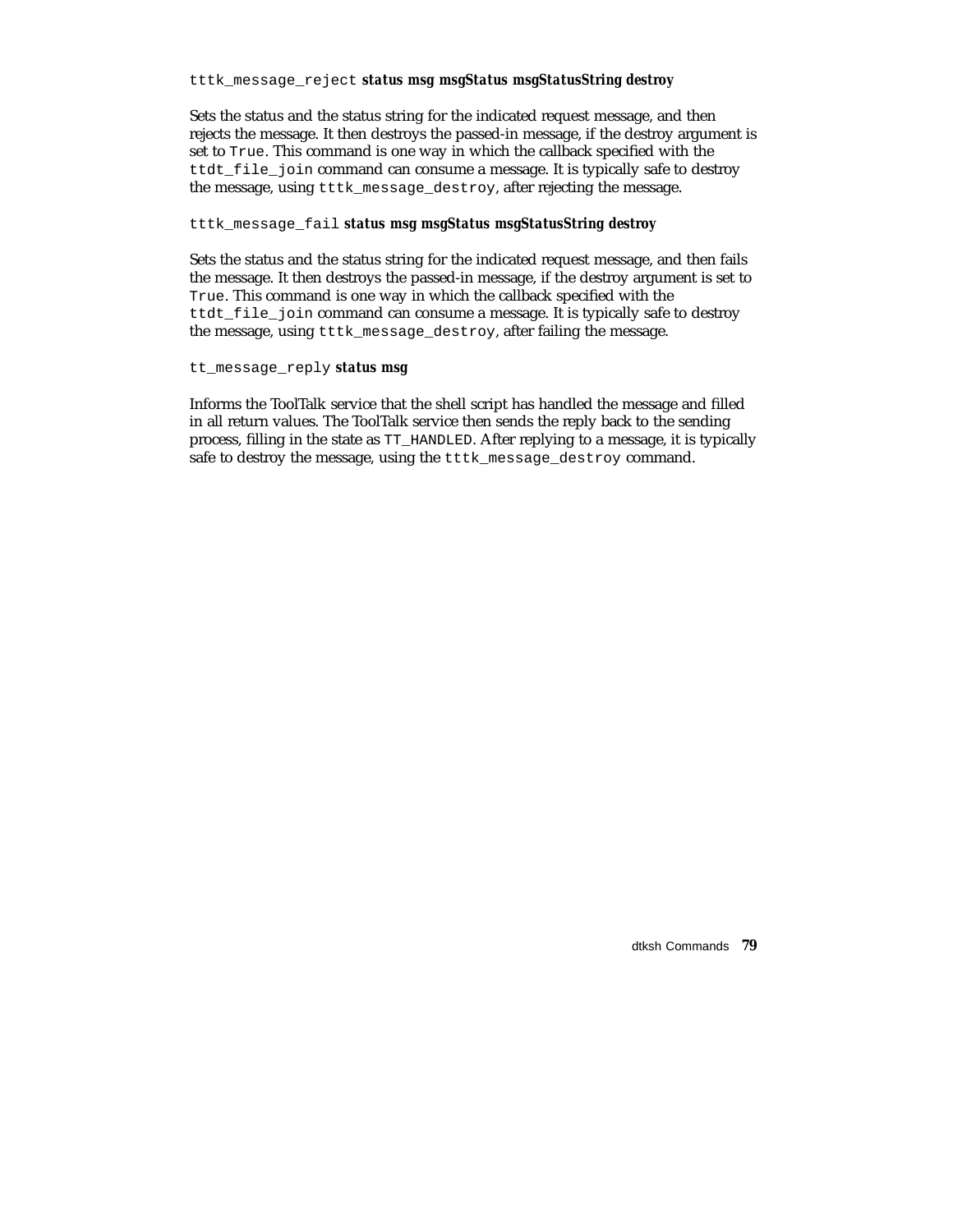`tttk_message_reject` ***status msg msgStatus msgStatusString destroy***

Sets the status and the status string for the indicated request message, and then rejects the message. It then destroys the passed-in message, if the destroy argument is set to `True`. This command is one way in which the callback specified with the `ttdt_file_join` command can consume a message. It is typically safe to destroy the message, using `tttk_message_destroy`, after rejecting the message.

`tttk_message_fail` ***status msg msgStatus msgStatusString destroy***

Sets the status and the status string for the indicated request message, and then fails the message. It then destroys the passed-in message, if the destroy argument is set to `True`. This command is one way in which the callback specified with the `ttdt_file_join` command can consume a message. It is typically safe to destroy the message, using `tttk_message_destroy`, after failing the message.

`tt_message_reply` ***status msg***

Informs the ToolTalk service that the shell script has handled the message and filled in all return values. The ToolTalk service then sends the reply back to the sending process, filling in the state as `TT_HANDLED`. After replying to a message, it is typically safe to destroy the message, using the `tttk_message_destroy` command.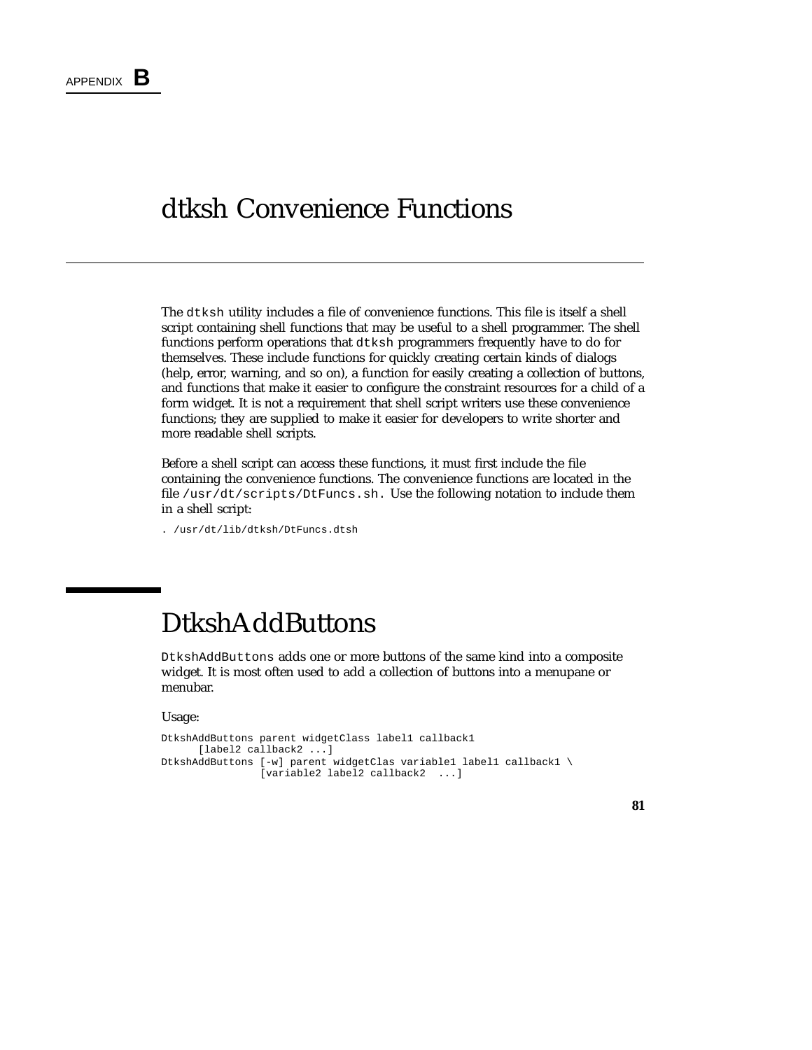APPENDIX **B**

# dtksh Convenience Functions

The dtksh utility includes a file of convenience functions. This file is itself a shell script containing shell functions that may be useful to a shell programmer. The shell functions perform operations that dtksh programmers frequently have to do for themselves. These include functions for quickly creating certain kinds of dialogs (help, error, warning, and so on), a function for easily creating a collection of buttons, and functions that make it easier to configure the constraint resources for a child of a form widget. It is not a requirement that shell script writers use these convenience functions; they are supplied to make it easier for developers to write shorter and more readable shell scripts.

Before a shell script can access these functions, it must first include the file containing the convenience functions. The convenience functions are located in the file /usr/dt/scripts/DtFuncs.sh. Use the following notation to include them in a shell script:

```
. /usr/dt/lib/dtksh/DtFuncs.dtsh
```

## DtkshAddButtons

DtkshAddButtons adds one or more buttons of the same kind into a composite widget. It is most often used to add a collection of buttons into a menupane or menubar.

Usage:

```
DtkshAddButtons parent widgetClass label1 callback1
      [label2 callback2 ...]
DtkshAddButtons [-w] parent widgetClas variable1 label1 callback1 \
                [variable2 label2 callback2  ...]
```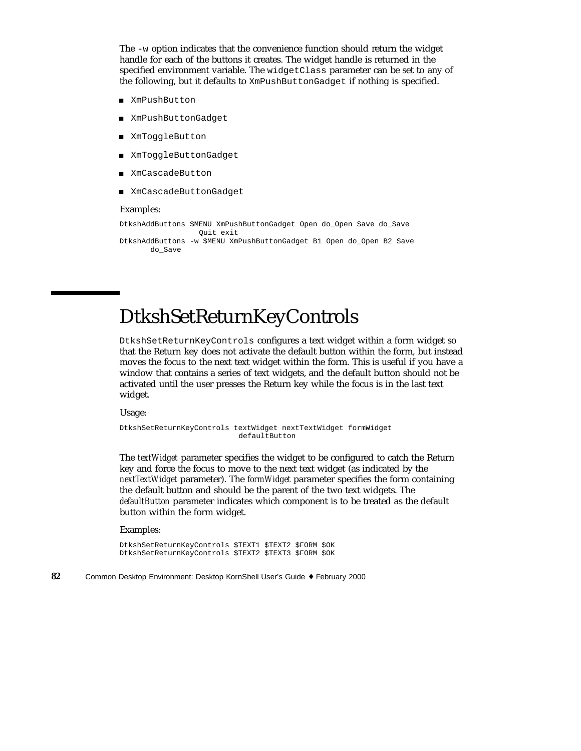The `-w` option indicates that the convenience function should return the widget handle for each of the buttons it creates. The widget handle is returned in the specified environment variable. The `widgetClass` parameter can be set to any of the following, but it defaults to `XmPushButtonGadget` if nothing is specified.

- `XmPushButton`
- `XmPushButtonGadget`
- `XmToggleButton`
- `XmToggleButtonGadget`
- `XmCascadeButton`
- `XmCascadeButtonGadget`

Examples:

```
DtkshAddButtons $MENU XmPushButtonGadget Open do_Open Save do_Save
                Quit exit
DtkshAddButtons -w $MENU XmPushButtonGadget B1 Open do_Open B2 Save
       do_Save
```

# DtkshSetReturnKeyControls

`DtkshSetReturnKeyControls` configures a text widget within a form widget so that the Return key does not activate the default button within the form, but instead moves the focus to the next text widget within the form. This is useful if you have a window that contains a series of text widgets, and the default button should not be activated until the user presses the Return key while the focus is in the last text widget.

Usage:

```
DtkshSetReturnKeyControls textWidget nextTextWidget formWidget
                         defaultButton
```

The *textWidget* parameter specifies the widget to be configured to catch the Return key and force the focus to move to the next text widget (as indicated by the *nextTextWidget* parameter). The *formWidget* parameter specifies the form containing the default button and should be the parent of the two text widgets. The *defaultButton* parameter indicates which component is to be treated as the default button within the form widget.

Examples:

```
DtkshSetReturnKeyControls $TEXT1 $TEXT2 $FORM $OK
DtkshSetReturnKeyControls $TEXT2 $TEXT3 $FORM $OK
```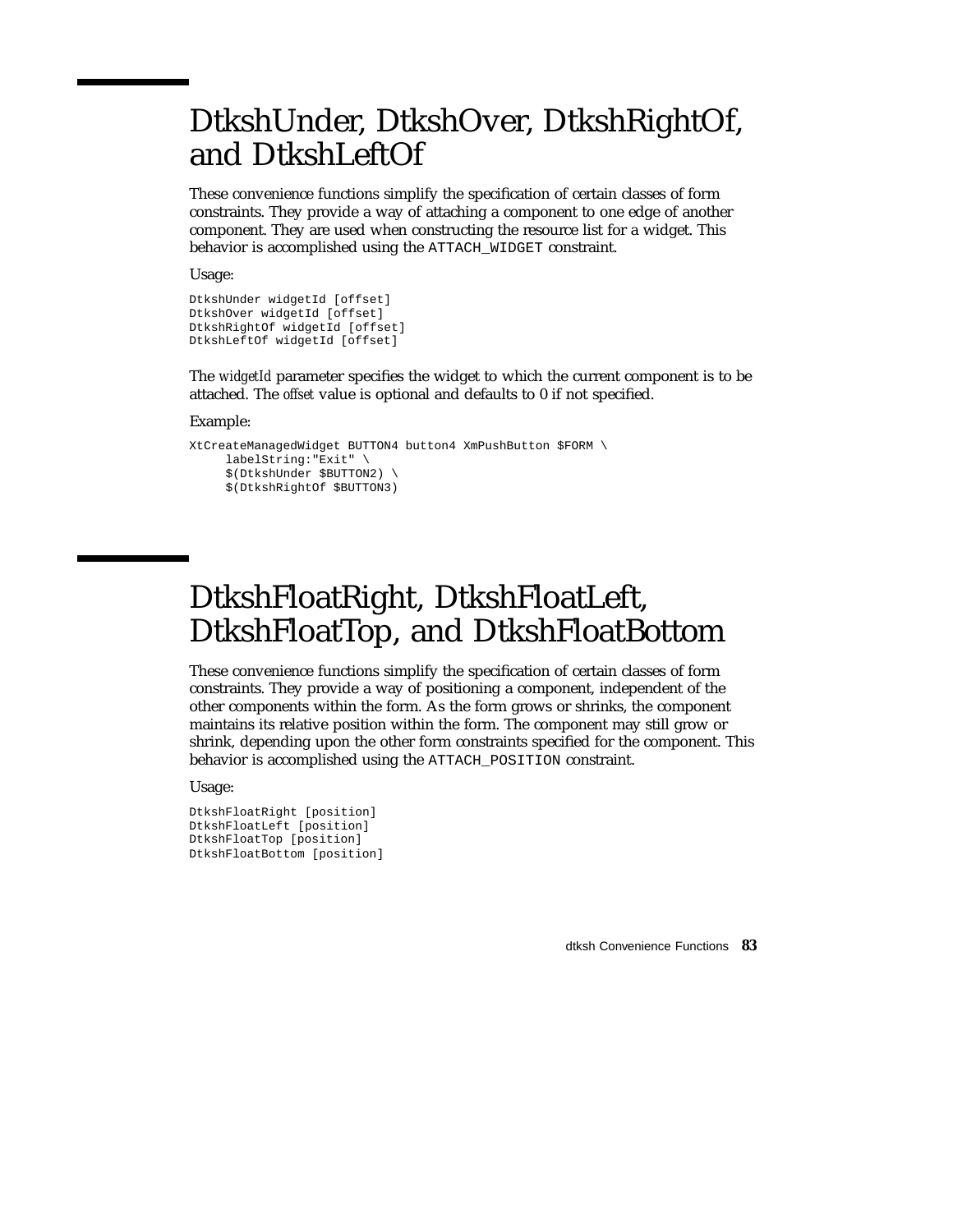## DtkshUnder, DtkshOver, DtkshRightOf, and DtkshLeftOf

These convenience functions simplify the specification of certain classes of form constraints. They provide a way of attaching a component to one edge of another component. They are used when constructing the resource list for a widget. This behavior is accomplished using the `ATTACH_WIDGET` constraint.

Usage:

```
DtkshUnder widgetId [offset]
DtkshOver widgetId [offset]
DtkshRightOf widgetId [offset]
DtkshLeftOf widgetId [offset]
```

The *widgetId* parameter specifies the widget to which the current component is to be attached. The *offset* value is optional and defaults to 0 if not specified.

Example:

```
XtCreateManagedWidget BUTTON4 button4 XmPushButton $FORM \
     labelString:"Exit" \
     $(DtkshUnder $BUTTON2) \
     $(DtkshRightOf $BUTTON3)
```

## DtkshFloatRight, DtkshFloatLeft, DtkshFloatTop, and DtkshFloatBottom

These convenience functions simplify the specification of certain classes of form constraints. They provide a way of positioning a component, independent of the other components within the form. As the form grows or shrinks, the component maintains its relative position within the form. The component may still grow or shrink, depending upon the other form constraints specified for the component. This behavior is accomplished using the `ATTACH_POSITION` constraint.

Usage:

```
DtkshFloatRight [position]
DtkshFloatLeft [position]
DtkshFloatTop [position]
DtkshFloatBottom [position]
```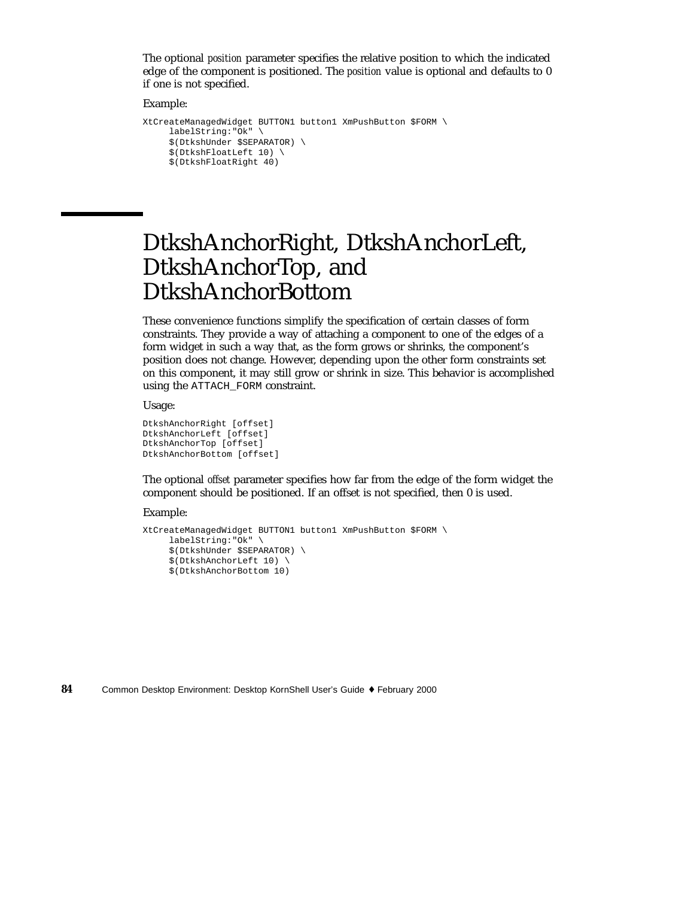The optional *position* parameter specifies the relative position to which the indicated edge of the component is positioned. The *position* value is optional and defaults to 0 if one is not specified.

Example:

```
XtCreateManagedWidget BUTTON1 button1 XmPushButton $FORM \
     labelString:"Ok" \
     $(DtkshUnder $SEPARATOR) \
     $(DtkshFloatLeft 10) \
     $(DtkshFloatRight 40)
```

## DtkshAnchorRight, DtkshAnchorLeft, DtkshAnchorTop, and DtkshAnchorBottom

These convenience functions simplify the specification of certain classes of form constraints. They provide a way of attaching a component to one of the edges of a form widget in such a way that, as the form grows or shrinks, the component's position does not change. However, depending upon the other form constraints set on this component, it may still grow or shrink in size. This behavior is accomplished using the `ATTACH_FORM` constraint.

Usage:

```
DtkshAnchorRight [offset]
DtkshAnchorLeft [offset]
DtkshAnchorTop [offset]
DtkshAnchorBottom [offset]
```

The optional *offset* parameter specifies how far from the edge of the form widget the component should be positioned. If an offset is not specified, then 0 is used.

Example:

```
XtCreateManagedWidget BUTTON1 button1 XmPushButton $FORM \
     labelString:"Ok" \
     $(DtkshUnder $SEPARATOR) \
     $(DtkshAnchorLeft 10) \
     $(DtkshAnchorBottom 10)
```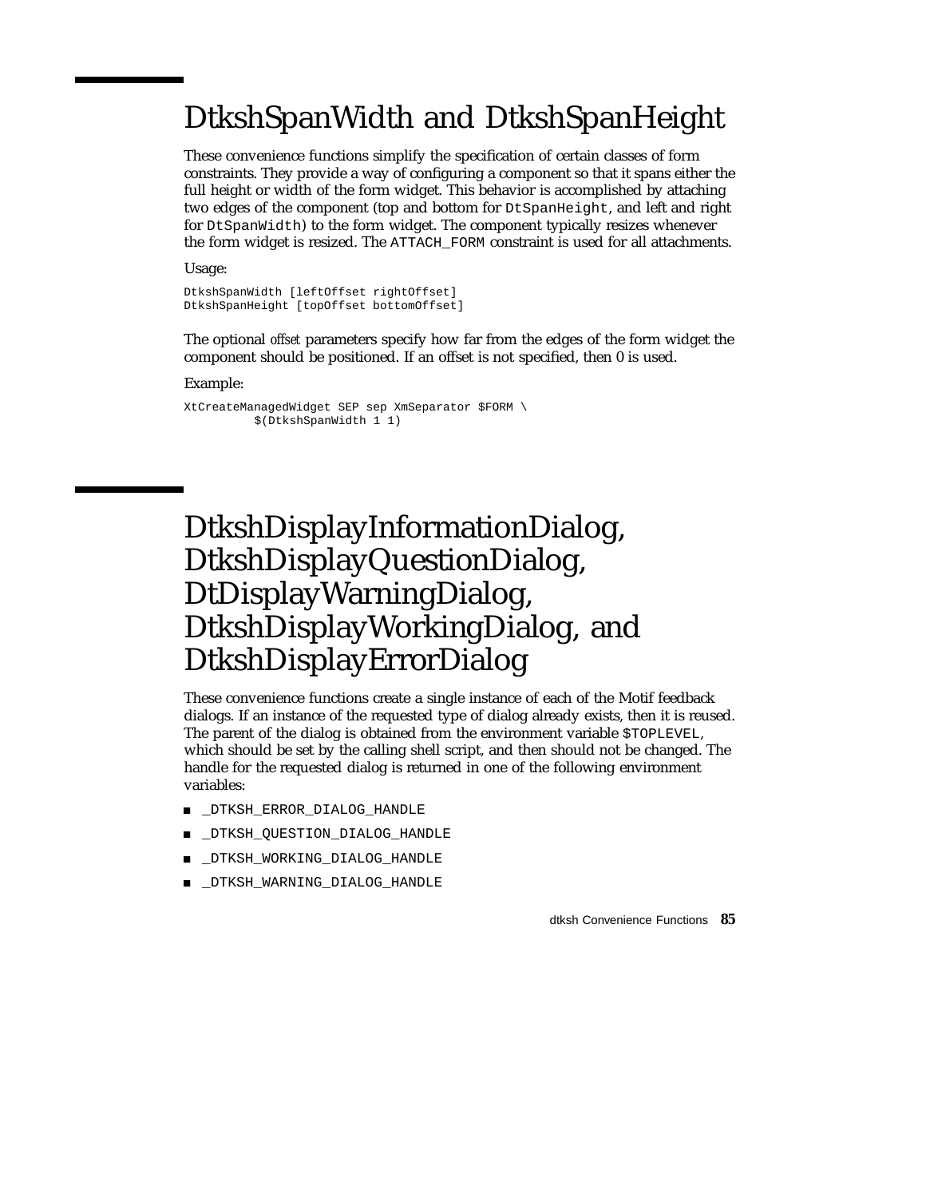# DtkshSpanWidth and DtkshSpanHeight

These convenience functions simplify the specification of certain classes of form constraints. They provide a way of configuring a component so that it spans either the full height or width of the form widget. This behavior is accomplished by attaching two edges of the component (top and bottom for `DtSpanHeight`, and left and right for `DtSpanWidth`) to the form widget. The component typically resizes whenever the form widget is resized. The `ATTACH_FORM` constraint is used for all attachments.

Usage:

```
DtkshSpanWidth [leftOffset rightOffset]
DtkshSpanHeight [topOffset bottomOffset]
```

The optional *offset* parameters specify how far from the edges of the form widget the component should be positioned. If an offset is not specified, then 0 is used.

Example:

```
XtCreateManagedWidget SEP sep XmSeparator $FORM \
          $(DtkshSpanWidth 1 1)
```

# DtkshDisplayInformationDialog, DtkshDisplayQuestionDialog, DtDisplayWarningDialog, DtkshDisplayWorkingDialog, and DtkshDisplayErrorDialog

These convenience functions create a single instance of each of the Motif feedback dialogs. If an instance of the requested type of dialog already exists, then it is reused. The parent of the dialog is obtained from the environment variable `$TOPLEVEL`, which should be set by the calling shell script, and then should not be changed. The handle for the requested dialog is returned in one of the following environment variables:

- `_DTKSH_ERROR_DIALOG_HANDLE`
- `_DTKSH_QUESTION_DIALOG_HANDLE`
- `_DTKSH_WORKING_DIALOG_HANDLE`
- `_DTKSH_WARNING_DIALOG_HANDLE`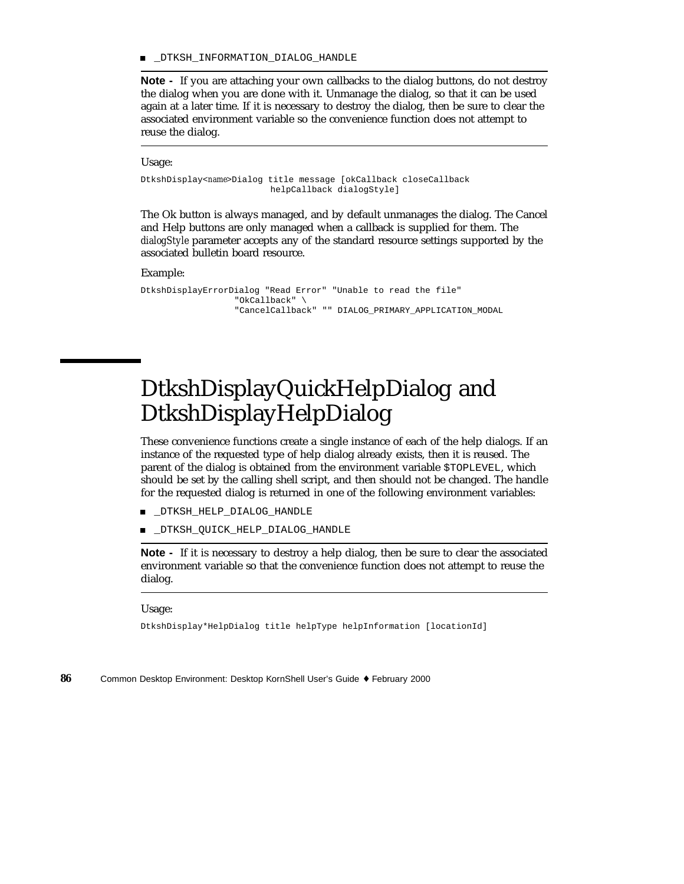- _DTKSH_INFORMATION_DIALOG_HANDLE

---

**Note -** If you are attaching your own callbacks to the dialog buttons, do not destroy the dialog when you are done with it. Unmanage the dialog, so that it can be used again at a later time. If it is necessary to destroy the dialog, then be sure to clear the associated environment variable so the convenience function does not attempt to reuse the dialog.

---

Usage:

```
DtkshDisplay<name>Dialog title message [okCallback closeCallback
                         helpCallback dialogStyle]
```

The Ok button is always managed, and by default unmanages the dialog. The Cancel and Help buttons are only managed when a callback is supplied for them. The *dialogStyle* parameter accepts any of the standard resource settings supported by the associated bulletin board resource.

Example:

```
DtkshDisplayErrorDialog "Read Error" "Unable to read the file"
                  "OkCallback" \
                  "CancelCallback" "" DIALOG_PRIMARY_APPLICATION_MODAL
```

# DtkshDisplayQuickHelpDialog and DtkshDisplayHelpDialog

These convenience functions create a single instance of each of the help dialogs. If an instance of the requested type of help dialog already exists, then it is reused. The parent of the dialog is obtained from the environment variable `$TOPLEVEL`, which should be set by the calling shell script, and then should not be changed. The handle for the requested dialog is returned in one of the following environment variables:

- _DTKSH_HELP_DIALOG_HANDLE
- _DTKSH_QUICK_HELP_DIALOG_HANDLE

---

**Note -** If it is necessary to destroy a help dialog, then be sure to clear the associated environment variable so that the convenience function does not attempt to reuse the dialog.

---

Usage:

```
DtkshDisplay*HelpDialog title helpType helpInformation [locationId]
```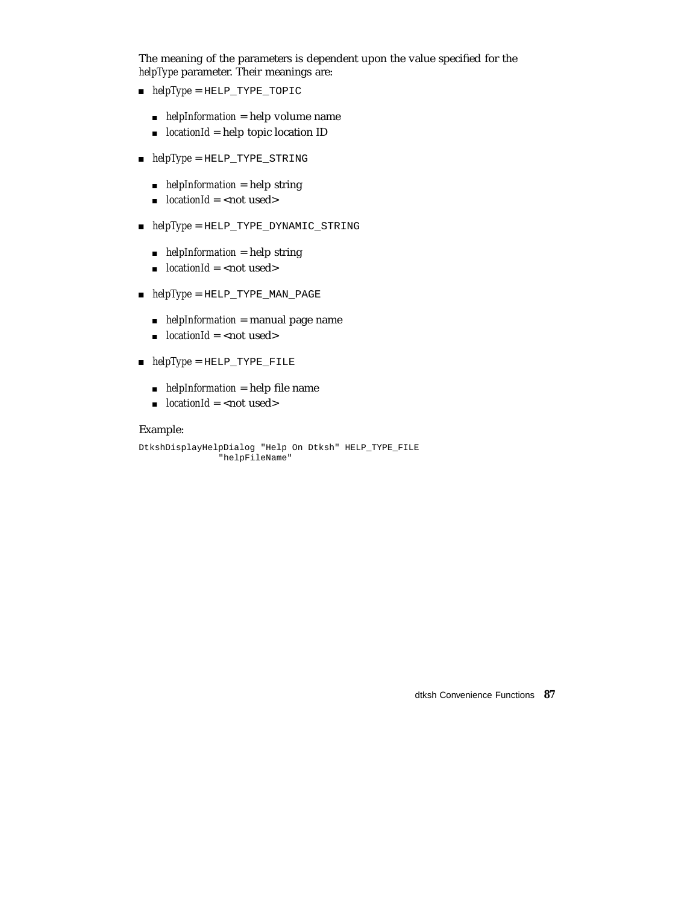The meaning of the parameters is dependent upon the value specified for the *helpType* parameter. Their meanings are:

- *helpType* = `HELP_TYPE_TOPIC`
  - *helpInformation* = help volume name
  - *locationId* = help topic location ID
- *helpType* = `HELP_TYPE_STRING`
  - *helpInformation* = help string
  - *locationId* = <not used>
- *helpType* = `HELP_TYPE_DYNAMIC_STRING`
  - *helpInformation* = help string
  - *locationId* = <not used>
- *helpType* = `HELP_TYPE_MAN_PAGE`
  - *helpInformation* = manual page name
  - *locationId* = <not used>
- *helpType* = `HELP_TYPE_FILE`
  - *helpInformation* = help file name
  - *locationId* = <not used>

Example:

```
DtkshDisplayHelpDialog "Help On Dtksh" HELP_TYPE_FILE
              "helpFileName"
```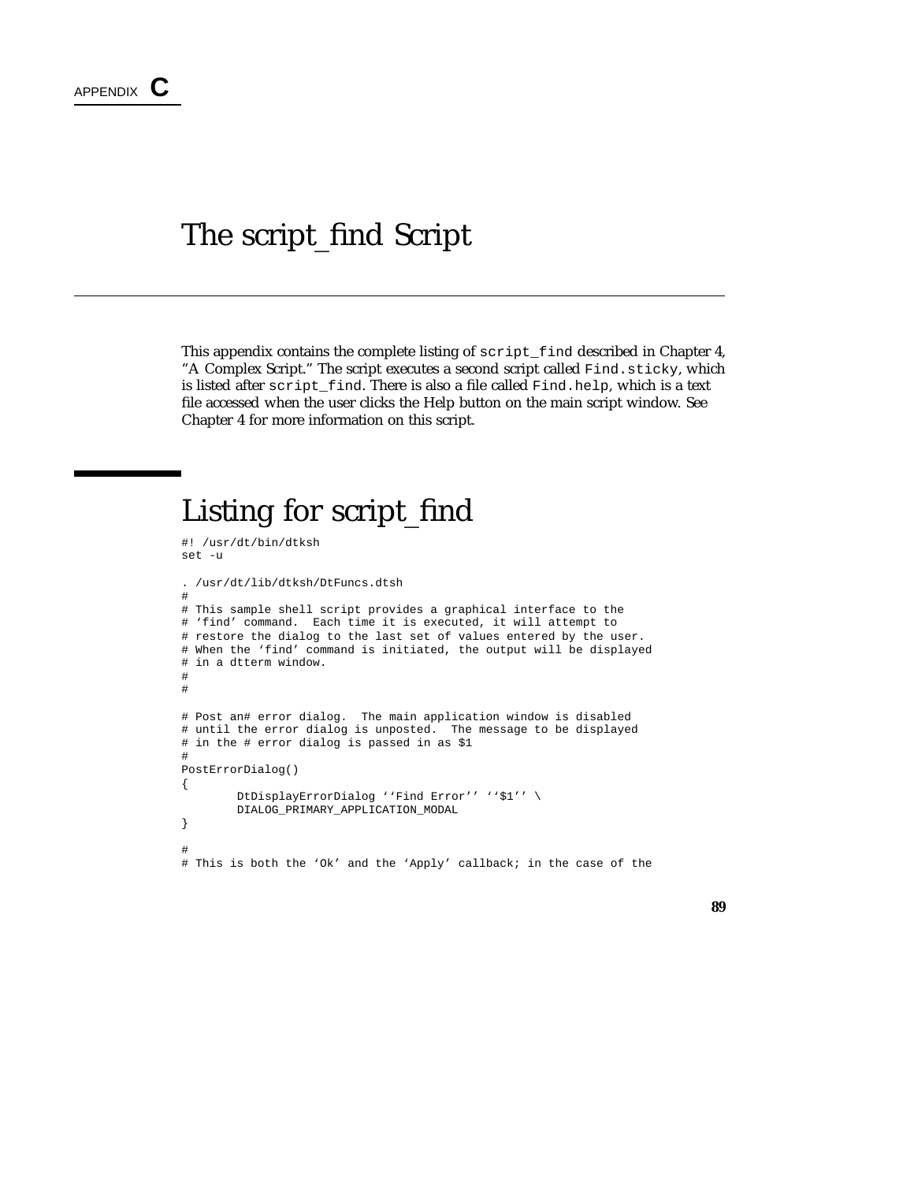APPENDIX **C**

# The script_find Script

This appendix contains the complete listing of `script_find` described in Chapter 4, "A Complex Script." The script executes a second script called `Find.sticky`, which is listed after `script_find`. There is also a file called `Find.help`, which is a text file accessed when the user clicks the Help button on the main script window. See Chapter 4 for more information on this script.

## Listing for script_find

```
#! /usr/dt/bin/dtksh
set -u

. /usr/dt/lib/dtksh/DtFuncs.dtsh
#
# This sample shell script provides a graphical interface to the
# 'find' command.  Each time it is executed, it will attempt to
# restore the dialog to the last set of values entered by the user.
# When the 'find' command is initiated, the output will be displayed
# in a dtterm window.
#
#

# Post an# error dialog.  The main application window is disabled
# until the error dialog is unposted.  The message to be displayed
# in the # error dialog is passed in as $1
#
PostErrorDialog()
{
        DtDisplayErrorDialog ''Find Error'' ''$1'' \
        DIALOG_PRIMARY_APPLICATION_MODAL
}

#
# This is both the 'Ok' and the 'Apply' callback; in the case of the
```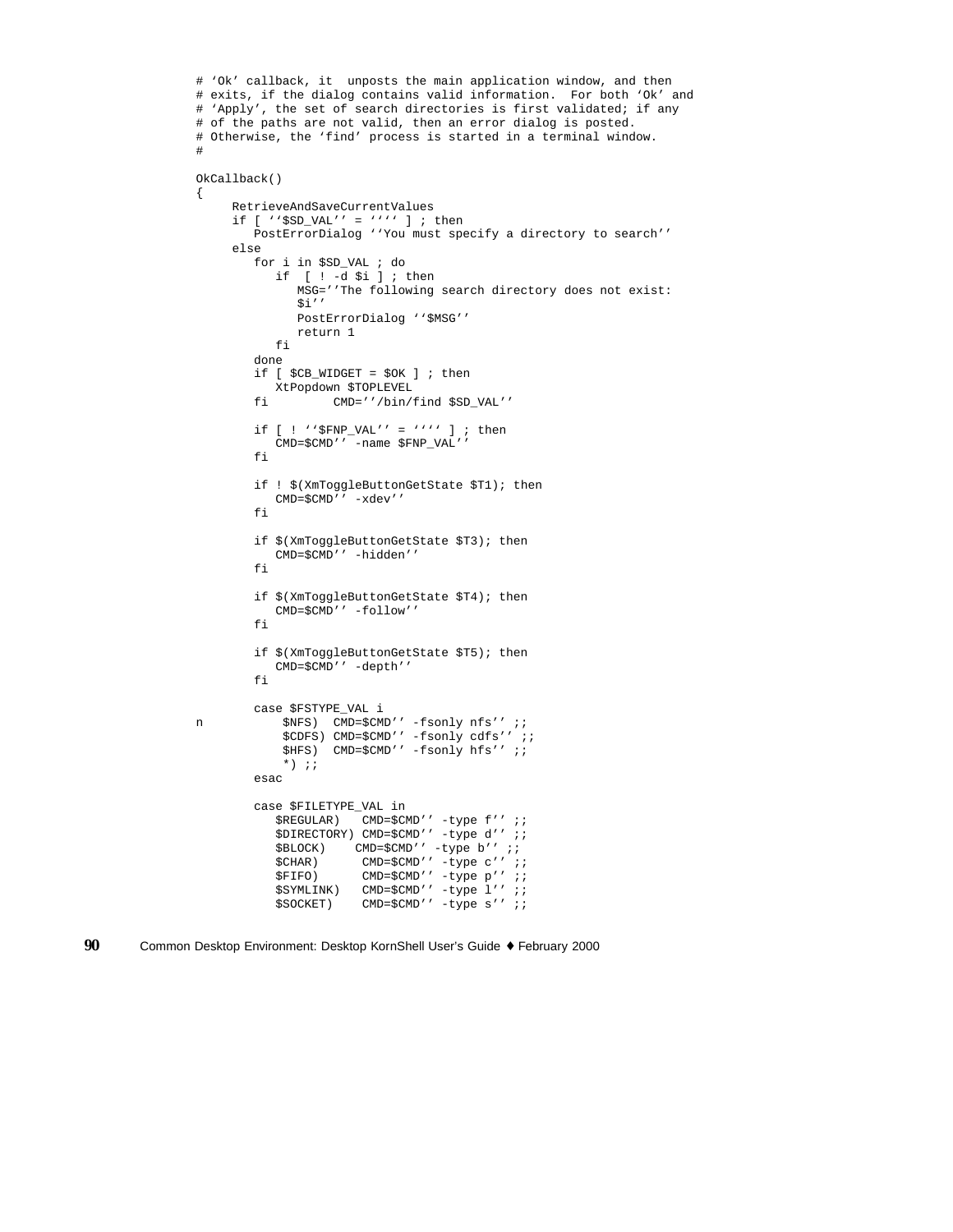```
# 'Ok' callback, it  unposts the main application window, and then
# exits, if the dialog contains valid information.  For both 'Ok' and
# 'Apply', the set of search directories is first validated; if any
# of the paths are not valid, then an error dialog is posted.
# Otherwise, the 'find' process is started in a terminal window.
#

OkCallback()
{
     RetrieveAndSaveCurrentValues
     if [ ''$SD_VAL'' = '''' ] ; then
        PostErrorDialog ''You must specify a directory to search''
     else
        for i in $SD_VAL ; do
           if  [ ! -d $i ] ; then
              MSG=''The following search directory does not exist:
              $i''
              PostErrorDialog ''$MSG''
              return 1
           fi
        done
        if [ $CB_WIDGET = $OK ] ; then
           XtPopdown $TOPLEVEL
        fi         CMD=''/bin/find $SD_VAL''

        if [ ! ''$FNP_VAL'' = '''' ] ; then
           CMD=$CMD'' -name $FNP_VAL''
        fi

        if ! $(XmToggleButtonGetState $T1); then
           CMD=$CMD'' -xdev''
        fi

        if $(XmToggleButtonGetState $T3); then
           CMD=$CMD'' -hidden''
        fi

        if $(XmToggleButtonGetState $T4); then
           CMD=$CMD'' -follow''
        fi

        if $(XmToggleButtonGetState $T5); then
           CMD=$CMD'' -depth''
        fi

        case $FSTYPE_VAL i
n           $NFS)  CMD=$CMD'' -fsonly nfs'' ;;
            $CDFS) CMD=$CMD'' -fsonly cdfs'' ;;
            $HFS)  CMD=$CMD'' -fsonly hfs'' ;;
            *) ;;
        esac

        case $FILETYPE_VAL in
           $REGULAR)   CMD=$CMD'' -type f'' ;;
           $DIRECTORY) CMD=$CMD'' -type d'' ;;
           $BLOCK)    CMD=$CMD'' -type b'' ;;
           $CHAR)      CMD=$CMD'' -type c'' ;;
           $FIFO)      CMD=$CMD'' -type p'' ;;
           $SYMLINK)   CMD=$CMD'' -type l'' ;;
           $SOCKET)    CMD=$CMD'' -type s'' ;;
```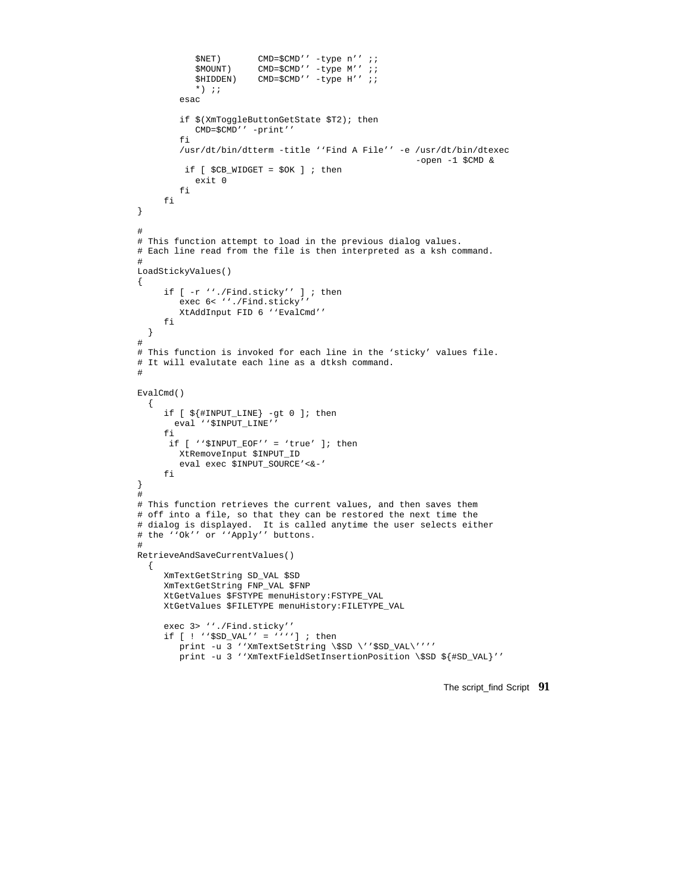```
            $NET)       CMD=$CMD'' -type n'' ;;
            $MOUNT)     CMD=$CMD'' -type M'' ;;
            $HIDDEN)    CMD=$CMD'' -type H'' ;;
            *) ;;
         esac

         if $(XmToggleButtonGetState $T2); then
            CMD=$CMD'' -print''
         fi
         /usr/dt/bin/dtterm -title ''Find A File'' -e /usr/dt/bin/dtexec
                                                    -open -1 $CMD &
          if [ $CB_WIDGET = $OK ] ; then
            exit 0
         fi
      fi
}

#
# This function attempt to load in the previous dialog values.
# Each line read from the file is then interpreted as a ksh command.
#
LoadStickyValues()
{
      if [ -r ''./Find.sticky'' ] ; then
         exec 6< ''./Find.sticky''
         XtAddInput FID 6 ''EvalCmd''
      fi
  }
#
# This function is invoked for each line in the 'sticky' values file.
# It will evalutate each line as a dtksh command.
#

EvalCmd()
  {
      if [ ${#INPUT_LINE} -gt 0 ]; then
        eval ''$INPUT_LINE''
      fi
       if [ ''$INPUT_EOF'' = 'true' ]; then
         XtRemoveInput $INPUT_ID
         eval exec $INPUT_SOURCE'<&-'
      fi
}
#
# This function retrieves the current values, and then saves them
# off into a file, so that they can be restored the next time the
# dialog is displayed.  It is called anytime the user selects either
# the ''Ok'' or ''Apply'' buttons.
#
RetrieveAndSaveCurrentValues()
  {
      XmTextGetString SD_VAL $SD
      XmTextGetString FNP_VAL $FNP
      XtGetValues $FSTYPE menuHistory:FSTYPE_VAL
      XtGetValues $FILETYPE menuHistory:FILETYPE_VAL

      exec 3> ''./Find.sticky''
      if [ ! ''$SD_VAL'' = ''''] ; then
         print -u 3 ''XmTextSetString \$SD \''$SD_VAL\''''
         print -u 3 ''XmTextFieldSetInsertionPosition \$SD ${#SD_VAL}''
```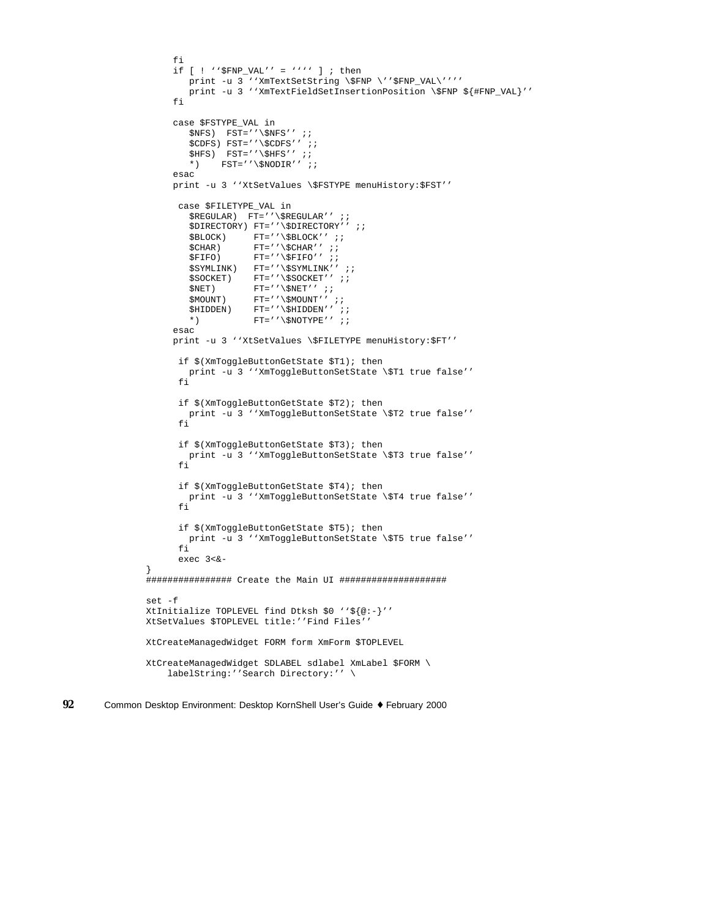```
      fi
      if [ ! ‘‘$FNP_VAL’’ = ‘‘‘‘ ] ; then
         print -u 3 ‘‘XmTextSetString \$FNP \’’$FNP_VAL\’’’’
         print -u 3 ‘‘XmTextFieldSetInsertionPosition \$FNP ${#FNP_VAL}’’
      fi

      case $FSTYPE_VAL in
         $NFS)  FST=’’\$NFS’’ ;;
         $CDFS) FST=’’\$CDFS’’ ;;
         $HFS)  FST=’’\$HFS’’ ;;
         *)     FST=’’\$NODIR’’ ;;
      esac
      print -u 3 ‘‘XtSetValues \$FSTYPE menuHistory:$FST’’

       case $FILETYPE_VAL in
         $REGULAR)  FT=’’\$REGULAR’’ ;;
         $DIRECTORY) FT=’’\$DIRECTORY’’ ;;
         $BLOCK)     FT=’’\$BLOCK’’ ;;
         $CHAR)      FT=’’\$CHAR’’ ;;
         $FIFO)      FT=’’\$FIFO’’ ;;
         $SYMLINK)   FT=’’\$SYMLINK’’ ;;
         $SOCKET)    FT=’’\$SOCKET’’ ;;
         $NET)       FT=’’\$NET’’ ;;
         $MOUNT)     FT=’’\$MOUNT’’ ;;
         $HIDDEN)    FT=’’\$HIDDEN’’ ;;
         *)          FT=’’\$NOTYPE’’ ;;
      esac
      print -u 3 ‘‘XtSetValues \$FILETYPE menuHistory:$FT’’

       if $(XmToggleButtonGetState $T1); then
         print -u 3 ‘‘XmToggleButtonSetState \$T1 true false’’
       fi

       if $(XmToggleButtonGetState $T2); then
         print -u 3 ‘‘XmToggleButtonSetState \$T2 true false’’
       fi

       if $(XmToggleButtonGetState $T3); then
         print -u 3 ‘‘XmToggleButtonSetState \$T3 true false’’
       fi

       if $(XmToggleButtonGetState $T4); then
         print -u 3 ‘‘XmToggleButtonSetState \$T4 true false’’
       fi

       if $(XmToggleButtonGetState $T5); then
         print -u 3 ‘‘XmToggleButtonSetState \$T5 true false’’
       fi
       exec 3<&-
}
################ Create the Main UI ####################

set -f
XtInitialize TOPLEVEL find Dtksh $0 ‘‘${@:-}’’
XtSetValues $TOPLEVEL title:’’Find Files’’

XtCreateManagedWidget FORM form XmForm $TOPLEVEL

XtCreateManagedWidget SDLABEL sdlabel XmLabel $FORM \
    labelString:’’Search Directory:’’ \
```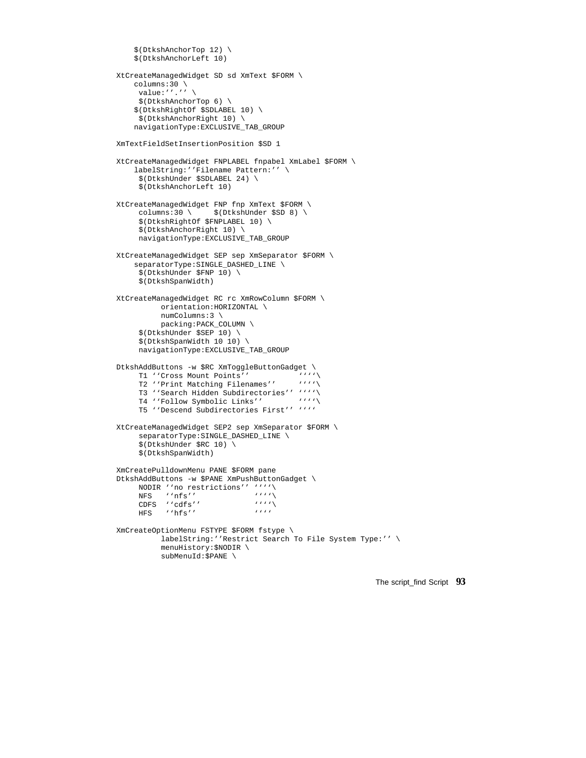```
    $(DtkshAnchorTop 12) \
    $(DtkshAnchorLeft 10)

XtCreateManagedWidget SD sd XmText $FORM \
    columns:30 \
     value:''.'' \
     $(DtkshAnchorTop 6) \
    $(DtkshRightOf $SDLABEL 10) \
     $(DtkshAnchorRight 10) \
    navigationType:EXCLUSIVE_TAB_GROUP

XmTextFieldSetInsertionPosition $SD 1

XtCreateManagedWidget FNPLABEL fnpabel XmLabel $FORM \
    labelString:''Filename Pattern:'' \
     $(DtkshUnder $SDLABEL 24) \
     $(DtkshAnchorLeft 10)

XtCreateManagedWidget FNP fnp XmText $FORM \
     columns:30 \     $(DtkshUnder $SD 8) \
     $(DtkshRightOf $FNPLABEL 10) \
     $(DtkshAnchorRight 10) \
     navigationType:EXCLUSIVE_TAB_GROUP

XtCreateManagedWidget SEP sep XmSeparator $FORM \
    separatorType:SINGLE_DASHED_LINE \
     $(DtkshUnder $FNP 10) \
     $(DtkshSpanWidth)

XtCreateManagedWidget RC rc XmRowColumn $FORM \
          orientation:HORIZONTAL \
          numColumns:3 \
          packing:PACK_COLUMN \
     $(DtkshUnder $SEP 10) \
     $(DtkshSpanWidth 10 10) \
     navigationType:EXCLUSIVE_TAB_GROUP

DtkshAddButtons -w $RC XmToggleButtonGadget \
     T1 ''Cross Mount Points''          ''''\
     T2 ''Print Matching Filenames''    ''''\
     T3 ''Search Hidden Subdirectories'' ''''\
     T4 ''Follow Symbolic Links''       ''''\
     T5 ''Descend Subdirectories First'' ''''

XtCreateManagedWidget SEP2 sep XmSeparator $FORM \
     separatorType:SINGLE_DASHED_LINE \
     $(DtkshUnder $RC 10) \
     $(DtkshSpanWidth)

XmCreatePulldownMenu PANE $FORM pane
DtkshAddButtons -w $PANE XmPushButtonGadget \
     NODIR ''no restrictions'' ''''\
     NFS   ''nfs''             ''''\
     CDFS  ''cdfs''            ''''\
     HFS   ''hfs''             ''''

XmCreateOptionMenu FSTYPE $FORM fstype \
          labelString:''Restrict Search To File System Type:'' \
          menuHistory:$NODIR \
          subMenuId:$PANE \
```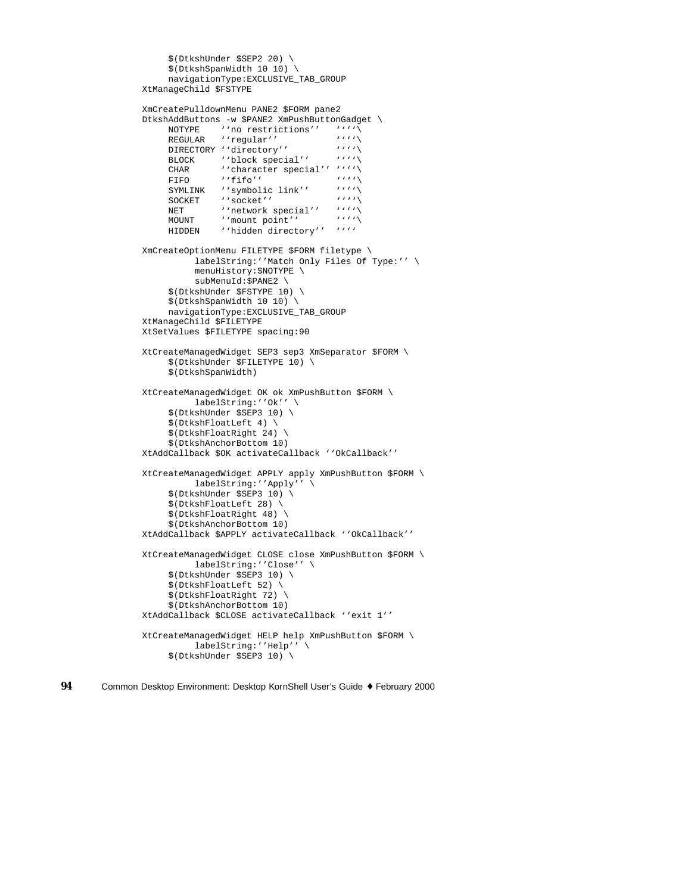```
     $(DtkshUnder $SEP2 20) \
     $(DtkshSpanWidth 10 10) \
     navigationType:EXCLUSIVE_TAB_GROUP
XtManageChild $FSTYPE

XmCreatePulldownMenu PANE2 $FORM pane2
DtkshAddButtons -w $PANE2 XmPushButtonGadget \
     NOTYPE    ''no restrictions''   ''''\
     REGULAR   ''regular''           ''''\
     DIRECTORY ''directory''         ''''\
     BLOCK     ''block special''     ''''\
     CHAR      ''character special'' ''''\
     FIFO      ''fifo''              ''''\
     SYMLINK   ''symbolic link''     ''''\
     SOCKET    ''socket''            ''''\
     NET       ''network special''   ''''\
     MOUNT     ''mount point''       ''''\
     HIDDEN    ''hidden directory''  ''''

XmCreateOptionMenu FILETYPE $FORM filetype \
          labelString:''Match Only Files Of Type:'' \
          menuHistory:$NOTYPE \
          subMenuId:$PANE2 \
     $(DtkshUnder $FSTYPE 10) \
     $(DtkshSpanWidth 10 10) \
     navigationType:EXCLUSIVE_TAB_GROUP
XtManageChild $FILETYPE
XtSetValues $FILETYPE spacing:90

XtCreateManagedWidget SEP3 sep3 XmSeparator $FORM \
     $(DtkshUnder $FILETYPE 10) \
     $(DtkshSpanWidth)

XtCreateManagedWidget OK ok XmPushButton $FORM \
          labelString:''Ok'' \
     $(DtkshUnder $SEP3 10) \
     $(DtkshFloatLeft 4) \
     $(DtkshFloatRight 24) \
     $(DtkshAnchorBottom 10)
XtAddCallback $OK activateCallback ''OkCallback''

XtCreateManagedWidget APPLY apply XmPushButton $FORM \
          labelString:''Apply'' \
     $(DtkshUnder $SEP3 10) \
     $(DtkshFloatLeft 28) \
     $(DtkshFloatRight 48) \
     $(DtkshAnchorBottom 10)
XtAddCallback $APPLY activateCallback ''OkCallback''

XtCreateManagedWidget CLOSE close XmPushButton $FORM \
          labelString:''Close'' \
     $(DtkshUnder $SEP3 10) \
     $(DtkshFloatLeft 52) \
     $(DtkshFloatRight 72) \
     $(DtkshAnchorBottom 10)
XtAddCallback $CLOSE activateCallback ''exit 1''

XtCreateManagedWidget HELP help XmPushButton $FORM \
          labelString:''Help'' \
     $(DtkshUnder $SEP3 10) \
```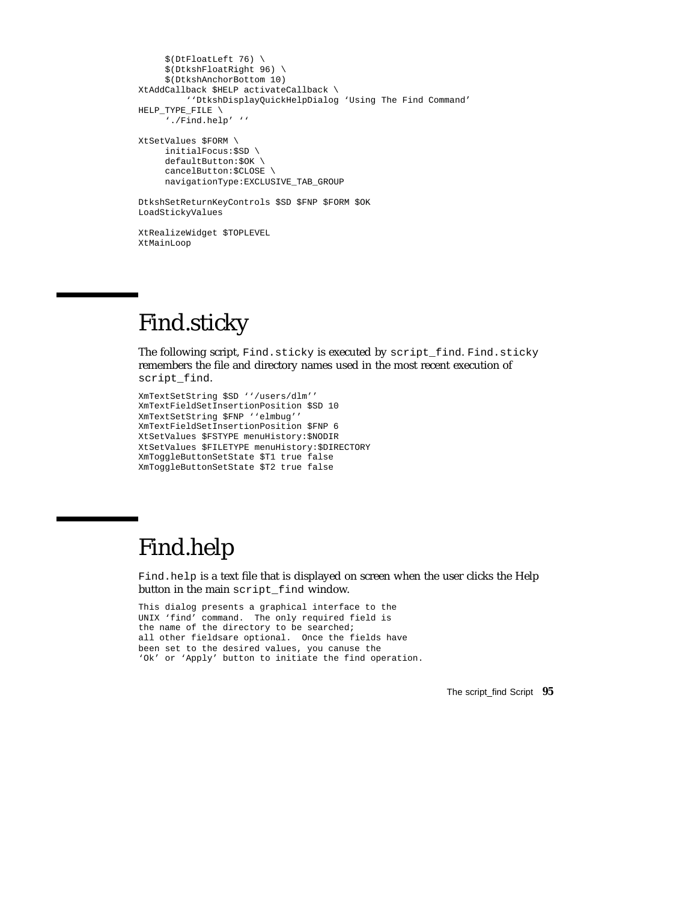```
     $(DtFloatLeft 76) \
     $(DtkshFloatRight 96) \
     $(DtkshAnchorBottom 10)
XtAddCallback $HELP activateCallback \
        ‘‘DtkshDisplayQuickHelpDialog ‘Using The Find Command’
HELP_TYPE_FILE \
     ‘./Find.help’ ‘‘

XtSetValues $FORM \
     initialFocus:$SD \
     defaultButton:$OK \
     cancelButton:$CLOSE \
     navigationType:EXCLUSIVE_TAB_GROUP

DtkshSetReturnKeyControls $SD $FNP $FORM $OK
LoadStickyValues

XtRealizeWidget $TOPLEVEL
XtMainLoop
```

# Find.sticky

The following script, `Find.sticky` is executed by `script_find`. `Find.sticky` remembers the file and directory names used in the most recent execution of `script_find`.

```
XmTextSetString $SD ‘‘/users/dlm’’
XmTextFieldSetInsertionPosition $SD 10
XmTextSetString $FNP ‘‘elmbug’’
XmTextFieldSetInsertionPosition $FNP 6
XtSetValues $FSTYPE menuHistory:$NODIR
XtSetValues $FILETYPE menuHistory:$DIRECTORY
XmToggleButtonSetState $T1 true false
XmToggleButtonSetState $T2 true false
```

# Find.help

`Find.help` is a text file that is displayed on screen when the user clicks the Help button in the main `script_find` window.

```
This dialog presents a graphical interface to the
UNIX ‘find’ command.  The only required field is
the name of the directory to be searched;
all other fieldsare optional.  Once the fields have
been set to the desired values, you canuse the
‘Ok’ or ‘Apply’ button to initiate the find operation.
```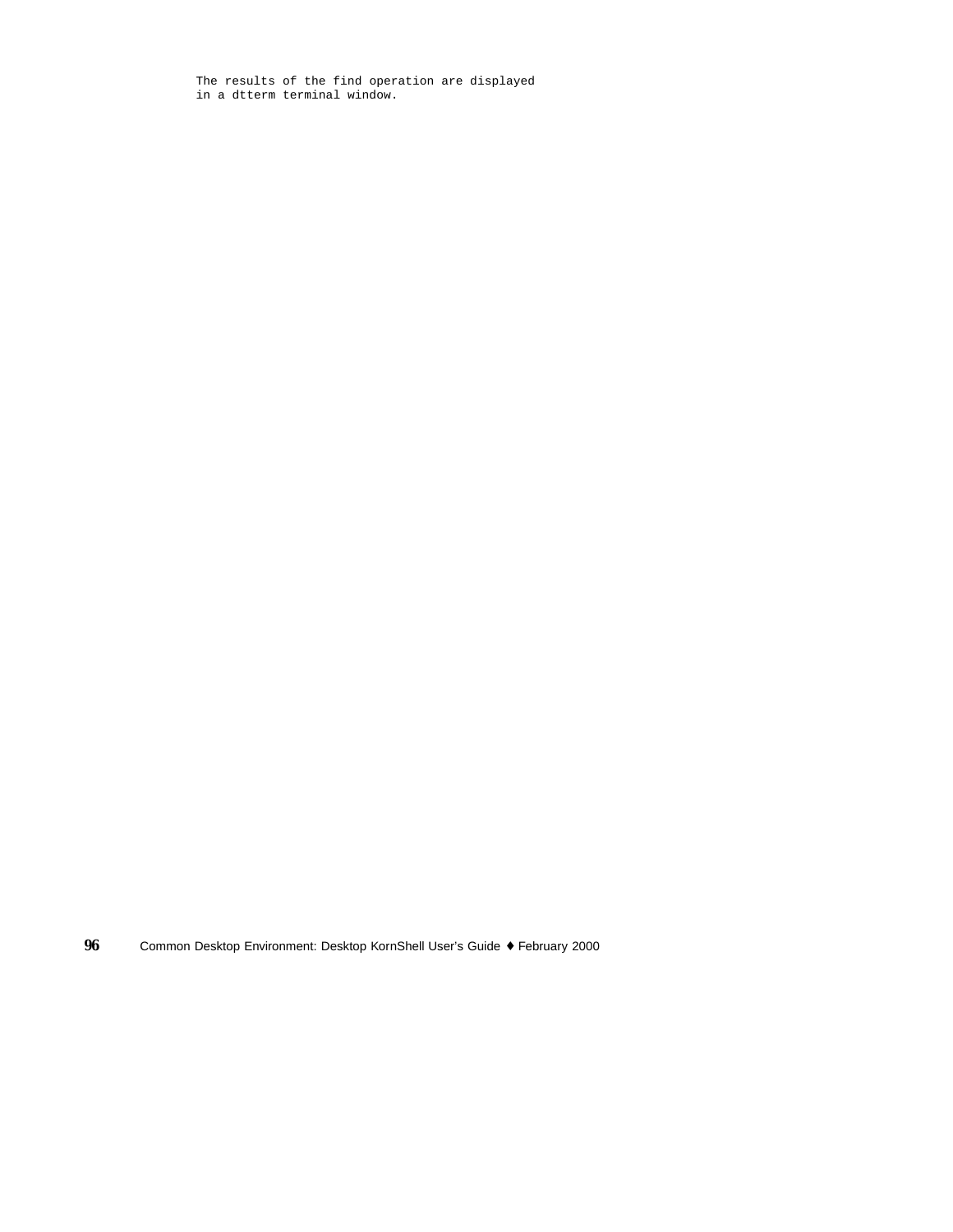```
The results of the find operation are displayed
in a dtterm terminal window.
```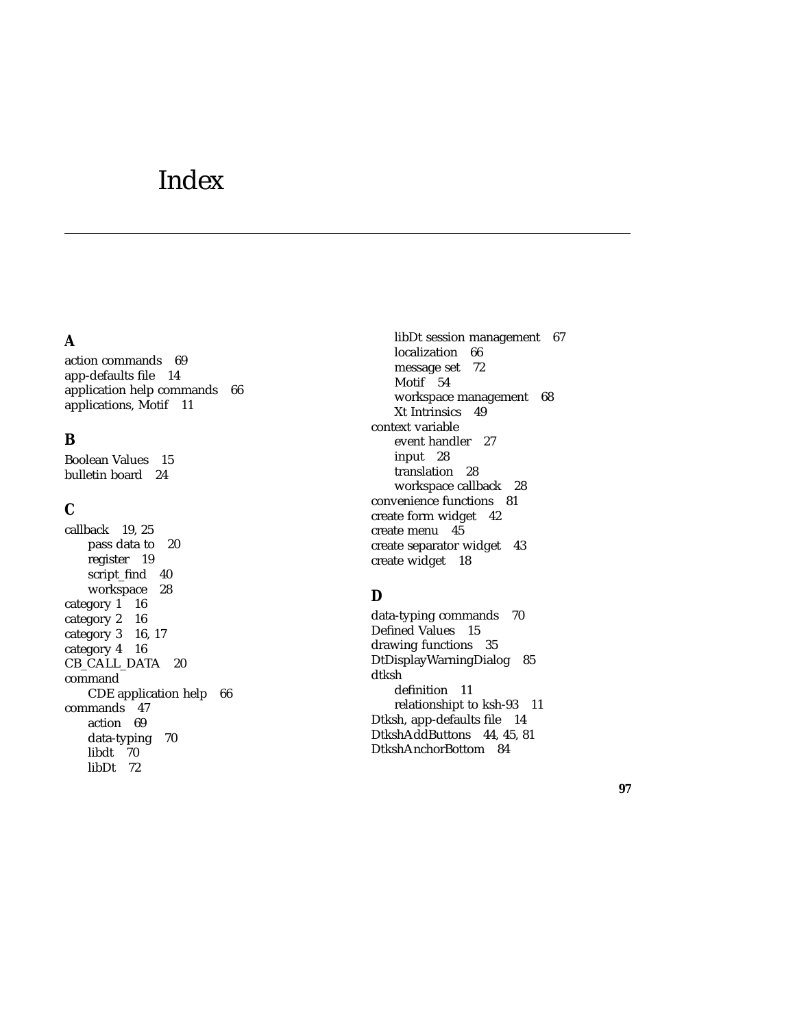# Index

## A

action commands 69
app-defaults file 14
application help commands 66
applications, Motif 11

## B

Boolean Values 15
bulletin board 24

## C

callback 19, 25
- pass data to 20
- register 19
- script_find 40
- workspace 28

category 1 16
category 2 16
category 3 16, 17
category 4 16
CB_CALL_DATA 20
command
- CDE application help 66

commands 47
- action 69
- data-typing 70
- libdt 70
- libDt 72
- libDt session management 67
- localization 66
- message set 72
- Motif 54
- workspace management 68
- Xt Intrinsics 49

context variable
- event handler 27
- input 28
- translation 28
- workspace callback 28

convenience functions 81
create form widget 42
create menu 45
create separator widget 43
create widget 18

## D

data-typing commands 70
Defined Values 15
drawing functions 35
DtDisplayWarningDialog 85
dtksh
- definition 11
- relationshipt to ksh-93 11

Dtksh, app-defaults file 14
DtkshAddButtons 44, 45, 81
DtkshAnchorBottom 84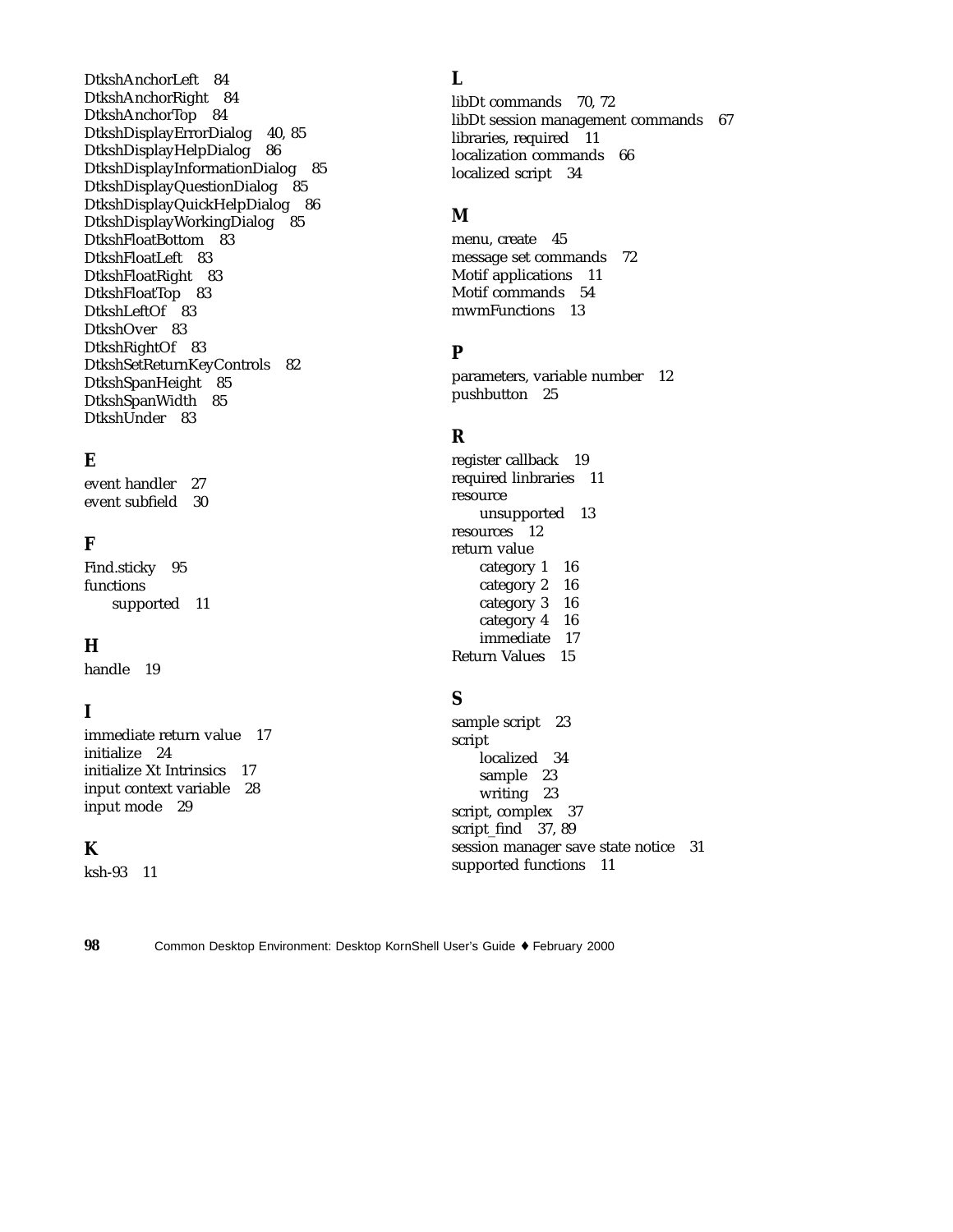DtkshAnchorLeft 84
DtkshAnchorRight 84
DtkshAnchorTop 84
DtkshDisplayErrorDialog 40, 85
DtkshDisplayHelpDialog 86
DtkshDisplayInformationDialog 85
DtkshDisplayQuestionDialog 85
DtkshDisplayQuickHelpDialog 86
DtkshDisplayWorkingDialog 85
DtkshFloatBottom 83
DtkshFloatLeft 83
DtkshFloatRight 83
DtkshFloatTop 83
DtkshLeftOf 83
DtkshOver 83
DtkshRightOf 83
DtkshSetReturnKeyControls 82
DtkshSpanHeight 85
DtkshSpanWidth 85
DtkshUnder 83

## E

event handler 27
event subfield 30

## F

Find.sticky 95
functions
    supported 11

## H

handle 19

## I

immediate return value 17
initialize 24
initialize Xt Intrinsics 17
input context variable 28
input mode 29

## K

ksh-93 11

## L

libDt commands 70, 72
libDt session management commands 67
libraries, required 11
localization commands 66
localized script 34

## M

menu, create 45
message set commands 72
Motif applications 11
Motif commands 54
mwmFunctions 13

## P

parameters, variable number 12
pushbutton 25

## R

register callback 19
required linbraries 11
resource
    unsupported 13
resources 12
return value
    category 1 16
    category 2 16
    category 3 16
    category 4 16
    immediate 17
Return Values 15

## S

sample script 23
script
    localized 34
    sample 23
    writing 23
script, complex 37
script_find 37, 89
session manager save state notice 31
supported functions 11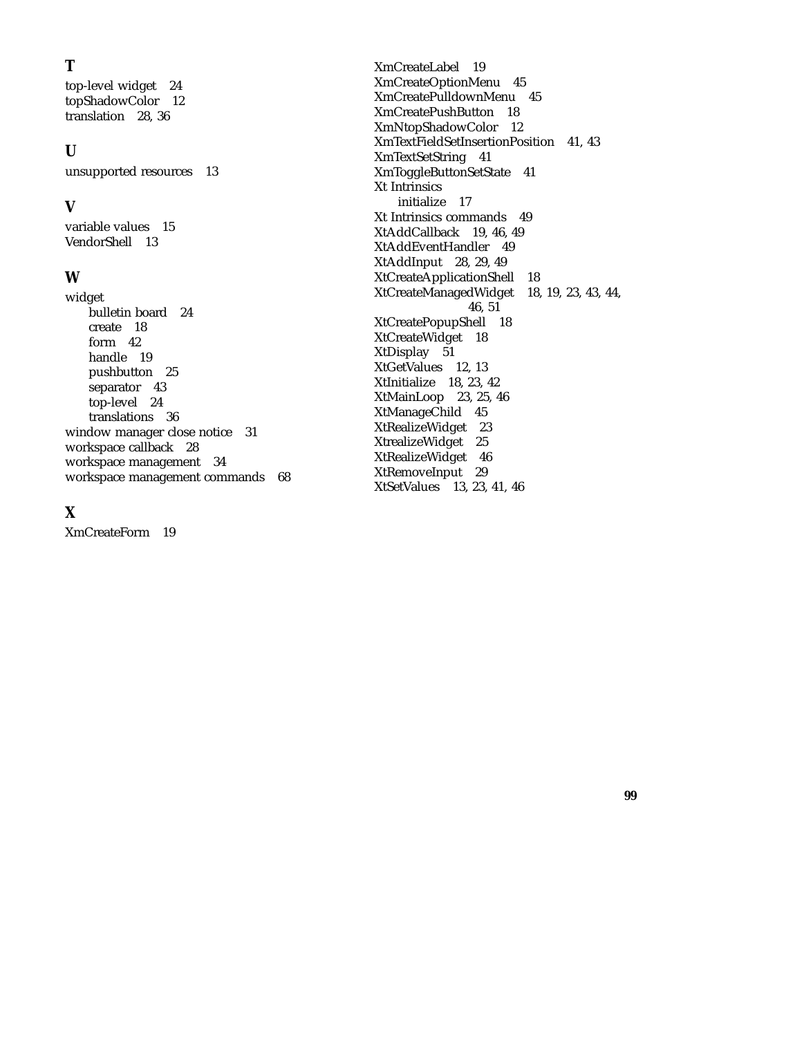## T

top-level widget 24
topShadowColor 12
translation 28, 36

## U

unsupported resources 13

## V

variable values 15
VendorShell 13

## W

widget
- bulletin board 24
- create 18
- form 42
- handle 19
- pushbutton 25
- separator 43
- top-level 24
- translations 36

window manager close notice 31
workspace callback 28
workspace management 34
workspace management commands 68

## X

XmCreateForm 19
XmCreateLabel 19
XmCreateOptionMenu 45
XmCreatePulldownMenu 45
XmCreatePushButton 18
XmNtopShadowColor 12
XmTextFieldSetInsertionPosition 41, 43
XmTextSetString 41
XmToggleButtonSetState 41
Xt Intrinsics
- initialize 17

Xt Intrinsics commands 49
XtAddCallback 19, 46, 49
XtAddEventHandler 49
XtAddInput 28, 29, 49
XtCreateApplicationShell 18
XtCreateManagedWidget 18, 19, 23, 43, 44, 46, 51
XtCreatePopupShell 18
XtCreateWidget 18
XtDisplay 51
XtGetValues 12, 13
XtInitialize 18, 23, 42
XtMainLoop 23, 25, 46
XtManageChild 45
XtRealizeWidget 23
XtrealizeWidget 25
XtRealizeWidget 46
XtRemoveInput 29
XtSetValues 13, 23, 41, 46